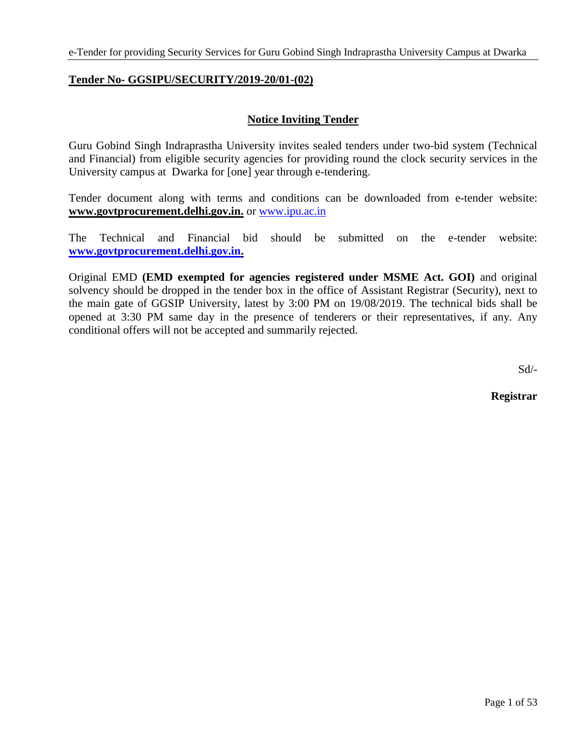**Tender No- GGSIPU/SECURITY/2019-20/01-(02)**

## Notice Inviting Tender

Guru Gobind Singh Indraprastha University invites sealed tenders under two-bid system (Technical and Financial) from eligible security agencies for providing round the clock security services in the University campus at Dwarka for [one] year through e-tendering.

Tender document along with terms and conditions can be downloaded from e-tender website: **www.govtprocurement.delhi.gov.in.** or www.ipu.ac.in

The Technical and Financial bid should be submitted on the e-tender website: **www.govtprocurement.delhi.gov.in.**

Original EMD **(EMD exempted for agencies registered under MSME Act. GOI)** and original solvency should be dropped in the tender box in the office of Assistant Registrar (Security), next to the main gate of GGSIP University, latest by 3:00 PM on 19/08/2019. The technical bids shall be opened at 3:30 PM same day in the presence of tenderers or their representatives, if any. Any conditional offers will not be accepted and summarily rejected.

Sd/-

**Registrar**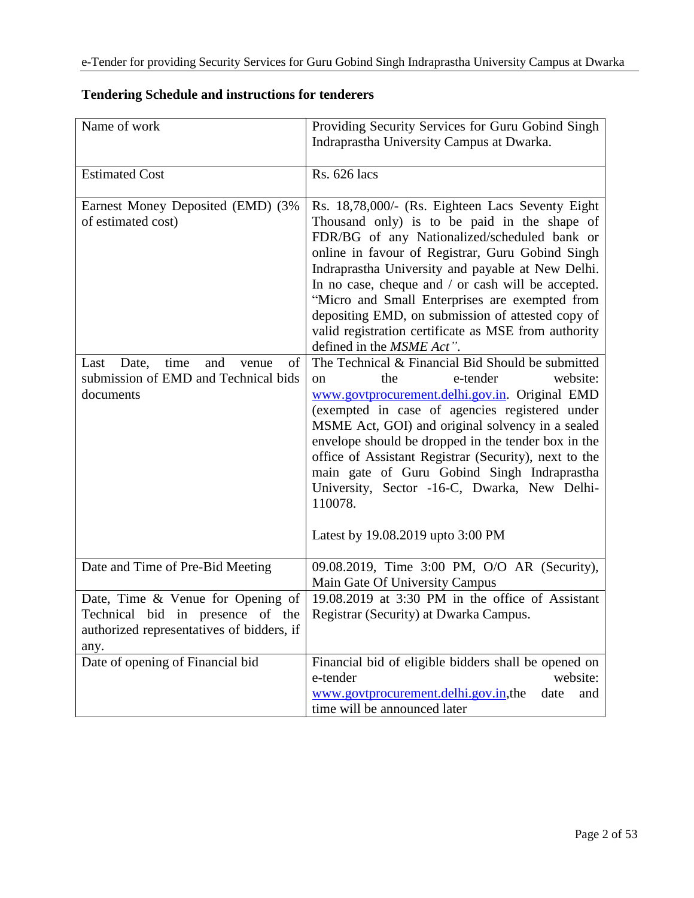## Tendering Schedule and instructions for tenderers

| Name of work | Providing Security Services for Guru Gobind Singh Indraprastha University Campus at Dwarka. |
|---|---|
| Estimated Cost | Rs. 626 lacs |
| Earnest Money Deposited (EMD) (3% of estimated cost) | Rs. 18,78,000/- (Rs. Eighteen Lacs Seventy Eight Thousand only) is to be paid in the shape of FDR/BG of any Nationalized/scheduled bank or online in favour of Registrar, Guru Gobind Singh Indraprastha University and payable at New Delhi. In no case, cheque and / or cash will be accepted. "Micro and Small Enterprises are exempted from depositing EMD, on submission of attested copy of valid registration certificate as MSE from authority defined in the *MSME Act"*. |
| Last Date, time and venue of submission of EMD and Technical bids documents | The Technical & Financial Bid Should be submitted on the e-tender website: www.govtprocurement.delhi.gov.in. Original EMD (exempted in case of agencies registered under MSME Act, GOI) and original solvency in a sealed envelope should be dropped in the tender box in the office of Assistant Registrar (Security), next to the main gate of Guru Gobind Singh Indraprastha University, Sector -16-C, Dwarka, New Delhi-110078.<br><br>Latest by 19.08.2019 upto 3:00 PM |
| Date and Time of Pre-Bid Meeting | 09.08.2019, Time 3:00 PM, O/O AR (Security), Main Gate Of University Campus |
| Date, Time & Venue for Opening of Technical bid in presence of the authorized representatives of bidders, if any. | 19.08.2019 at 3:30 PM in the office of Assistant Registrar (Security) at Dwarka Campus. |
| Date of opening of Financial bid | Financial bid of eligible bidders shall be opened on e-tender website: www.govtprocurement.delhi.gov.in,the date and time will be announced later |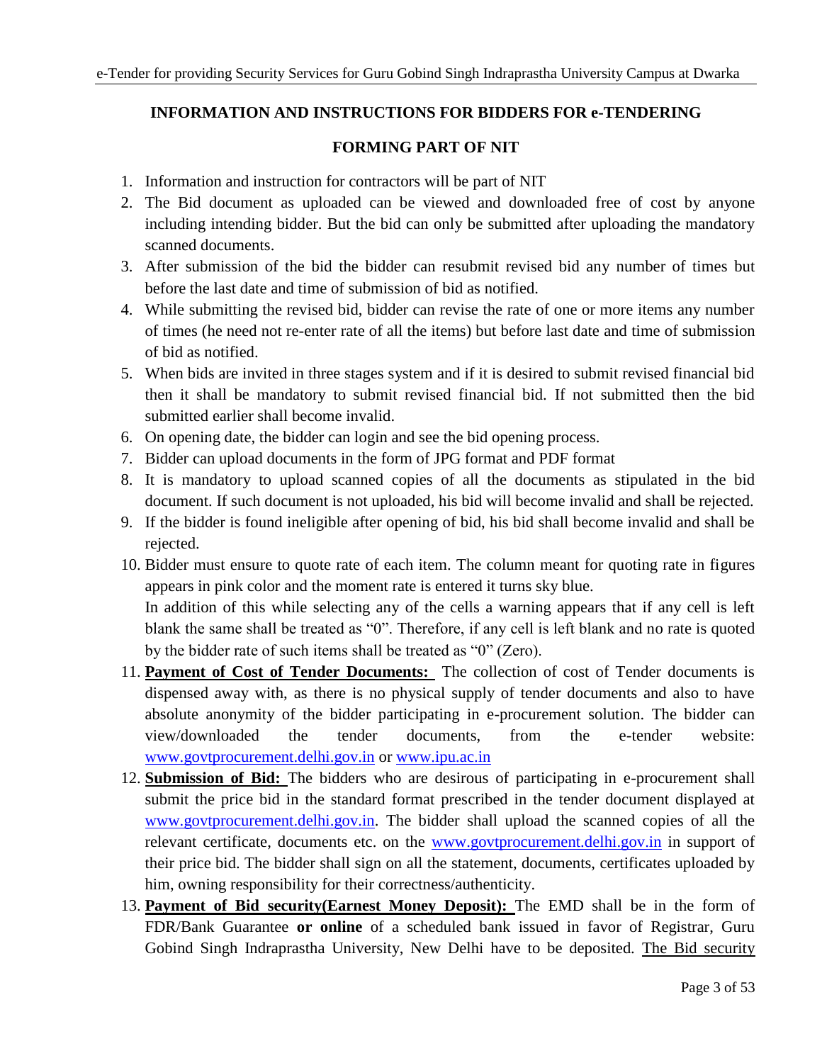## INFORMATION AND INSTRUCTIONS FOR BIDDERS FOR e-TENDERING

## FORMING PART OF NIT

1. Information and instruction for contractors will be part of NIT
2. The Bid document as uploaded can be viewed and downloaded free of cost by anyone including intending bidder. But the bid can only be submitted after uploading the mandatory scanned documents.
3. After submission of the bid the bidder can resubmit revised bid any number of times but before the last date and time of submission of bid as notified.
4. While submitting the revised bid, bidder can revise the rate of one or more items any number of times (he need not re-enter rate of all the items) but before last date and time of submission of bid as notified.
5. When bids are invited in three stages system and if it is desired to submit revised financial bid then it shall be mandatory to submit revised financial bid. If not submitted then the bid submitted earlier shall become invalid.
6. On opening date, the bidder can login and see the bid opening process.
7. Bidder can upload documents in the form of JPG format and PDF format
8. It is mandatory to upload scanned copies of all the documents as stipulated in the bid document. If such document is not uploaded, his bid will become invalid and shall be rejected.
9. If the bidder is found ineligible after opening of bid, his bid shall become invalid and shall be rejected.
10. Bidder must ensure to quote rate of each item. The column meant for quoting rate in figures appears in pink color and the moment rate is entered it turns sky blue.
    In addition of this while selecting any of the cells a warning appears that if any cell is left blank the same shall be treated as "0". Therefore, if any cell is left blank and no rate is quoted by the bidder rate of such items shall be treated as "0" (Zero).
11. **Payment of Cost of Tender Documents:** The collection of cost of Tender documents is dispensed away with, as there is no physical supply of tender documents and also to have absolute anonymity of the bidder participating in e-procurement solution. The bidder can view/downloaded the tender documents, from the e-tender website: [www.govtprocurement.delhi.gov.in](http://www.govtprocurement.delhi.gov.in) or [www.ipu.ac.in](http://www.ipu.ac.in)
12. **Submission of Bid:** The bidders who are desirous of participating in e-procurement shall submit the price bid in the standard format prescribed in the tender document displayed at [www.govtprocurement.delhi.gov.in](http://www.govtprocurement.delhi.gov.in). The bidder shall upload the scanned copies of all the relevant certificate, documents etc. on the [www.govtprocurement.delhi.gov.in](http://www.govtprocurement.delhi.gov.in) in support of their price bid. The bidder shall sign on all the statement, documents, certificates uploaded by him, owning responsibility for their correctness/authenticity.
13. **Payment of Bid security(Earnest Money Deposit):** The EMD shall be in the form of FDR/Bank Guarantee **or online** of a scheduled bank issued in favor of Registrar, Guru Gobind Singh Indraprastha University, New Delhi have to be deposited. The Bid security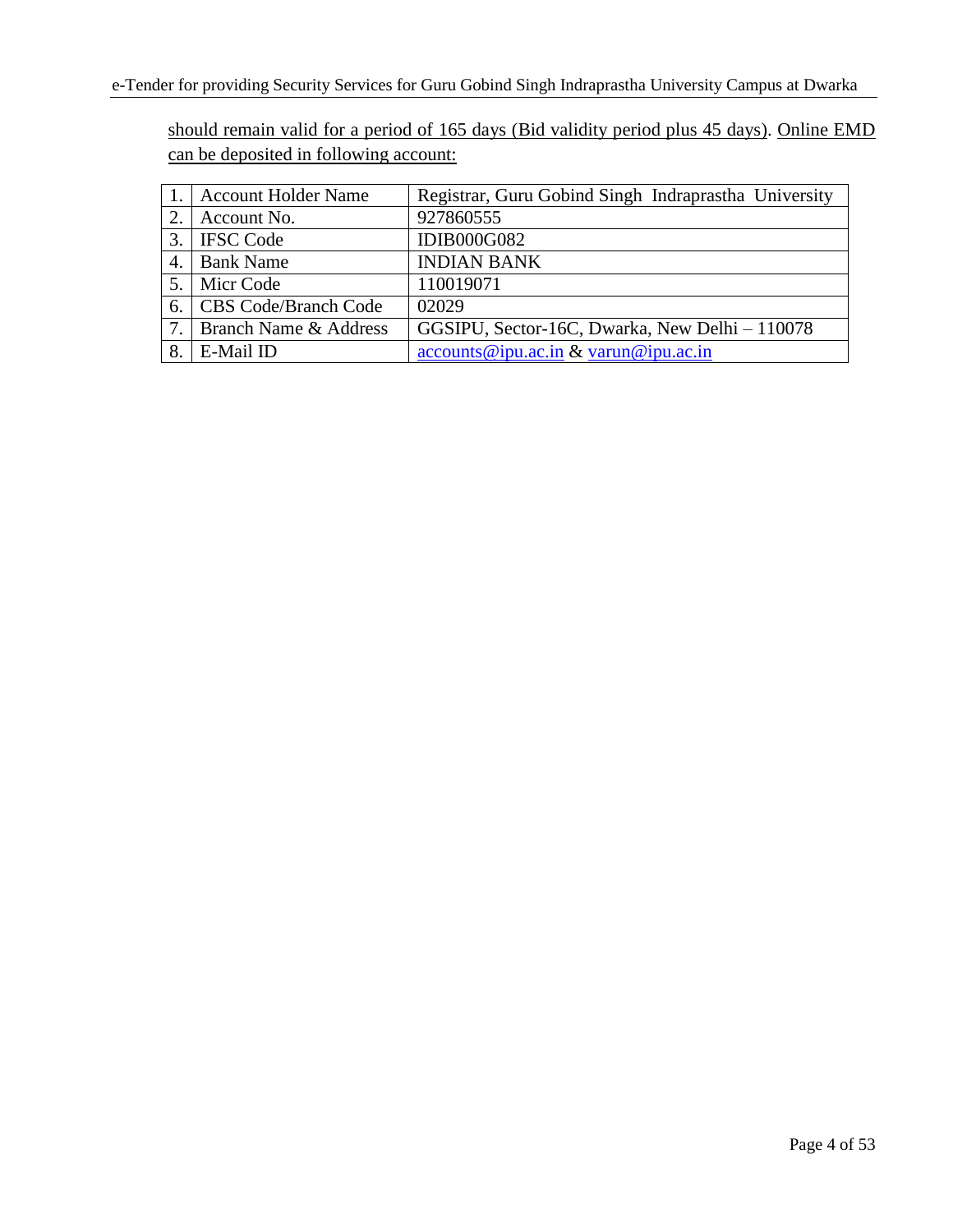should remain valid for a period of 165 days (Bid validity period plus 45 days). Online EMD can be deposited in following account:

| | | |
|---|---|---|
| 1. | Account Holder Name | Registrar, Guru Gobind Singh Indraprastha University |
| 2. | Account No. | 927860555 |
| 3. | IFSC Code | IDIB000G082 |
| 4. | Bank Name | INDIAN BANK |
| 5. | Micr Code | 110019071 |
| 6. | CBS Code/Branch Code | 02029 |
| 7. | Branch Name & Address | GGSIPU, Sector-16C, Dwarka, New Delhi – 110078 |
| 8. | E-Mail ID | accounts@ipu.ac.in & varun@ipu.ac.in |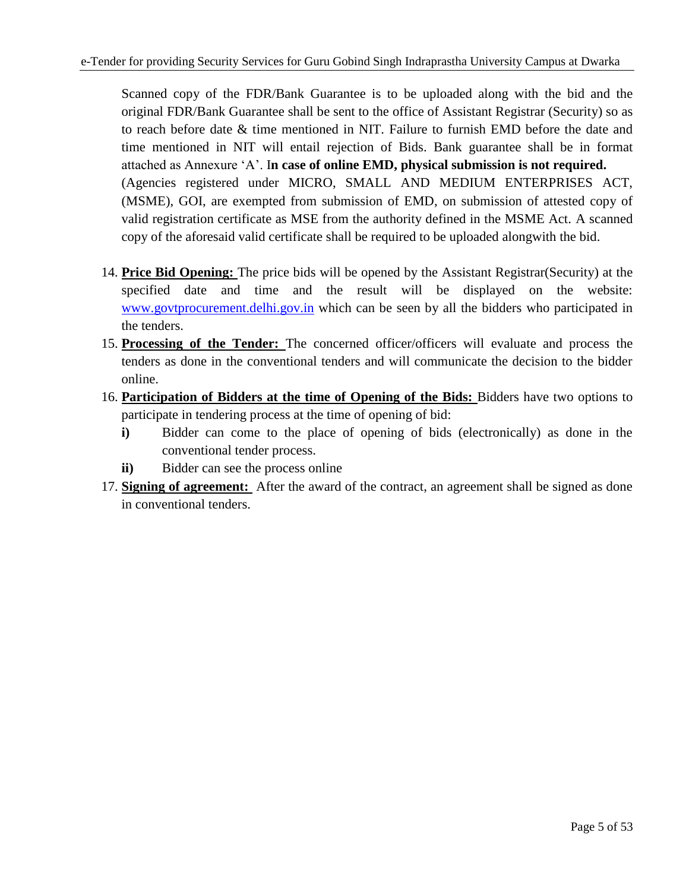Scanned copy of the FDR/Bank Guarantee is to be uploaded along with the bid and the original FDR/Bank Guarantee shall be sent to the office of Assistant Registrar (Security) so as to reach before date & time mentioned in NIT. Failure to furnish EMD before the date and time mentioned in NIT will entail rejection of Bids. Bank guarantee shall be in format attached as Annexure 'A'. I**n case of online EMD, physical submission is not required.**

(Agencies registered under MICRO, SMALL AND MEDIUM ENTERPRISES ACT, (MSME), GOI, are exempted from submission of EMD, on submission of attested copy of valid registration certificate as MSE from the authority defined in the MSME Act. A scanned copy of the aforesaid valid certificate shall be required to be uploaded alongwith the bid.

14. **Price Bid Opening:** The price bids will be opened by the Assistant Registrar(Security) at the specified date and time and the result will be displayed on the website: www.govtprocurement.delhi.gov.in which can be seen by all the bidders who participated in the tenders.
15. **Processing of the Tender:** The concerned officer/officers will evaluate and process the tenders as done in the conventional tenders and will communicate the decision to the bidder online.
16. **Participation of Bidders at the time of Opening of the Bids:** Bidders have two options to participate in tendering process at the time of opening of bid:
    - **i)** Bidder can come to the place of opening of bids (electronically) as done in the conventional tender process.
    - **ii)** Bidder can see the process online
17. **Signing of agreement:** After the award of the contract, an agreement shall be signed as done in conventional tenders.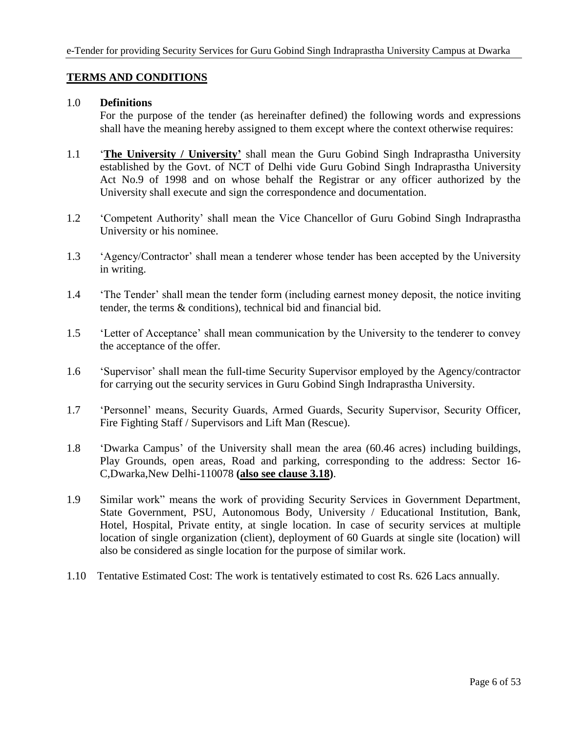## TERMS AND CONDITIONS

1.0 **Definitions**

For the purpose of the tender (as hereinafter defined) the following words and expressions shall have the meaning hereby assigned to them except where the context otherwise requires:

1.1 '**The University / University'** shall mean the Guru Gobind Singh Indraprastha University established by the Govt. of NCT of Delhi vide Guru Gobind Singh Indraprastha University Act No.9 of 1998 and on whose behalf the Registrar or any officer authorized by the University shall execute and sign the correspondence and documentation.

1.2 'Competent Authority' shall mean the Vice Chancellor of Guru Gobind Singh Indraprastha University or his nominee.

1.3 'Agency/Contractor' shall mean a tenderer whose tender has been accepted by the University in writing.

1.4 'The Tender' shall mean the tender form (including earnest money deposit, the notice inviting tender, the terms & conditions), technical bid and financial bid.

1.5 'Letter of Acceptance' shall mean communication by the University to the tenderer to convey the acceptance of the offer.

1.6 'Supervisor' shall mean the full-time Security Supervisor employed by the Agency/contractor for carrying out the security services in Guru Gobind Singh Indraprastha University.

1.7 'Personnel' means, Security Guards, Armed Guards, Security Supervisor, Security Officer, Fire Fighting Staff / Supervisors and Lift Man (Rescue).

1.8 'Dwarka Campus' of the University shall mean the area (60.46 acres) including buildings, Play Grounds, open areas, Road and parking, corresponding to the address: Sector 16-C,Dwarka,New Delhi-110078 **(also see clause 3.18)**.

1.9 Similar work" means the work of providing Security Services in Government Department, State Government, PSU, Autonomous Body, University / Educational Institution, Bank, Hotel, Hospital, Private entity, at single location. In case of security services at multiple location of single organization (client), deployment of 60 Guards at single site (location) will also be considered as single location for the purpose of similar work.

1.10 Tentative Estimated Cost: The work is tentatively estimated to cost Rs. 626 Lacs annually.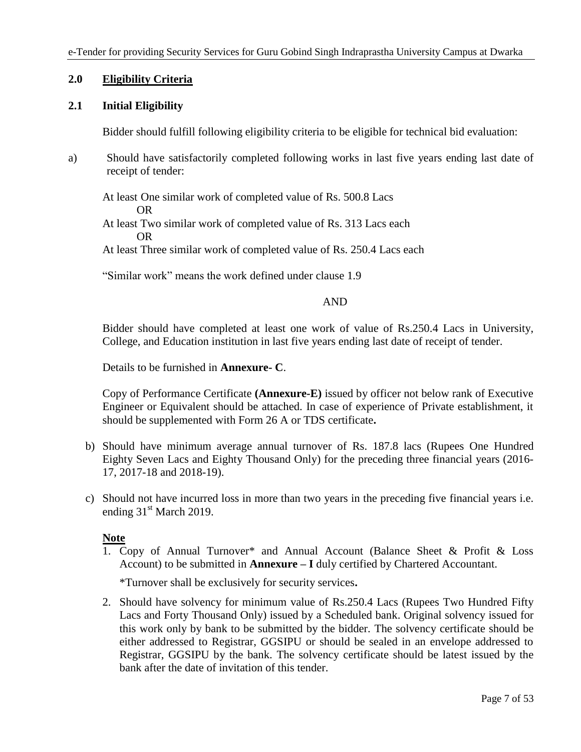## 2.0 Eligibility Criteria

### 2.1 Initial Eligibility

Bidder should fulfill following eligibility criteria to be eligible for technical bid evaluation:

a) Should have satisfactorily completed following works in last five years ending last date of receipt of tender:

At least One similar work of completed value of Rs. 500.8 Lacs

OR

At least Two similar work of completed value of Rs. 313 Lacs each

OR

At least Three similar work of completed value of Rs. 250.4 Lacs each

"Similar work" means the work defined under clause 1.9

AND

Bidder should have completed at least one work of value of Rs.250.4 Lacs in University, College, and Education institution in last five years ending last date of receipt of tender.

Details to be furnished in **Annexure- C**.

Copy of Performance Certificate **(Annexure-E)** issued by officer not below rank of Executive Engineer or Equivalent should be attached. In case of experience of Private establishment, it should be supplemented with Form 26 A or TDS certificate**.**

b) Should have minimum average annual turnover of Rs. 187.8 lacs (Rupees One Hundred Eighty Seven Lacs and Eighty Thousand Only) for the preceding three financial years (2016-17, 2017-18 and 2018-19).

c) Should not have incurred loss in more than two years in the preceding five financial years i.e. ending 31st March 2019.

**Note**

1. Copy of Annual Turnover* and Annual Account (Balance Sheet & Profit & Loss Account) to be submitted in **Annexure – I** duly certified by Chartered Accountant.

   *Turnover shall be exclusively for security services**.**

2. Should have solvency for minimum value of Rs.250.4 Lacs (Rupees Two Hundred Fifty Lacs and Forty Thousand Only) issued by a Scheduled bank. Original solvency issued for this work only by bank to be submitted by the bidder. The solvency certificate should be either addressed to Registrar, GGSIPU or should be sealed in an envelope addressed to Registrar, GGSIPU by the bank. The solvency certificate should be latest issued by the bank after the date of invitation of this tender.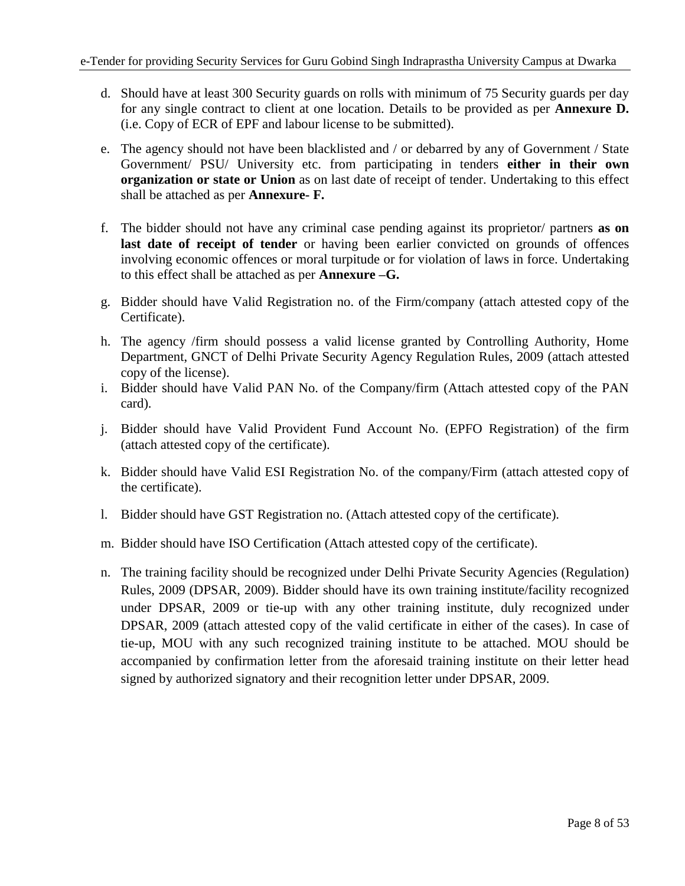d. Should have at least 300 Security guards on rolls with minimum of 75 Security guards per day for any single contract to client at one location. Details to be provided as per **Annexure D.** (i.e. Copy of ECR of EPF and labour license to be submitted).

e. The agency should not have been blacklisted and / or debarred by any of Government / State Government/ PSU/ University etc. from participating in tenders **either in their own organization or state or Union** as on last date of receipt of tender. Undertaking to this effect shall be attached as per **Annexure- F.**

f. The bidder should not have any criminal case pending against its proprietor/ partners **as on last date of receipt of tender** or having been earlier convicted on grounds of offences involving economic offences or moral turpitude or for violation of laws in force. Undertaking to this effect shall be attached as per **Annexure –G.**

g. Bidder should have Valid Registration no. of the Firm/company (attach attested copy of the Certificate).

h. The agency /firm should possess a valid license granted by Controlling Authority, Home Department, GNCT of Delhi Private Security Agency Regulation Rules, 2009 (attach attested copy of the license).

i. Bidder should have Valid PAN No. of the Company/firm (Attach attested copy of the PAN card).

j. Bidder should have Valid Provident Fund Account No. (EPFO Registration) of the firm (attach attested copy of the certificate).

k. Bidder should have Valid ESI Registration No. of the company/Firm (attach attested copy of the certificate).

l. Bidder should have GST Registration no. (Attach attested copy of the certificate).

m. Bidder should have ISO Certification (Attach attested copy of the certificate).

n. The training facility should be recognized under Delhi Private Security Agencies (Regulation) Rules, 2009 (DPSAR, 2009). Bidder should have its own training institute/facility recognized under DPSAR, 2009 or tie-up with any other training institute, duly recognized under DPSAR, 2009 (attach attested copy of the valid certificate in either of the cases). In case of tie-up, MOU with any such recognized training institute to be attached. MOU should be accompanied by confirmation letter from the aforesaid training institute on their letter head signed by authorized signatory and their recognition letter under DPSAR, 2009.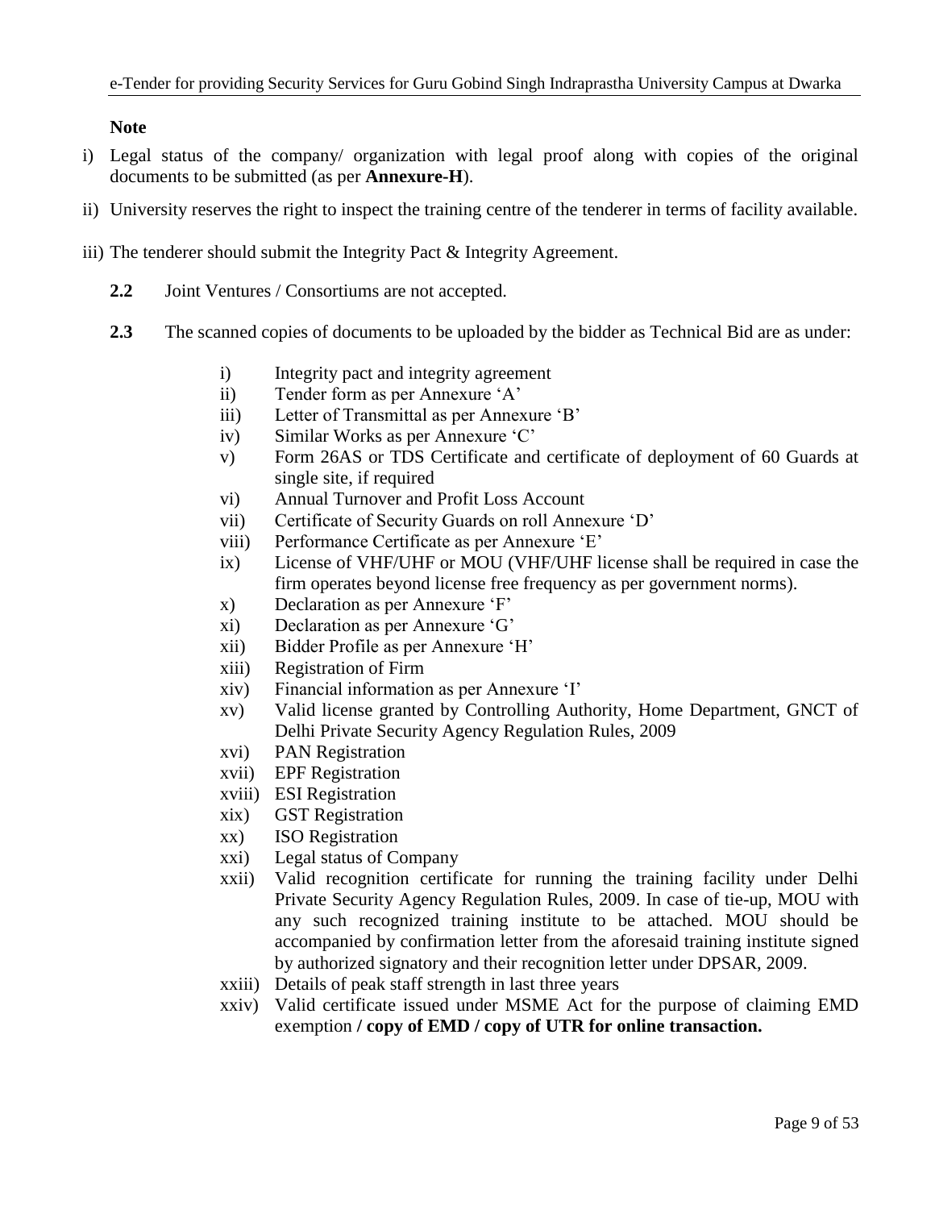**Note**

i) Legal status of the company/ organization with legal proof along with copies of the original documents to be submitted (as per **Annexure-H**).

ii) University reserves the right to inspect the training centre of the tenderer in terms of facility available.

iii) The tenderer should submit the Integrity Pact & Integrity Agreement.

**2.2** Joint Ventures / Consortiums are not accepted.

**2.3** The scanned copies of documents to be uploaded by the bidder as Technical Bid are as under:

- i) Integrity pact and integrity agreement
- ii) Tender form as per Annexure 'A'
- iii) Letter of Transmittal as per Annexure 'B'
- iv) Similar Works as per Annexure 'C'
- v) Form 26AS or TDS Certificate and certificate of deployment of 60 Guards at single site, if required
- vi) Annual Turnover and Profit Loss Account
- vii) Certificate of Security Guards on roll Annexure 'D'
- viii) Performance Certificate as per Annexure 'E'
- ix) License of VHF/UHF or MOU (VHF/UHF license shall be required in case the firm operates beyond license free frequency as per government norms).
- x) Declaration as per Annexure 'F'
- xi) Declaration as per Annexure 'G'
- xii) Bidder Profile as per Annexure 'H'
- xiii) Registration of Firm
- xiv) Financial information as per Annexure 'I'
- xv) Valid license granted by Controlling Authority, Home Department, GNCT of Delhi Private Security Agency Regulation Rules, 2009
- xvi) PAN Registration
- xvii) EPF Registration
- xviii) ESI Registration
- xix) GST Registration
- xx) ISO Registration
- xxi) Legal status of Company
- xxii) Valid recognition certificate for running the training facility under Delhi Private Security Agency Regulation Rules, 2009. In case of tie-up, MOU with any such recognized training institute to be attached. MOU should be accompanied by confirmation letter from the aforesaid training institute signed by authorized signatory and their recognition letter under DPSAR, 2009.
- xxiii) Details of peak staff strength in last three years
- xxiv) Valid certificate issued under MSME Act for the purpose of claiming EMD exemption **/ copy of EMD / copy of UTR for online transaction.**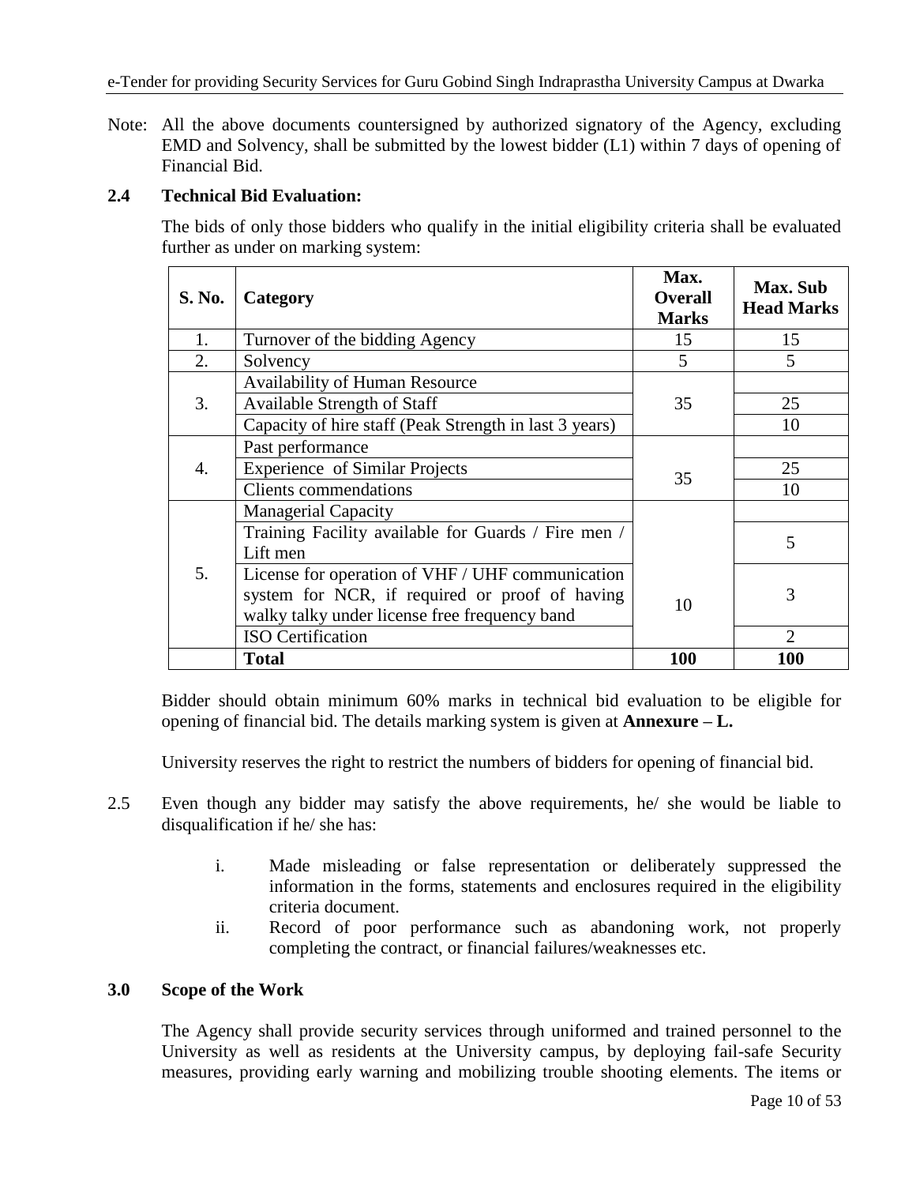Note: All the above documents countersigned by authorized signatory of the Agency, excluding EMD and Solvency, shall be submitted by the lowest bidder (L1) within 7 days of opening of Financial Bid.

### 2.4 Technical Bid Evaluation:

The bids of only those bidders who qualify in the initial eligibility criteria shall be evaluated further as under on marking system:

| S. No. | Category | Max. Overall Marks | Max. Sub Head Marks |
|---|---|---|---|
| 1. | Turnover of the bidding Agency | 15 | 15 |
| 2. | Solvency | 5 | 5 |
| 3. | Availability of Human Resource | 35 | |
| | Available Strength of Staff | | 25 |
| | Capacity of hire staff (Peak Strength in last 3 years) | | 10 |
| 4. | Past performance | 35 | |
| | Experience of Similar Projects | | 25 |
| | Clients commendations | | 10 |
| 5. | Managerial Capacity | 10 | |
| | Training Facility available for Guards / Fire men / Lift men | | 5 |
| | License for operation of VHF / UHF communication system for NCR, if required or proof of having walky talky under license free frequency band | | 3 |
| | ISO Certification | | 2 |
| | **Total** | **100** | **100** |

Bidder should obtain minimum 60% marks in technical bid evaluation to be eligible for opening of financial bid. The details marking system is given at **Annexure – L.**

University reserves the right to restrict the numbers of bidders for opening of financial bid.

2.5 Even though any bidder may satisfy the above requirements, he/ she would be liable to disqualification if he/ she has:

i. Made misleading or false representation or deliberately suppressed the information in the forms, statements and enclosures required in the eligibility criteria document.

ii. Record of poor performance such as abandoning work, not properly completing the contract, or financial failures/weaknesses etc.

### 3.0 Scope of the Work

The Agency shall provide security services through uniformed and trained personnel to the University as well as residents at the University campus, by deploying fail-safe Security measures, providing early warning and mobilizing trouble shooting elements. The items or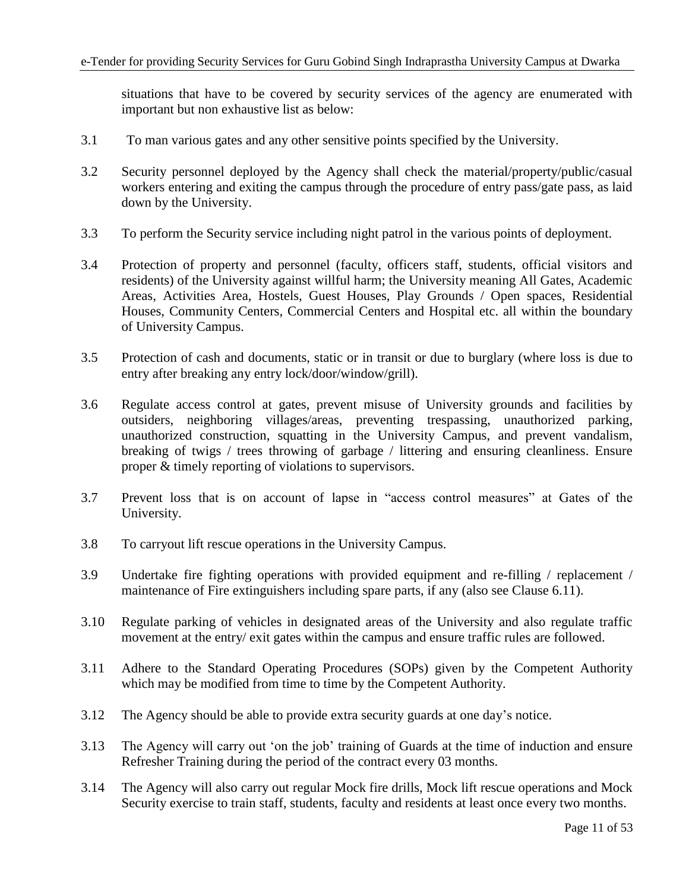situations that have to be covered by security services of the agency are enumerated with important but non exhaustive list as below:

3.1 To man various gates and any other sensitive points specified by the University.

3.2 Security personnel deployed by the Agency shall check the material/property/public/casual workers entering and exiting the campus through the procedure of entry pass/gate pass, as laid down by the University.

3.3 To perform the Security service including night patrol in the various points of deployment.

3.4 Protection of property and personnel (faculty, officers staff, students, official visitors and residents) of the University against willful harm; the University meaning All Gates, Academic Areas, Activities Area, Hostels, Guest Houses, Play Grounds / Open spaces, Residential Houses, Community Centers, Commercial Centers and Hospital etc. all within the boundary of University Campus.

3.5 Protection of cash and documents, static or in transit or due to burglary (where loss is due to entry after breaking any entry lock/door/window/grill).

3.6 Regulate access control at gates, prevent misuse of University grounds and facilities by outsiders, neighboring villages/areas, preventing trespassing, unauthorized parking, unauthorized construction, squatting in the University Campus, and prevent vandalism, breaking of twigs / trees throwing of garbage / littering and ensuring cleanliness. Ensure proper & timely reporting of violations to supervisors.

3.7 Prevent loss that is on account of lapse in "access control measures" at Gates of the University.

3.8 To carryout lift rescue operations in the University Campus.

3.9 Undertake fire fighting operations with provided equipment and re-filling / replacement / maintenance of Fire extinguishers including spare parts, if any (also see Clause 6.11).

3.10 Regulate parking of vehicles in designated areas of the University and also regulate traffic movement at the entry/ exit gates within the campus and ensure traffic rules are followed.

3.11 Adhere to the Standard Operating Procedures (SOPs) given by the Competent Authority which may be modified from time to time by the Competent Authority.

3.12 The Agency should be able to provide extra security guards at one day's notice.

3.13 The Agency will carry out 'on the job' training of Guards at the time of induction and ensure Refresher Training during the period of the contract every 03 months.

3.14 The Agency will also carry out regular Mock fire drills, Mock lift rescue operations and Mock Security exercise to train staff, students, faculty and residents at least once every two months.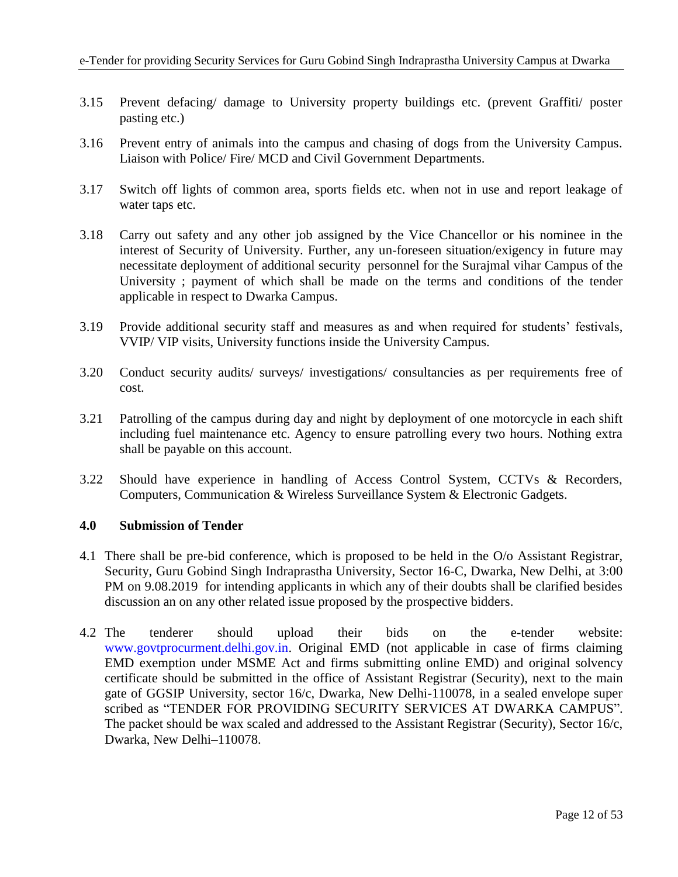3.15 Prevent defacing/ damage to University property buildings etc. (prevent Graffiti/ poster pasting etc.)

3.16 Prevent entry of animals into the campus and chasing of dogs from the University Campus. Liaison with Police/ Fire/ MCD and Civil Government Departments.

3.17 Switch off lights of common area, sports fields etc. when not in use and report leakage of water taps etc.

3.18 Carry out safety and any other job assigned by the Vice Chancellor or his nominee in the interest of Security of University. Further, any un-foreseen situation/exigency in future may necessitate deployment of additional security personnel for the Surajmal vihar Campus of the University ; payment of which shall be made on the terms and conditions of the tender applicable in respect to Dwarka Campus.

3.19 Provide additional security staff and measures as and when required for students' festivals, VVIP/ VIP visits, University functions inside the University Campus.

3.20 Conduct security audits/ surveys/ investigations/ consultancies as per requirements free of cost.

3.21 Patrolling of the campus during day and night by deployment of one motorcycle in each shift including fuel maintenance etc. Agency to ensure patrolling every two hours. Nothing extra shall be payable on this account.

3.22 Should have experience in handling of Access Control System, CCTVs & Recorders, Computers, Communication & Wireless Surveillance System & Electronic Gadgets.

## 4.0 Submission of Tender

4.1 There shall be pre-bid conference, which is proposed to be held in the O/o Assistant Registrar, Security, Guru Gobind Singh Indraprastha University, Sector 16-C, Dwarka, New Delhi, at 3:00 PM on 9.08.2019 for intending applicants in which any of their doubts shall be clarified besides discussion an on any other related issue proposed by the prospective bidders.

4.2 The tenderer should upload their bids on the e-tender website: www.govtprocurment.delhi.gov.in. Original EMD (not applicable in case of firms claiming EMD exemption under MSME Act and firms submitting online EMD) and original solvency certificate should be submitted in the office of Assistant Registrar (Security), next to the main gate of GGSIP University, sector 16/c, Dwarka, New Delhi-110078, in a sealed envelope super scribed as "TENDER FOR PROVIDING SECURITY SERVICES AT DWARKA CAMPUS". The packet should be wax scaled and addressed to the Assistant Registrar (Security), Sector 16/c, Dwarka, New Delhi–110078.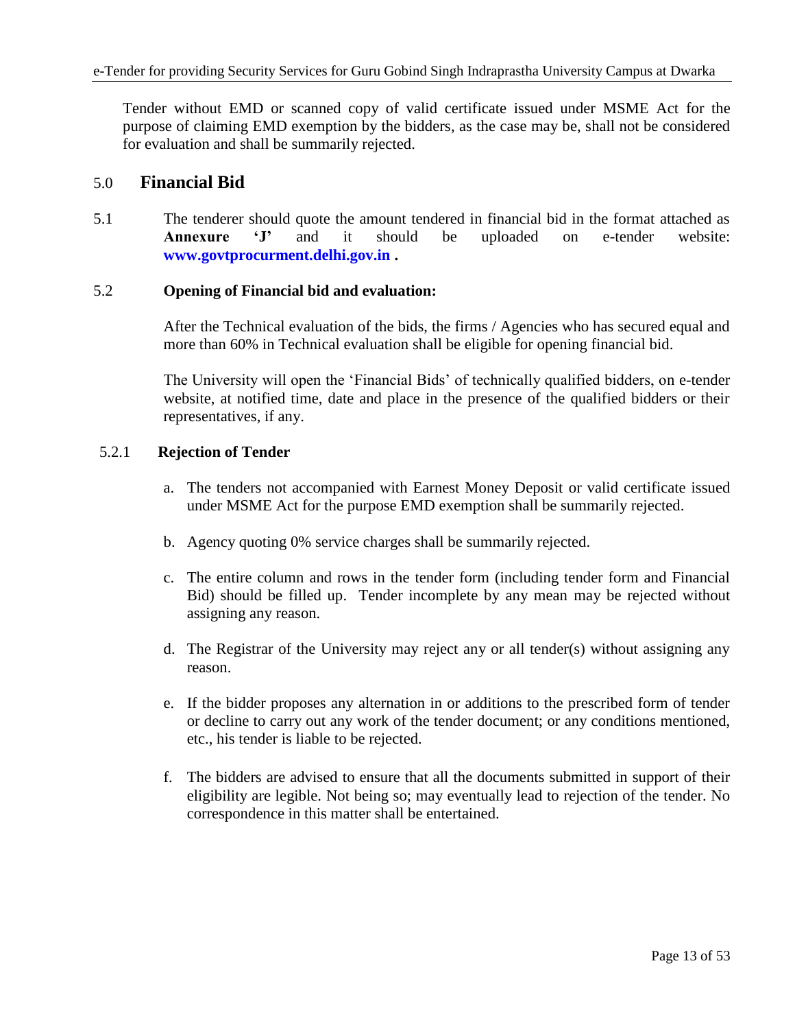Tender without EMD or scanned copy of valid certificate issued under MSME Act for the purpose of claiming EMD exemption by the bidders, as the case may be, shall not be considered for evaluation and shall be summarily rejected.

## 5.0 Financial Bid

5.1 The tenderer should quote the amount tendered in financial bid in the format attached as **Annexure 'J'** and it should be uploaded on e-tender website: **www.govtprocurment.delhi.gov.in .**

### 5.2 Opening of Financial bid and evaluation:

After the Technical evaluation of the bids, the firms / Agencies who has secured equal and more than 60% in Technical evaluation shall be eligible for opening financial bid.

The University will open the 'Financial Bids' of technically qualified bidders, on e-tender website, at notified time, date and place in the presence of the qualified bidders or their representatives, if any.

#### 5.2.1 Rejection of Tender

a. The tenders not accompanied with Earnest Money Deposit or valid certificate issued under MSME Act for the purpose EMD exemption shall be summarily rejected.

b. Agency quoting 0% service charges shall be summarily rejected.

c. The entire column and rows in the tender form (including tender form and Financial Bid) should be filled up. Tender incomplete by any mean may be rejected without assigning any reason.

d. The Registrar of the University may reject any or all tender(s) without assigning any reason.

e. If the bidder proposes any alternation in or additions to the prescribed form of tender or decline to carry out any work of the tender document; or any conditions mentioned, etc., his tender is liable to be rejected.

f. The bidders are advised to ensure that all the documents submitted in support of their eligibility are legible. Not being so; may eventually lead to rejection of the tender. No correspondence in this matter shall be entertained.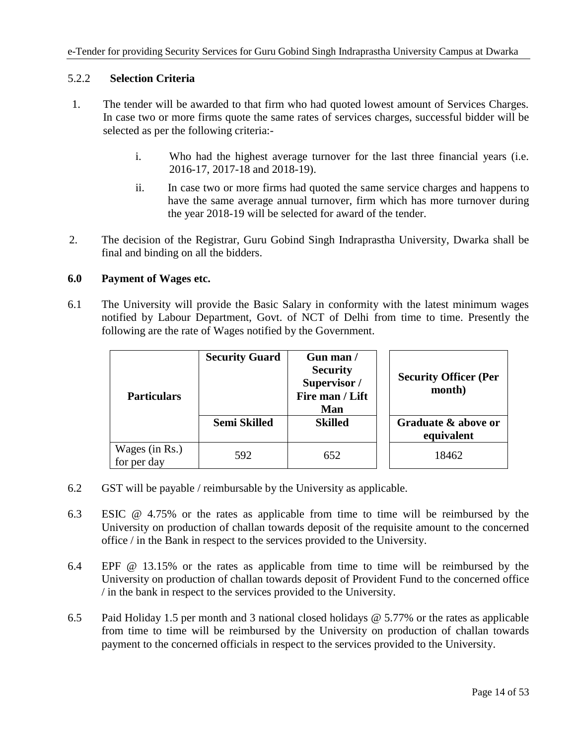### 5.2.2 Selection Criteria

1. The tender will be awarded to that firm who had quoted lowest amount of Services Charges. In case two or more firms quote the same rates of services charges, successful bidder will be selected as per the following criteria:-

    i. Who had the highest average turnover for the last three financial years (i.e. 2016-17, 2017-18 and 2018-19).

    ii. In case two or more firms had quoted the same service charges and happens to have the same average annual turnover, firm which has more turnover during the year 2018-19 will be selected for award of the tender.

2. The decision of the Registrar, Guru Gobind Singh Indraprastha University, Dwarka shall be final and binding on all the bidders.

## 6.0 Payment of Wages etc.

6.1 The University will provide the Basic Salary in conformity with the latest minimum wages notified by Labour Department, Govt. of NCT of Delhi from time to time. Presently the following are the rate of Wages notified by the Government.

| **Particulars** | **Security Guard** | **Gun man / Security Supervisor / Fire man / Lift Man** | **Security Officer (Per month)** |
|---|---|---|---|
| | **Semi Skilled** | **Skilled** | **Graduate & above or equivalent** |
| Wages (in Rs.) for per day | 592 | 652 | 18462 |

6.2 GST will be payable / reimbursable by the University as applicable.

6.3 ESIC @ 4.75% or the rates as applicable from time to time will be reimbursed by the University on production of challan towards deposit of the requisite amount to the concerned office / in the Bank in respect to the services provided to the University.

6.4 EPF @ 13.15% or the rates as applicable from time to time will be reimbursed by the University on production of challan towards deposit of Provident Fund to the concerned office / in the bank in respect to the services provided to the University.

6.5 Paid Holiday 1.5 per month and 3 national closed holidays @ 5.77% or the rates as applicable from time to time will be reimbursed by the University on production of challan towards payment to the concerned officials in respect to the services provided to the University.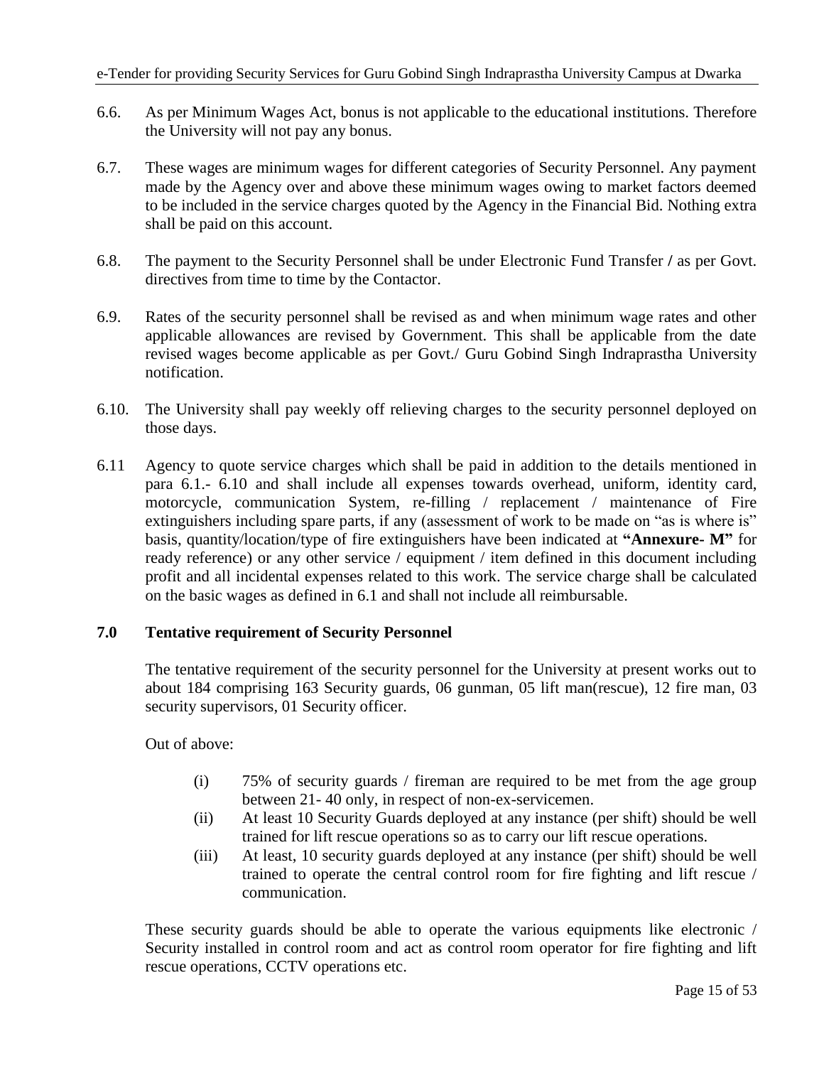6.6. As per Minimum Wages Act, bonus is not applicable to the educational institutions. Therefore the University will not pay any bonus.

6.7. These wages are minimum wages for different categories of Security Personnel. Any payment made by the Agency over and above these minimum wages owing to market factors deemed to be included in the service charges quoted by the Agency in the Financial Bid. Nothing extra shall be paid on this account.

6.8. The payment to the Security Personnel shall be under Electronic Fund Transfer **/** as per Govt. directives from time to time by the Contactor.

6.9. Rates of the security personnel shall be revised as and when minimum wage rates and other applicable allowances are revised by Government. This shall be applicable from the date revised wages become applicable as per Govt./ Guru Gobind Singh Indraprastha University notification.

6.10. The University shall pay weekly off relieving charges to the security personnel deployed on those days.

6.11 Agency to quote service charges which shall be paid in addition to the details mentioned in para 6.1.- 6.10 and shall include all expenses towards overhead, uniform, identity card, motorcycle, communication System, re-filling / replacement / maintenance of Fire extinguishers including spare parts, if any (assessment of work to be made on "as is where is" basis, quantity/location/type of fire extinguishers have been indicated at **"Annexure- M"** for ready reference) or any other service / equipment / item defined in this document including profit and all incidental expenses related to this work. The service charge shall be calculated on the basic wages as defined in 6.1 and shall not include all reimbursable.

## 7.0 Tentative requirement of Security Personnel

The tentative requirement of the security personnel for the University at present works out to about 184 comprising 163 Security guards, 06 gunman, 05 lift man(rescue), 12 fire man, 03 security supervisors, 01 Security officer.

Out of above:

(i) 75% of security guards / fireman are required to be met from the age group between 21- 40 only, in respect of non-ex-servicemen.

(ii) At least 10 Security Guards deployed at any instance (per shift) should be well trained for lift rescue operations so as to carry our lift rescue operations.

(iii) At least, 10 security guards deployed at any instance (per shift) should be well trained to operate the central control room for fire fighting and lift rescue / communication.

These security guards should be able to operate the various equipments like electronic / Security installed in control room and act as control room operator for fire fighting and lift rescue operations, CCTV operations etc.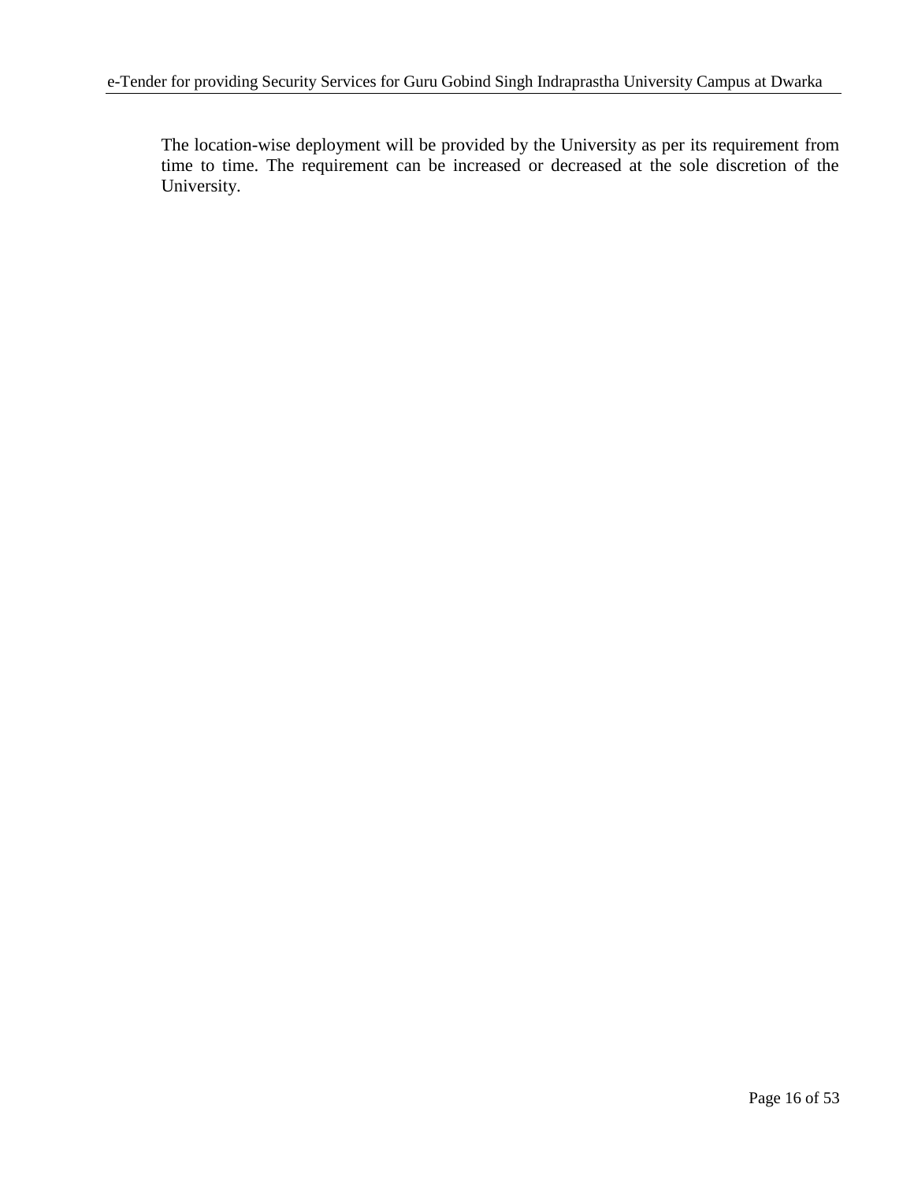The location-wise deployment will be provided by the University as per its requirement from time to time. The requirement can be increased or decreased at the sole discretion of the University.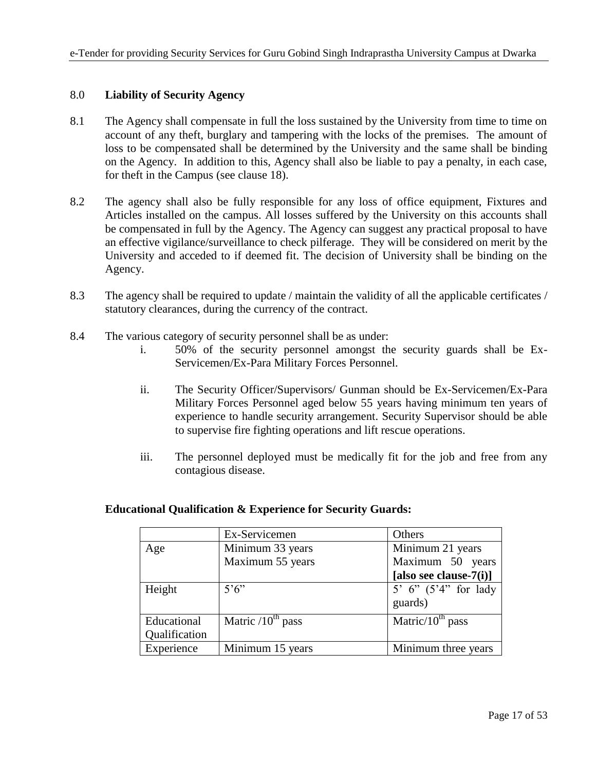## 8.0 **Liability of Security Agency**

8.1 The Agency shall compensate in full the loss sustained by the University from time to time on account of any theft, burglary and tampering with the locks of the premises. The amount of loss to be compensated shall be determined by the University and the same shall be binding on the Agency. In addition to this, Agency shall also be liable to pay a penalty, in each case, for theft in the Campus (see clause 18).

8.2 The agency shall also be fully responsible for any loss of office equipment, Fixtures and Articles installed on the campus. All losses suffered by the University on this accounts shall be compensated in full by the Agency. The Agency can suggest any practical proposal to have an effective vigilance/surveillance to check pilferage. They will be considered on merit by the University and acceded to if deemed fit. The decision of University shall be binding on the Agency.

8.3 The agency shall be required to update / maintain the validity of all the applicable certificates / statutory clearances, during the currency of the contract.

8.4 The various category of security personnel shall be as under:

   i. 50% of the security personnel amongst the security guards shall be Ex-Servicemen/Ex-Para Military Forces Personnel.

   ii. The Security Officer/Supervisors/ Gunman should be Ex-Servicemen/Ex-Para Military Forces Personnel aged below 55 years having minimum ten years of experience to handle security arrangement. Security Supervisor should be able to supervise fire fighting operations and lift rescue operations.

   iii. The personnel deployed must be medically fit for the job and free from any contagious disease.

**Educational Qualification & Experience for Security Guards:**

| | Ex-Servicemen | Others |
|---|---|---|
| Age | Minimum 33 years<br>Maximum 55 years | Minimum 21 years<br>Maximum 50 years<br>**[also see clause-7(i)]** |
| Height | 5'6" | 5' 6" (5'4" for lady guards) |
| Educational Qualification | Matric /10th pass | Matric/10th pass |
| Experience | Minimum 15 years | Minimum three years |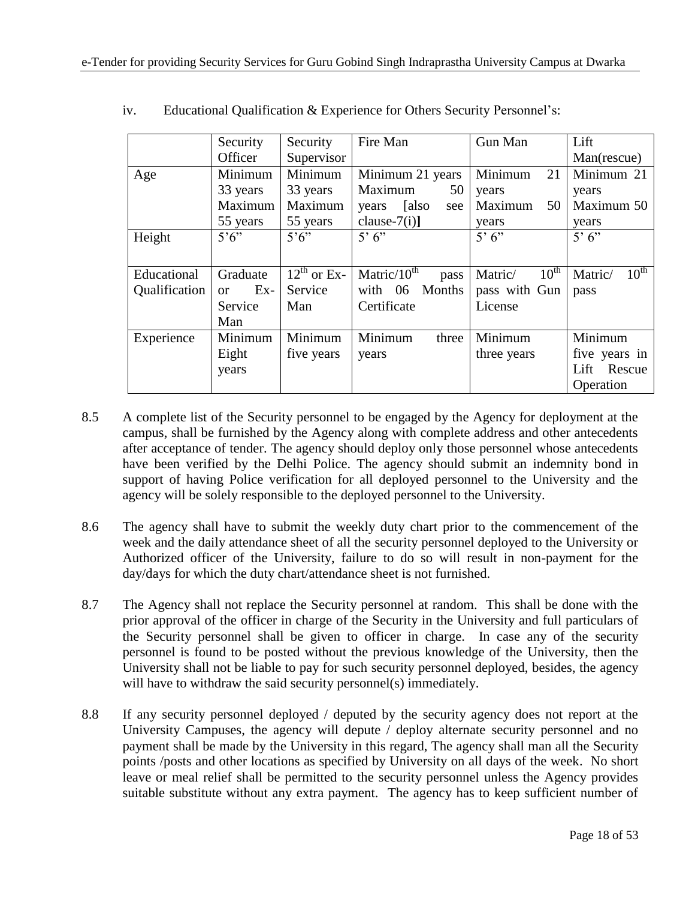iv. Educational Qualification & Experience for Others Security Personnel's:

| | Security Officer | Security Supervisor | Fire Man | Gun Man | Lift Man(rescue) |
|---|---|---|---|---|---|
| Age | Minimum 33 years Maximum 55 years | Minimum 33 years Maximum 55 years | Minimum 21 years Maximum 50 years [also see clause-7(i)] | Minimum 21 years Maximum 50 years | Minimum 21 years Maximum 50 years |
| Height | 5'6" | 5'6" | 5' 6" | 5' 6" | 5' 6" |
| Educational Qualification | Graduate or Ex-Service Man | 12th or Ex-Service Man | Matric/10th pass with 06 Months Certificate | Matric/ 10th pass with Gun License | Matric/ 10th pass |
| Experience | Minimum Eight years | Minimum five years | Minimum three years | Minimum three years | Minimum five years in Lift Rescue Operation |

8.5 A complete list of the Security personnel to be engaged by the Agency for deployment at the campus, shall be furnished by the Agency along with complete address and other antecedents after acceptance of tender. The agency should deploy only those personnel whose antecedents have been verified by the Delhi Police. The agency should submit an indemnity bond in support of having Police verification for all deployed personnel to the University and the agency will be solely responsible to the deployed personnel to the University.

8.6 The agency shall have to submit the weekly duty chart prior to the commencement of the week and the daily attendance sheet of all the security personnel deployed to the University or Authorized officer of the University, failure to do so will result in non-payment for the day/days for which the duty chart/attendance sheet is not furnished.

8.7 The Agency shall not replace the Security personnel at random. This shall be done with the prior approval of the officer in charge of the Security in the University and full particulars of the Security personnel shall be given to officer in charge. In case any of the security personnel is found to be posted without the previous knowledge of the University, then the University shall not be liable to pay for such security personnel deployed, besides, the agency will have to withdraw the said security personnel(s) immediately.

8.8 If any security personnel deployed / deputed by the security agency does not report at the University Campuses, the agency will depute / deploy alternate security personnel and no payment shall be made by the University in this regard, The agency shall man all the Security points /posts and other locations as specified by University on all days of the week. No short leave or meal relief shall be permitted to the security personnel unless the Agency provides suitable substitute without any extra payment. The agency has to keep sufficient number of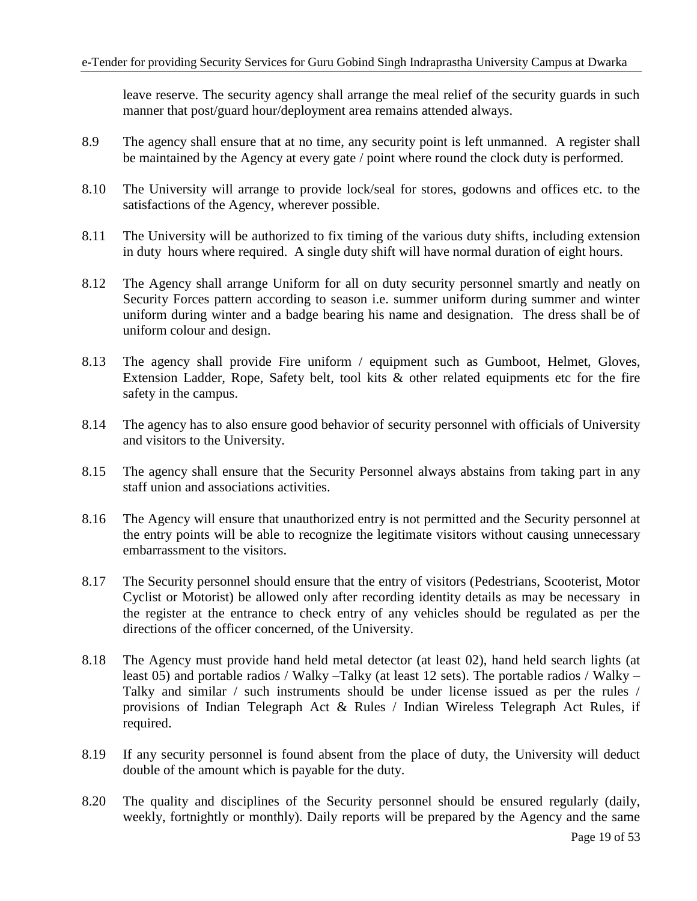leave reserve. The security agency shall arrange the meal relief of the security guards in such manner that post/guard hour/deployment area remains attended always.

8.9 The agency shall ensure that at no time, any security point is left unmanned. A register shall be maintained by the Agency at every gate / point where round the clock duty is performed.

8.10 The University will arrange to provide lock/seal for stores, godowns and offices etc. to the satisfactions of the Agency, wherever possible.

8.11 The University will be authorized to fix timing of the various duty shifts, including extension in duty hours where required. A single duty shift will have normal duration of eight hours.

8.12 The Agency shall arrange Uniform for all on duty security personnel smartly and neatly on Security Forces pattern according to season i.e. summer uniform during summer and winter uniform during winter and a badge bearing his name and designation. The dress shall be of uniform colour and design.

8.13 The agency shall provide Fire uniform / equipment such as Gumboot, Helmet, Gloves, Extension Ladder, Rope, Safety belt, tool kits & other related equipments etc for the fire safety in the campus.

8.14 The agency has to also ensure good behavior of security personnel with officials of University and visitors to the University.

8.15 The agency shall ensure that the Security Personnel always abstains from taking part in any staff union and associations activities.

8.16 The Agency will ensure that unauthorized entry is not permitted and the Security personnel at the entry points will be able to recognize the legitimate visitors without causing unnecessary embarrassment to the visitors.

8.17 The Security personnel should ensure that the entry of visitors (Pedestrians, Scooterist, Motor Cyclist or Motorist) be allowed only after recording identity details as may be necessary in the register at the entrance to check entry of any vehicles should be regulated as per the directions of the officer concerned, of the University.

8.18 The Agency must provide hand held metal detector (at least 02), hand held search lights (at least 05) and portable radios / Walky –Talky (at least 12 sets). The portable radios / Walky – Talky and similar / such instruments should be under license issued as per the rules / provisions of Indian Telegraph Act & Rules / Indian Wireless Telegraph Act Rules, if required.

8.19 If any security personnel is found absent from the place of duty, the University will deduct double of the amount which is payable for the duty.

8.20 The quality and disciplines of the Security personnel should be ensured regularly (daily, weekly, fortnightly or monthly). Daily reports will be prepared by the Agency and the same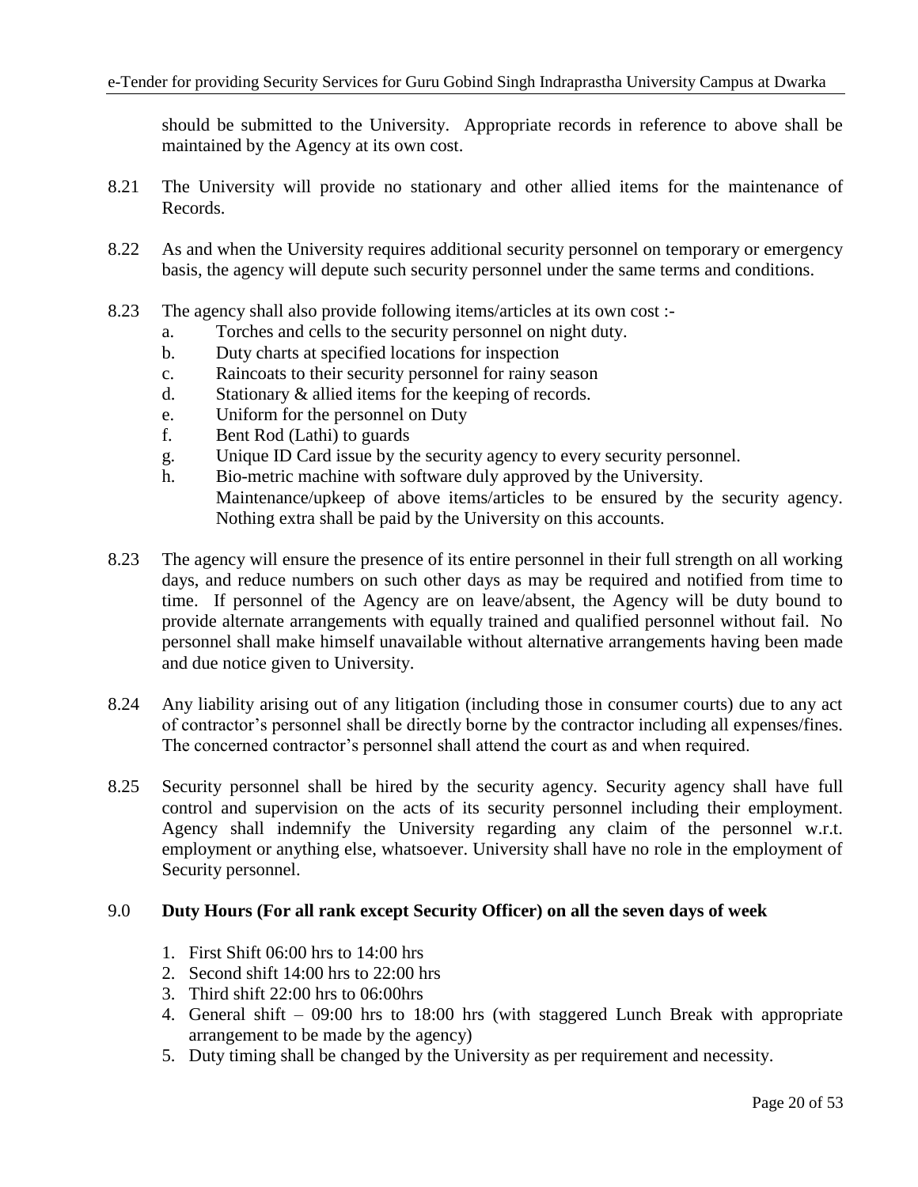should be submitted to the University. Appropriate records in reference to above shall be maintained by the Agency at its own cost.

8.21 The University will provide no stationary and other allied items for the maintenance of Records.

8.22 As and when the University requires additional security personnel on temporary or emergency basis, the agency will depute such security personnel under the same terms and conditions.

8.23 The agency shall also provide following items/articles at its own cost :-

a. Torches and cells to the security personnel on night duty.
b. Duty charts at specified locations for inspection
c. Raincoats to their security personnel for rainy season
d. Stationary & allied items for the keeping of records.
e. Uniform for the personnel on Duty
f. Bent Rod (Lathi) to guards
g. Unique ID Card issue by the security agency to every security personnel.
h. Bio-metric machine with software duly approved by the University.

Maintenance/upkeep of above items/articles to be ensured by the security agency. Nothing extra shall be paid by the University on this accounts.

8.23 The agency will ensure the presence of its entire personnel in their full strength on all working days, and reduce numbers on such other days as may be required and notified from time to time. If personnel of the Agency are on leave/absent, the Agency will be duty bound to provide alternate arrangements with equally trained and qualified personnel without fail. No personnel shall make himself unavailable without alternative arrangements having been made and due notice given to University.

8.24 Any liability arising out of any litigation (including those in consumer courts) due to any act of contractor's personnel shall be directly borne by the contractor including all expenses/fines. The concerned contractor's personnel shall attend the court as and when required.

8.25 Security personnel shall be hired by the security agency. Security agency shall have full control and supervision on the acts of its security personnel including their employment. Agency shall indemnify the University regarding any claim of the personnel w.r.t. employment or anything else, whatsoever. University shall have no role in the employment of Security personnel.

## 9.0 Duty Hours (For all rank except Security Officer) on all the seven days of week

1. First Shift 06:00 hrs to 14:00 hrs
2. Second shift 14:00 hrs to 22:00 hrs
3. Third shift 22:00 hrs to 06:00hrs
4. General shift – 09:00 hrs to 18:00 hrs (with staggered Lunch Break with appropriate arrangement to be made by the agency)
5. Duty timing shall be changed by the University as per requirement and necessity.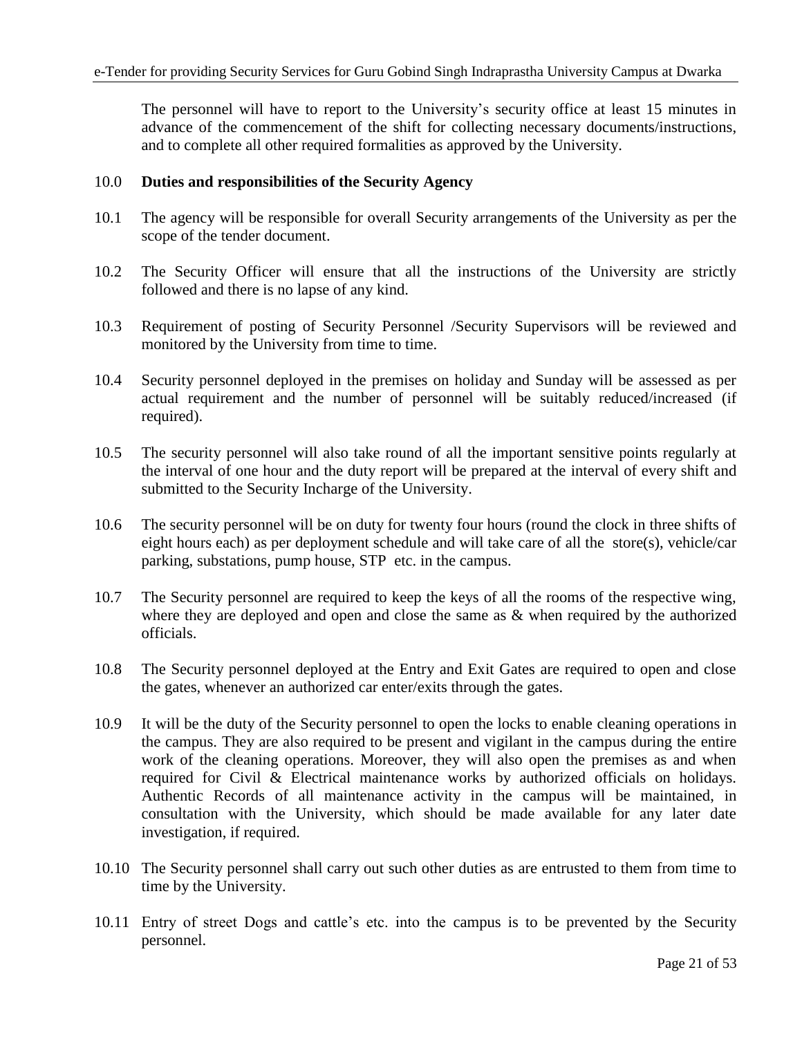The personnel will have to report to the University's security office at least 15 minutes in advance of the commencement of the shift for collecting necessary documents/instructions, and to complete all other required formalities as approved by the University.

## 10.0 Duties and responsibilities of the Security Agency

10.1 The agency will be responsible for overall Security arrangements of the University as per the scope of the tender document.

10.2 The Security Officer will ensure that all the instructions of the University are strictly followed and there is no lapse of any kind.

10.3 Requirement of posting of Security Personnel /Security Supervisors will be reviewed and monitored by the University from time to time.

10.4 Security personnel deployed in the premises on holiday and Sunday will be assessed as per actual requirement and the number of personnel will be suitably reduced/increased (if required).

10.5 The security personnel will also take round of all the important sensitive points regularly at the interval of one hour and the duty report will be prepared at the interval of every shift and submitted to the Security Incharge of the University.

10.6 The security personnel will be on duty for twenty four hours (round the clock in three shifts of eight hours each) as per deployment schedule and will take care of all the store(s), vehicle/car parking, substations, pump house, STP etc. in the campus.

10.7 The Security personnel are required to keep the keys of all the rooms of the respective wing, where they are deployed and open and close the same as & when required by the authorized officials.

10.8 The Security personnel deployed at the Entry and Exit Gates are required to open and close the gates, whenever an authorized car enter/exits through the gates.

10.9 It will be the duty of the Security personnel to open the locks to enable cleaning operations in the campus. They are also required to be present and vigilant in the campus during the entire work of the cleaning operations. Moreover, they will also open the premises as and when required for Civil & Electrical maintenance works by authorized officials on holidays. Authentic Records of all maintenance activity in the campus will be maintained, in consultation with the University, which should be made available for any later date investigation, if required.

10.10 The Security personnel shall carry out such other duties as are entrusted to them from time to time by the University.

10.11 Entry of street Dogs and cattle's etc. into the campus is to be prevented by the Security personnel.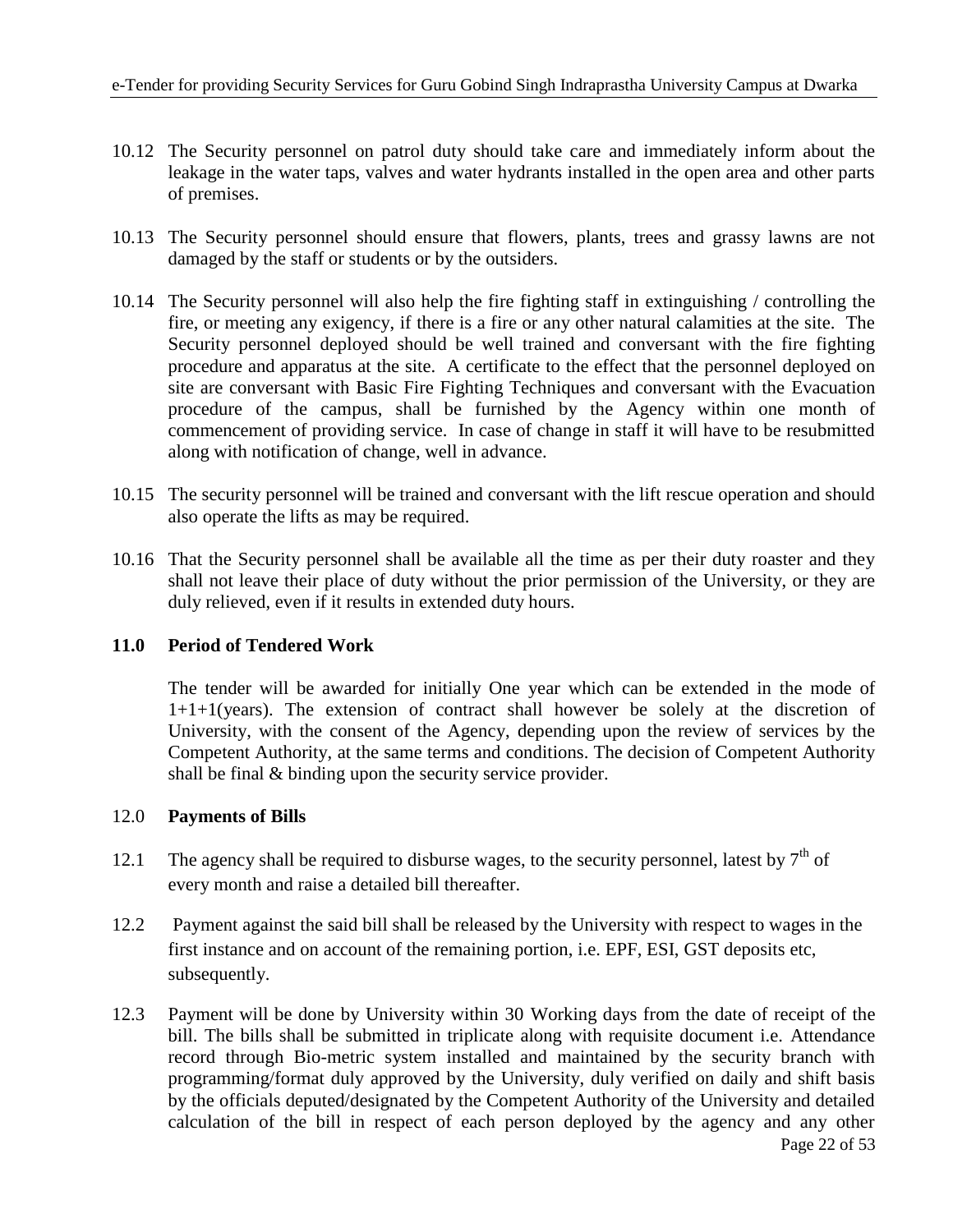10.12 The Security personnel on patrol duty should take care and immediately inform about the leakage in the water taps, valves and water hydrants installed in the open area and other parts of premises.

10.13 The Security personnel should ensure that flowers, plants, trees and grassy lawns are not damaged by the staff or students or by the outsiders.

10.14 The Security personnel will also help the fire fighting staff in extinguishing / controlling the fire, or meeting any exigency, if there is a fire or any other natural calamities at the site. The Security personnel deployed should be well trained and conversant with the fire fighting procedure and apparatus at the site. A certificate to the effect that the personnel deployed on site are conversant with Basic Fire Fighting Techniques and conversant with the Evacuation procedure of the campus, shall be furnished by the Agency within one month of commencement of providing service. In case of change in staff it will have to be resubmitted along with notification of change, well in advance.

10.15 The security personnel will be trained and conversant with the lift rescue operation and should also operate the lifts as may be required.

10.16 That the Security personnel shall be available all the time as per their duty roaster and they shall not leave their place of duty without the prior permission of the University, or they are duly relieved, even if it results in extended duty hours.

## 11.0 Period of Tendered Work

The tender will be awarded for initially One year which can be extended in the mode of 1+1+1(years). The extension of contract shall however be solely at the discretion of University, with the consent of the Agency, depending upon the review of services by the Competent Authority, at the same terms and conditions. The decision of Competent Authority shall be final & binding upon the security service provider.

## 12.0 Payments of Bills

12.1 The agency shall be required to disburse wages, to the security personnel, latest by 7th of every month and raise a detailed bill thereafter.

12.2 Payment against the said bill shall be released by the University with respect to wages in the first instance and on account of the remaining portion, i.e. EPF, ESI, GST deposits etc, subsequently.

12.3 Payment will be done by University within 30 Working days from the date of receipt of the bill. The bills shall be submitted in triplicate along with requisite document i.e. Attendance record through Bio-metric system installed and maintained by the security branch with programming/format duly approved by the University, duly verified on daily and shift basis by the officials deputed/designated by the Competent Authority of the University and detailed calculation of the bill in respect of each person deployed by the agency and any other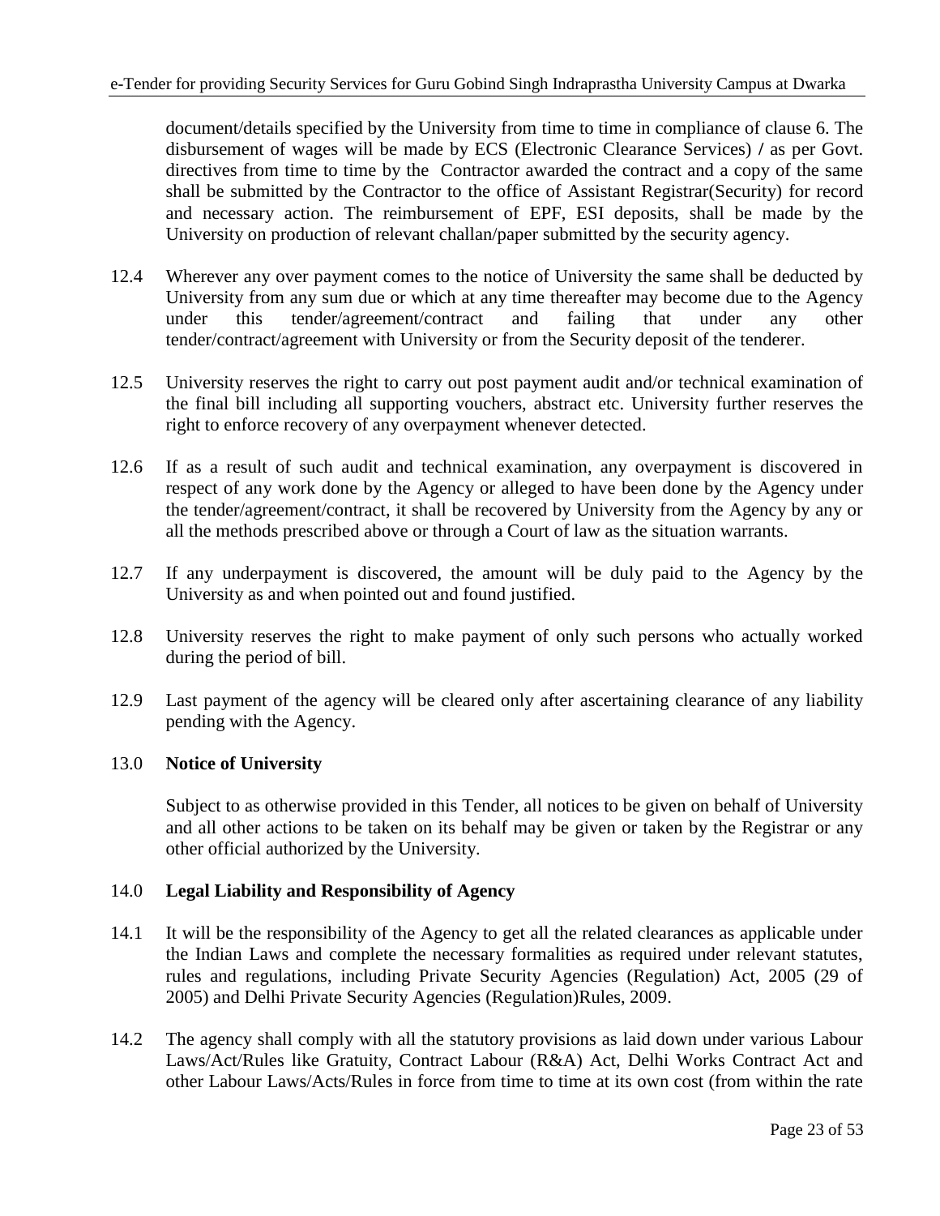document/details specified by the University from time to time in compliance of clause 6. The disbursement of wages will be made by ECS (Electronic Clearance Services) / as per Govt. directives from time to time by the Contractor awarded the contract and a copy of the same shall be submitted by the Contractor to the office of Assistant Registrar(Security) for record and necessary action. The reimbursement of EPF, ESI deposits, shall be made by the University on production of relevant challan/paper submitted by the security agency.

12.4 Wherever any over payment comes to the notice of University the same shall be deducted by University from any sum due or which at any time thereafter may become due to the Agency under this tender/agreement/contract and failing that under any other tender/contract/agreement with University or from the Security deposit of the tenderer.

12.5 University reserves the right to carry out post payment audit and/or technical examination of the final bill including all supporting vouchers, abstract etc. University further reserves the right to enforce recovery of any overpayment whenever detected.

12.6 If as a result of such audit and technical examination, any overpayment is discovered in respect of any work done by the Agency or alleged to have been done by the Agency under the tender/agreement/contract, it shall be recovered by University from the Agency by any or all the methods prescribed above or through a Court of law as the situation warrants.

12.7 If any underpayment is discovered, the amount will be duly paid to the Agency by the University as and when pointed out and found justified.

12.8 University reserves the right to make payment of only such persons who actually worked during the period of bill.

12.9 Last payment of the agency will be cleared only after ascertaining clearance of any liability pending with the Agency.

13.0 **Notice of University**

Subject to as otherwise provided in this Tender, all notices to be given on behalf of University and all other actions to be taken on its behalf may be given or taken by the Registrar or any other official authorized by the University.

14.0 **Legal Liability and Responsibility of Agency**

14.1 It will be the responsibility of the Agency to get all the related clearances as applicable under the Indian Laws and complete the necessary formalities as required under relevant statutes, rules and regulations, including Private Security Agencies (Regulation) Act, 2005 (29 of 2005) and Delhi Private Security Agencies (Regulation)Rules, 2009.

14.2 The agency shall comply with all the statutory provisions as laid down under various Labour Laws/Act/Rules like Gratuity, Contract Labour (R&A) Act, Delhi Works Contract Act and other Labour Laws/Acts/Rules in force from time to time at its own cost (from within the rate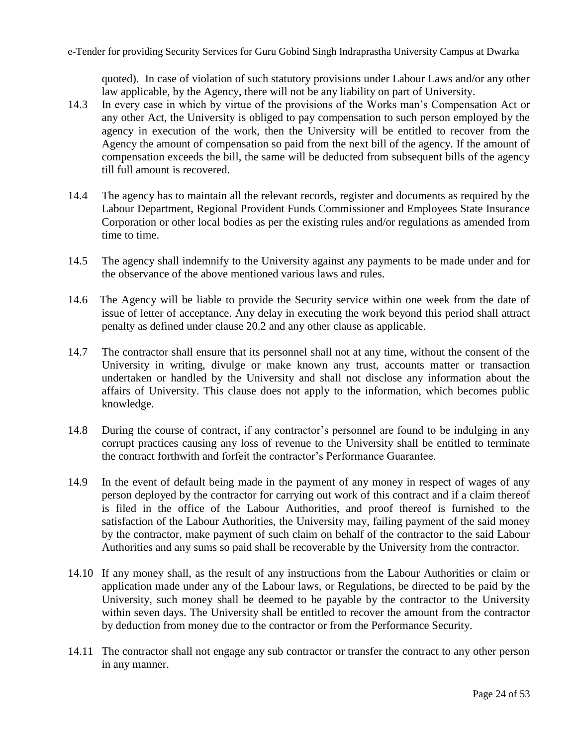quoted). In case of violation of such statutory provisions under Labour Laws and/or any other law applicable, by the Agency, there will not be any liability on part of University.

14.3 In every case in which by virtue of the provisions of the Works man's Compensation Act or any other Act, the University is obliged to pay compensation to such person employed by the agency in execution of the work, then the University will be entitled to recover from the Agency the amount of compensation so paid from the next bill of the agency. If the amount of compensation exceeds the bill, the same will be deducted from subsequent bills of the agency till full amount is recovered.

14.4 The agency has to maintain all the relevant records, register and documents as required by the Labour Department, Regional Provident Funds Commissioner and Employees State Insurance Corporation or other local bodies as per the existing rules and/or regulations as amended from time to time.

14.5 The agency shall indemnify to the University against any payments to be made under and for the observance of the above mentioned various laws and rules.

14.6 The Agency will be liable to provide the Security service within one week from the date of issue of letter of acceptance. Any delay in executing the work beyond this period shall attract penalty as defined under clause 20.2 and any other clause as applicable.

14.7 The contractor shall ensure that its personnel shall not at any time, without the consent of the University in writing, divulge or make known any trust, accounts matter or transaction undertaken or handled by the University and shall not disclose any information about the affairs of University. This clause does not apply to the information, which becomes public knowledge.

14.8 During the course of contract, if any contractor's personnel are found to be indulging in any corrupt practices causing any loss of revenue to the University shall be entitled to terminate the contract forthwith and forfeit the contractor's Performance Guarantee.

14.9 In the event of default being made in the payment of any money in respect of wages of any person deployed by the contractor for carrying out work of this contract and if a claim thereof is filed in the office of the Labour Authorities, and proof thereof is furnished to the satisfaction of the Labour Authorities, the University may, failing payment of the said money by the contractor, make payment of such claim on behalf of the contractor to the said Labour Authorities and any sums so paid shall be recoverable by the University from the contractor.

14.10 If any money shall, as the result of any instructions from the Labour Authorities or claim or application made under any of the Labour laws, or Regulations, be directed to be paid by the University, such money shall be deemed to be payable by the contractor to the University within seven days. The University shall be entitled to recover the amount from the contractor by deduction from money due to the contractor or from the Performance Security.

14.11 The contractor shall not engage any sub contractor or transfer the contract to any other person in any manner.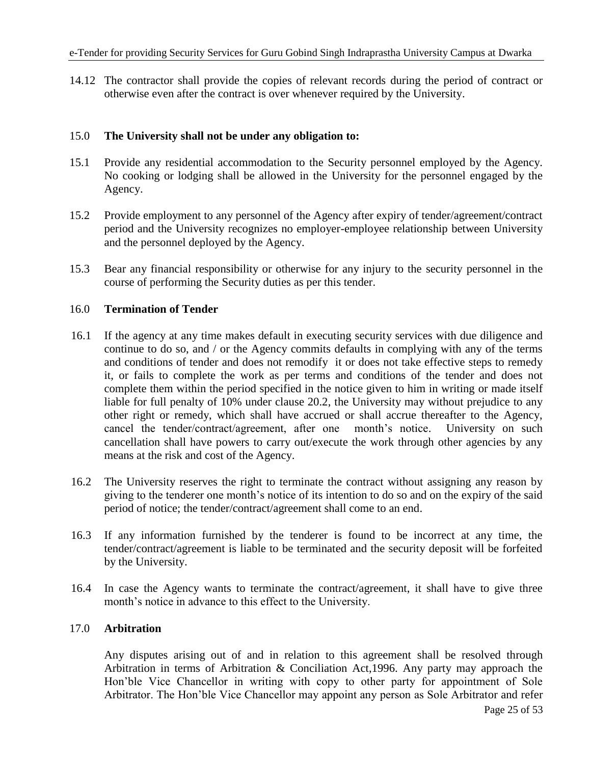14.12 The contractor shall provide the copies of relevant records during the period of contract or otherwise even after the contract is over whenever required by the University.

## 15.0 The University shall not be under any obligation to:

15.1 Provide any residential accommodation to the Security personnel employed by the Agency. No cooking or lodging shall be allowed in the University for the personnel engaged by the Agency.

15.2 Provide employment to any personnel of the Agency after expiry of tender/agreement/contract period and the University recognizes no employer-employee relationship between University and the personnel deployed by the Agency.

15.3 Bear any financial responsibility or otherwise for any injury to the security personnel in the course of performing the Security duties as per this tender.

## 16.0 Termination of Tender

16.1 If the agency at any time makes default in executing security services with due diligence and continue to do so, and / or the Agency commits defaults in complying with any of the terms and conditions of tender and does not remodify it or does not take effective steps to remedy it, or fails to complete the work as per terms and conditions of the tender and does not complete them within the period specified in the notice given to him in writing or made itself liable for full penalty of 10% under clause 20.2, the University may without prejudice to any other right or remedy, which shall have accrued or shall accrue thereafter to the Agency, cancel the tender/contract/agreement, after one month's notice. University on such cancellation shall have powers to carry out/execute the work through other agencies by any means at the risk and cost of the Agency.

16.2 The University reserves the right to terminate the contract without assigning any reason by giving to the tenderer one month's notice of its intention to do so and on the expiry of the said period of notice; the tender/contract/agreement shall come to an end.

16.3 If any information furnished by the tenderer is found to be incorrect at any time, the tender/contract/agreement is liable to be terminated and the security deposit will be forfeited by the University.

16.4 In case the Agency wants to terminate the contract/agreement, it shall have to give three month's notice in advance to this effect to the University.

## 17.0 Arbitration

Any disputes arising out of and in relation to this agreement shall be resolved through Arbitration in terms of Arbitration & Conciliation Act,1996. Any party may approach the Hon'ble Vice Chancellor in writing with copy to other party for appointment of Sole Arbitrator. The Hon'ble Vice Chancellor may appoint any person as Sole Arbitrator and refer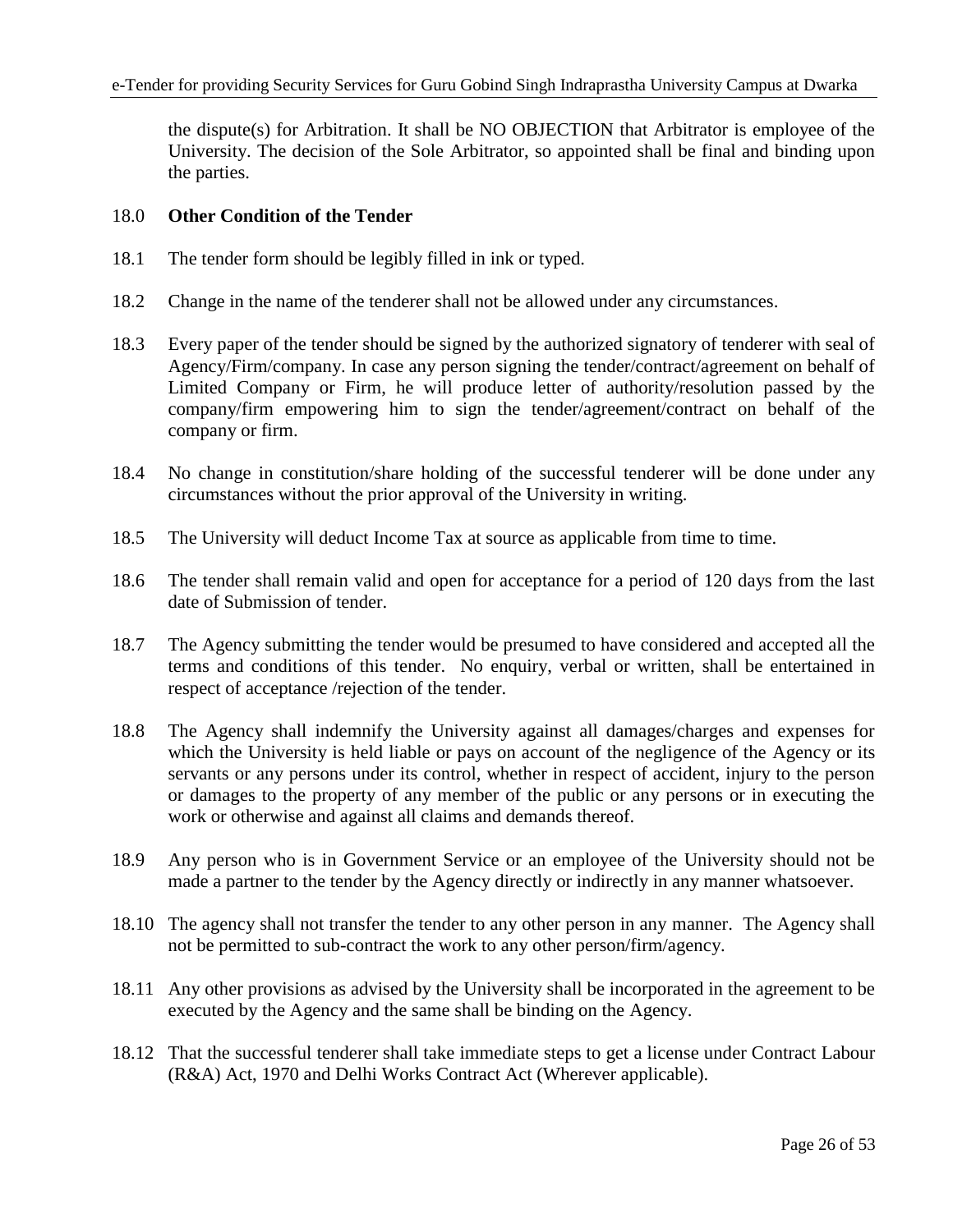the dispute(s) for Arbitration. It shall be NO OBJECTION that Arbitrator is employee of the University. The decision of the Sole Arbitrator, so appointed shall be final and binding upon the parties.

18.0 **Other Condition of the Tender**

18.1 The tender form should be legibly filled in ink or typed.

18.2 Change in the name of the tenderer shall not be allowed under any circumstances.

18.3 Every paper of the tender should be signed by the authorized signatory of tenderer with seal of Agency/Firm/company. In case any person signing the tender/contract/agreement on behalf of Limited Company or Firm, he will produce letter of authority/resolution passed by the company/firm empowering him to sign the tender/agreement/contract on behalf of the company or firm.

18.4 No change in constitution/share holding of the successful tenderer will be done under any circumstances without the prior approval of the University in writing.

18.5 The University will deduct Income Tax at source as applicable from time to time.

18.6 The tender shall remain valid and open for acceptance for a period of 120 days from the last date of Submission of tender.

18.7 The Agency submitting the tender would be presumed to have considered and accepted all the terms and conditions of this tender. No enquiry, verbal or written, shall be entertained in respect of acceptance /rejection of the tender.

18.8 The Agency shall indemnify the University against all damages/charges and expenses for which the University is held liable or pays on account of the negligence of the Agency or its servants or any persons under its control, whether in respect of accident, injury to the person or damages to the property of any member of the public or any persons or in executing the work or otherwise and against all claims and demands thereof.

18.9 Any person who is in Government Service or an employee of the University should not be made a partner to the tender by the Agency directly or indirectly in any manner whatsoever.

18.10 The agency shall not transfer the tender to any other person in any manner. The Agency shall not be permitted to sub-contract the work to any other person/firm/agency.

18.11 Any other provisions as advised by the University shall be incorporated in the agreement to be executed by the Agency and the same shall be binding on the Agency.

18.12 That the successful tenderer shall take immediate steps to get a license under Contract Labour (R&A) Act, 1970 and Delhi Works Contract Act (Wherever applicable).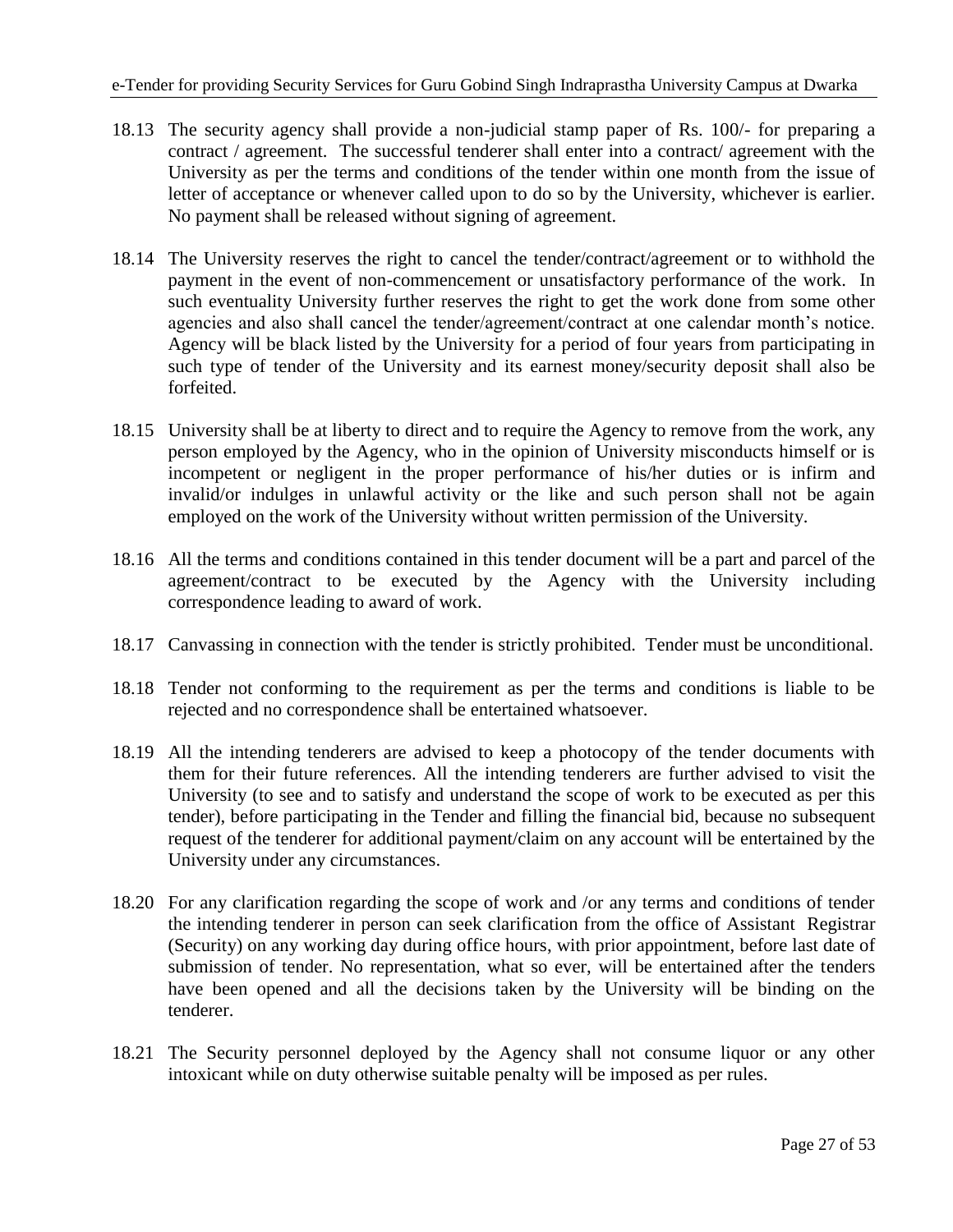18.13 The security agency shall provide a non-judicial stamp paper of Rs. 100/- for preparing a contract / agreement. The successful tenderer shall enter into a contract/ agreement with the University as per the terms and conditions of the tender within one month from the issue of letter of acceptance or whenever called upon to do so by the University, whichever is earlier. No payment shall be released without signing of agreement.

18.14 The University reserves the right to cancel the tender/contract/agreement or to withhold the payment in the event of non-commencement or unsatisfactory performance of the work. In such eventuality University further reserves the right to get the work done from some other agencies and also shall cancel the tender/agreement/contract at one calendar month's notice. Agency will be black listed by the University for a period of four years from participating in such type of tender of the University and its earnest money/security deposit shall also be forfeited.

18.15 University shall be at liberty to direct and to require the Agency to remove from the work, any person employed by the Agency, who in the opinion of University misconducts himself or is incompetent or negligent in the proper performance of his/her duties or is infirm and invalid/or indulges in unlawful activity or the like and such person shall not be again employed on the work of the University without written permission of the University.

18.16 All the terms and conditions contained in this tender document will be a part and parcel of the agreement/contract to be executed by the Agency with the University including correspondence leading to award of work.

18.17 Canvassing in connection with the tender is strictly prohibited. Tender must be unconditional.

18.18 Tender not conforming to the requirement as per the terms and conditions is liable to be rejected and no correspondence shall be entertained whatsoever.

18.19 All the intending tenderers are advised to keep a photocopy of the tender documents with them for their future references. All the intending tenderers are further advised to visit the University (to see and to satisfy and understand the scope of work to be executed as per this tender), before participating in the Tender and filling the financial bid, because no subsequent request of the tenderer for additional payment/claim on any account will be entertained by the University under any circumstances.

18.20 For any clarification regarding the scope of work and /or any terms and conditions of tender the intending tenderer in person can seek clarification from the office of Assistant Registrar (Security) on any working day during office hours, with prior appointment, before last date of submission of tender. No representation, what so ever, will be entertained after the tenders have been opened and all the decisions taken by the University will be binding on the tenderer.

18.21 The Security personnel deployed by the Agency shall not consume liquor or any other intoxicant while on duty otherwise suitable penalty will be imposed as per rules.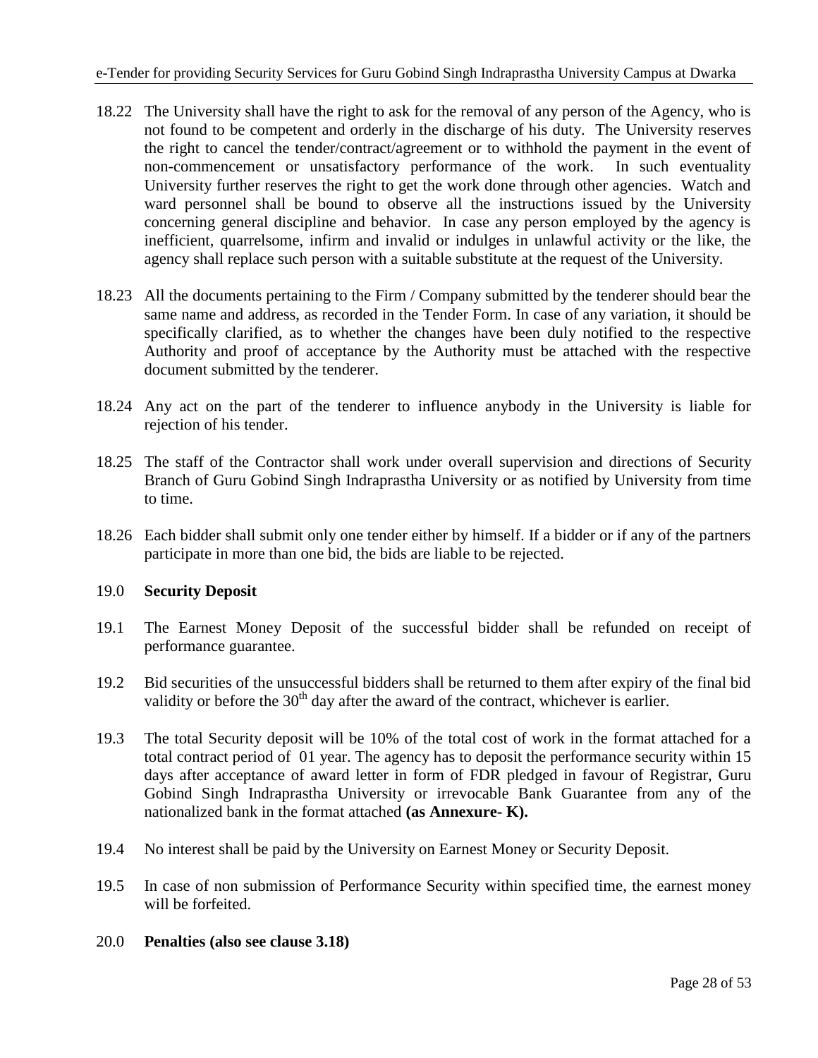18.22 The University shall have the right to ask for the removal of any person of the Agency, who is not found to be competent and orderly in the discharge of his duty. The University reserves the right to cancel the tender/contract/agreement or to withhold the payment in the event of non-commencement or unsatisfactory performance of the work. In such eventuality University further reserves the right to get the work done through other agencies. Watch and ward personnel shall be bound to observe all the instructions issued by the University concerning general discipline and behavior. In case any person employed by the agency is inefficient, quarrelsome, infirm and invalid or indulges in unlawful activity or the like, the agency shall replace such person with a suitable substitute at the request of the University.

18.23 All the documents pertaining to the Firm / Company submitted by the tenderer should bear the same name and address, as recorded in the Tender Form. In case of any variation, it should be specifically clarified, as to whether the changes have been duly notified to the respective Authority and proof of acceptance by the Authority must be attached with the respective document submitted by the tenderer.

18.24 Any act on the part of the tenderer to influence anybody in the University is liable for rejection of his tender.

18.25 The staff of the Contractor shall work under overall supervision and directions of Security Branch of Guru Gobind Singh Indraprastha University or as notified by University from time to time.

18.26 Each bidder shall submit only one tender either by himself. If a bidder or if any of the partners participate in more than one bid, the bids are liable to be rejected.

19.0 **Security Deposit**

19.1 The Earnest Money Deposit of the successful bidder shall be refunded on receipt of performance guarantee.

19.2 Bid securities of the unsuccessful bidders shall be returned to them after expiry of the final bid validity or before the 30th day after the award of the contract, whichever is earlier.

19.3 The total Security deposit will be 10% of the total cost of work in the format attached for a total contract period of 01 year. The agency has to deposit the performance security within 15 days after acceptance of award letter in form of FDR pledged in favour of Registrar, Guru Gobind Singh Indraprastha University or irrevocable Bank Guarantee from any of the nationalized bank in the format attached **(as Annexure- K).**

19.4 No interest shall be paid by the University on Earnest Money or Security Deposit.

19.5 In case of non submission of Performance Security within specified time, the earnest money will be forfeited.

20.0 **Penalties (also see clause 3.18)**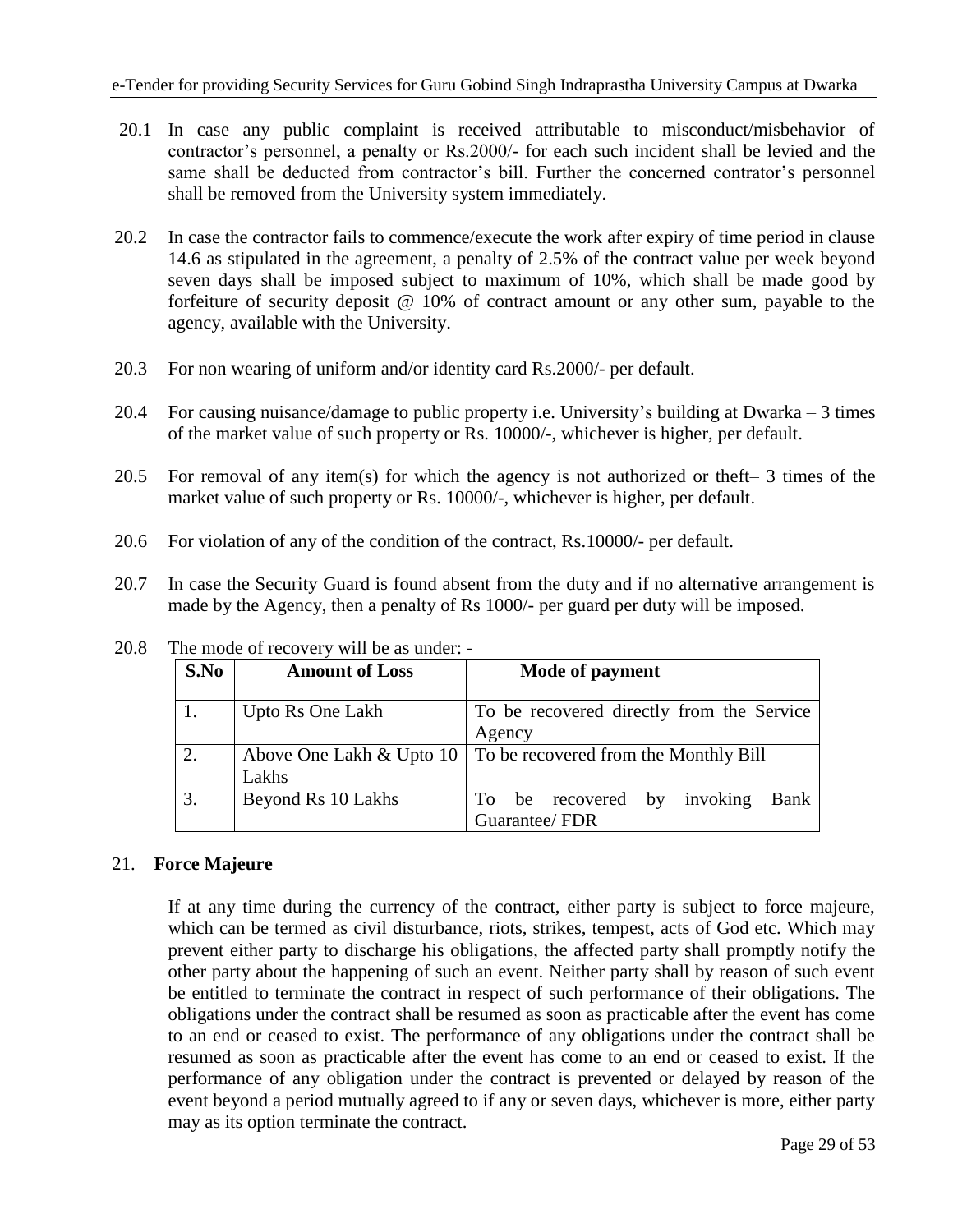20.1 In case any public complaint is received attributable to misconduct/misbehavior of contractor's personnel, a penalty or Rs.2000/- for each such incident shall be levied and the same shall be deducted from contractor's bill. Further the concerned contrator's personnel shall be removed from the University system immediately.

20.2 In case the contractor fails to commence/execute the work after expiry of time period in clause 14.6 as stipulated in the agreement, a penalty of 2.5% of the contract value per week beyond seven days shall be imposed subject to maximum of 10%, which shall be made good by forfeiture of security deposit @ 10% of contract amount or any other sum, payable to the agency, available with the University.

20.3 For non wearing of uniform and/or identity card Rs.2000/- per default.

20.4 For causing nuisance/damage to public property i.e. University's building at Dwarka – 3 times of the market value of such property or Rs. 10000/-, whichever is higher, per default.

20.5 For removal of any item(s) for which the agency is not authorized or theft– 3 times of the market value of such property or Rs. 10000/-, whichever is higher, per default.

20.6 For violation of any of the condition of the contract, Rs.10000/- per default.

20.7 In case the Security Guard is found absent from the duty and if no alternative arrangement is made by the Agency, then a penalty of Rs 1000/- per guard per duty will be imposed.

20.8 The mode of recovery will be as under: -

| S.No | Amount of Loss | Mode of payment |
|---|---|---|
| 1. | Upto Rs One Lakh | To be recovered directly from the Service Agency |
| 2. | Above One Lakh & Upto 10 Lakhs | To be recovered from the Monthly Bill |
| 3. | Beyond Rs 10 Lakhs | To be recovered by invoking Bank Guarantee/ FDR |

## 21. Force Majeure

If at any time during the currency of the contract, either party is subject to force majeure, which can be termed as civil disturbance, riots, strikes, tempest, acts of God etc. Which may prevent either party to discharge his obligations, the affected party shall promptly notify the other party about the happening of such an event. Neither party shall by reason of such event be entitled to terminate the contract in respect of such performance of their obligations. The obligations under the contract shall be resumed as soon as practicable after the event has come to an end or ceased to exist. The performance of any obligations under the contract shall be resumed as soon as practicable after the event has come to an end or ceased to exist. If the performance of any obligation under the contract is prevented or delayed by reason of the event beyond a period mutually agreed to if any or seven days, whichever is more, either party may as its option terminate the contract.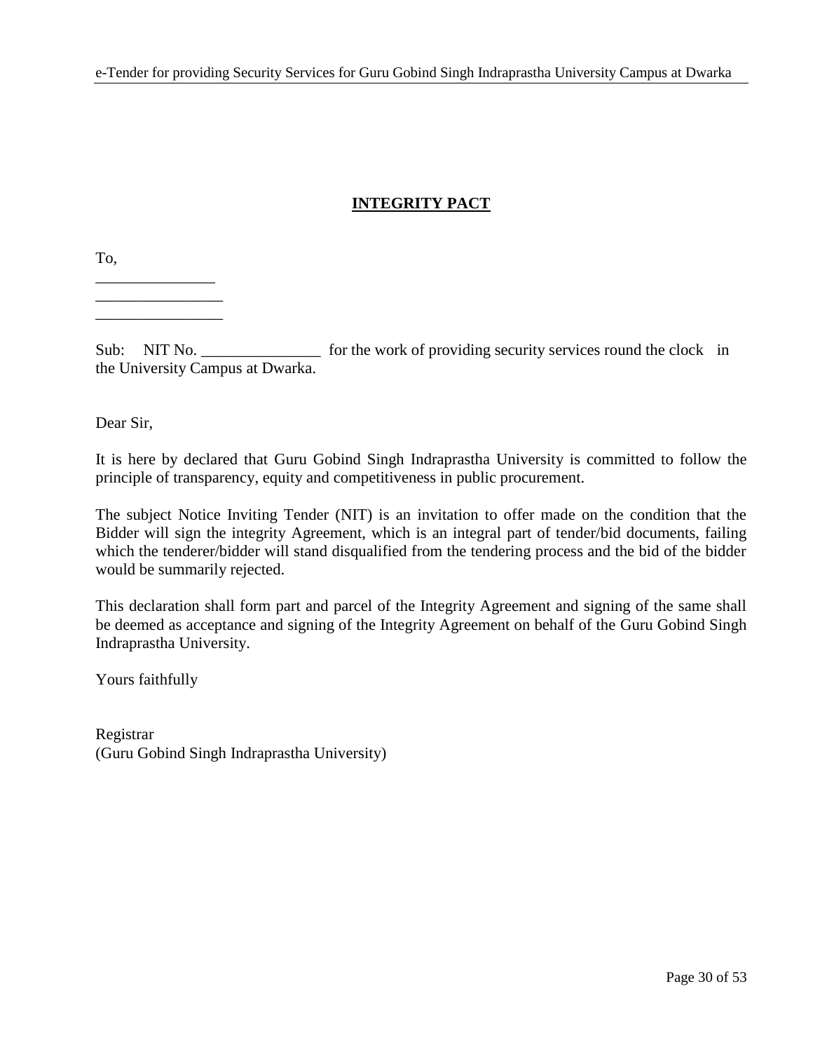## INTEGRITY PACT

To,

_______________

________________

________________

Sub: NIT No. _______________ for the work of providing security services round the clock in the University Campus at Dwarka.

Dear Sir,

It is here by declared that Guru Gobind Singh Indraprastha University is committed to follow the principle of transparency, equity and competitiveness in public procurement.

The subject Notice Inviting Tender (NIT) is an invitation to offer made on the condition that the Bidder will sign the integrity Agreement, which is an integral part of tender/bid documents, failing which the tenderer/bidder will stand disqualified from the tendering process and the bid of the bidder would be summarily rejected.

This declaration shall form part and parcel of the Integrity Agreement and signing of the same shall be deemed as acceptance and signing of the Integrity Agreement on behalf of the Guru Gobind Singh Indraprastha University.

Yours faithfully

Registrar
(Guru Gobind Singh Indraprastha University)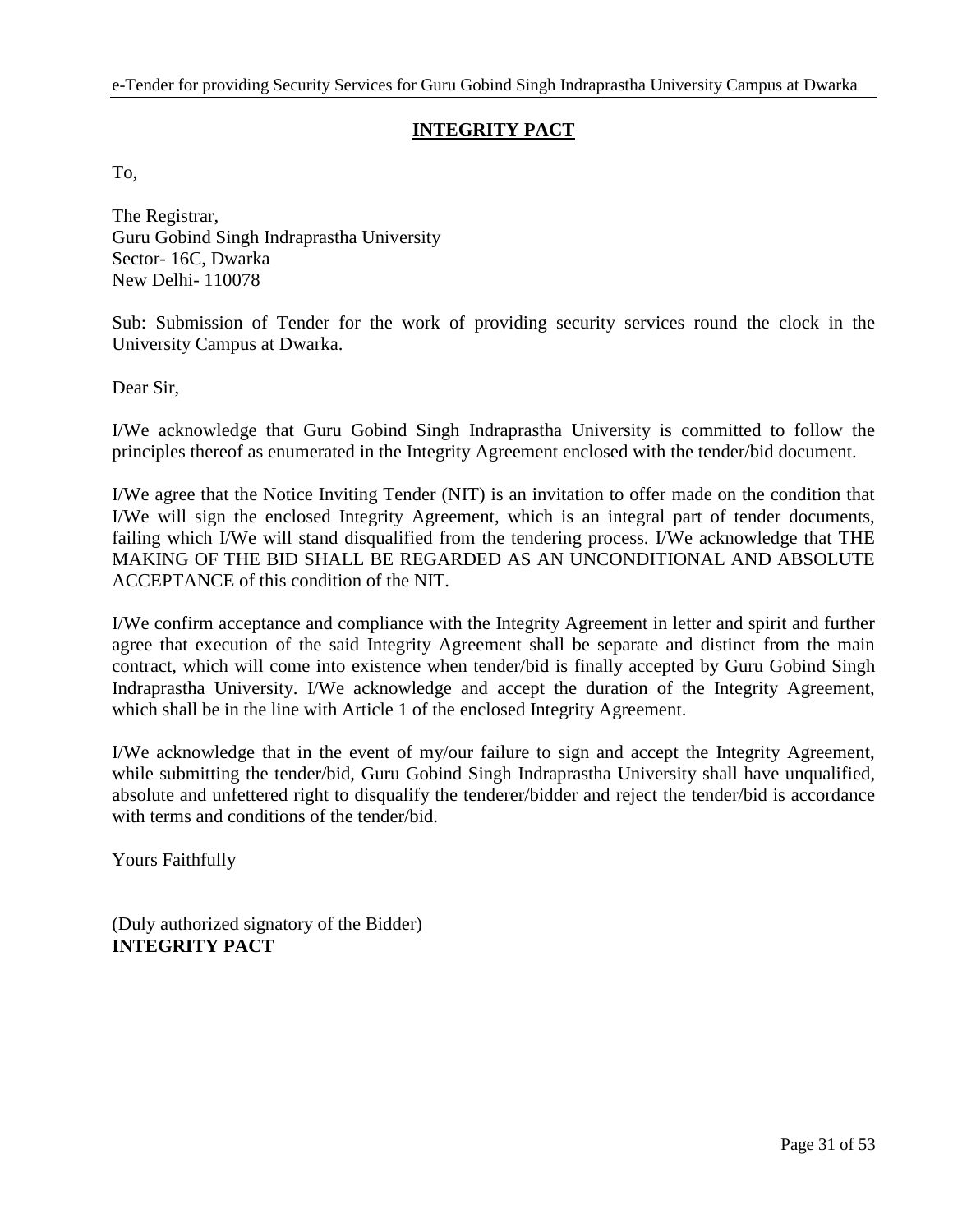## INTEGRITY PACT

To,

The Registrar,
Guru Gobind Singh Indraprastha University
Sector- 16C, Dwarka
New Delhi- 110078

Sub: Submission of Tender for the work of providing security services round the clock in the University Campus at Dwarka.

Dear Sir,

I/We acknowledge that Guru Gobind Singh Indraprastha University is committed to follow the principles thereof as enumerated in the Integrity Agreement enclosed with the tender/bid document.

I/We agree that the Notice Inviting Tender (NIT) is an invitation to offer made on the condition that I/We will sign the enclosed Integrity Agreement, which is an integral part of tender documents, failing which I/We will stand disqualified from the tendering process. I/We acknowledge that THE MAKING OF THE BID SHALL BE REGARDED AS AN UNCONDITIONAL AND ABSOLUTE ACCEPTANCE of this condition of the NIT.

I/We confirm acceptance and compliance with the Integrity Agreement in letter and spirit and further agree that execution of the said Integrity Agreement shall be separate and distinct from the main contract, which will come into existence when tender/bid is finally accepted by Guru Gobind Singh Indraprastha University. I/We acknowledge and accept the duration of the Integrity Agreement, which shall be in the line with Article 1 of the enclosed Integrity Agreement.

I/We acknowledge that in the event of my/our failure to sign and accept the Integrity Agreement, while submitting the tender/bid, Guru Gobind Singh Indraprastha University shall have unqualified, absolute and unfettered right to disqualify the tenderer/bidder and reject the tender/bid is accordance with terms and conditions of the tender/bid.

Yours Faithfully

(Duly authorized signatory of the Bidder)
**INTEGRITY PACT**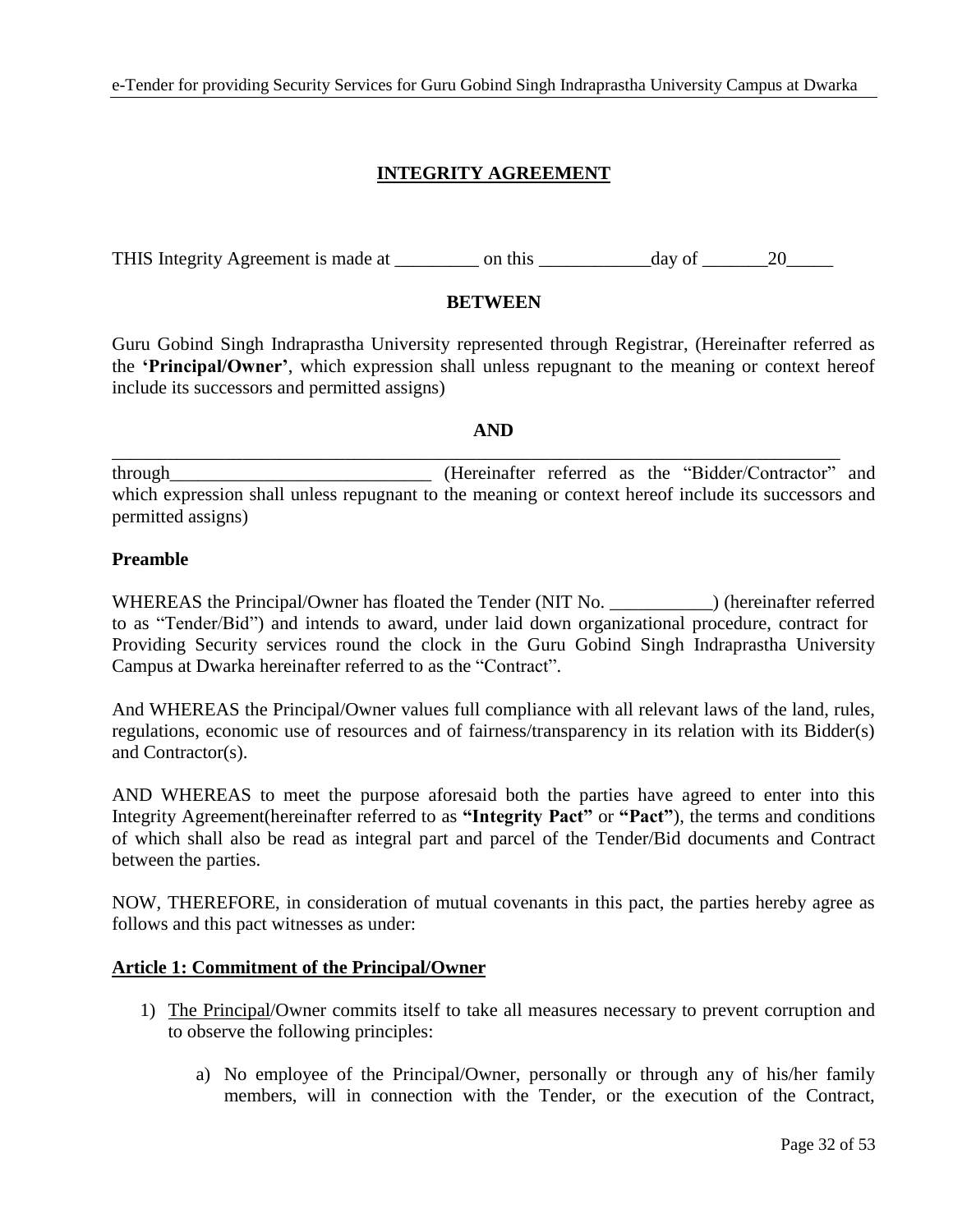# INTEGRITY AGREEMENT

THIS Integrity Agreement is made at _________ on this ____________day of _______20_____

**BETWEEN**

Guru Gobind Singh Indraprastha University represented through Registrar, (Hereinafter referred as the **'Principal/Owner'**, which expression shall unless repugnant to the meaning or context hereof include its successors and permitted assigns)

**AND**

_______________________________________________________________________________

through____________________________ (Hereinafter referred as the "Bidder/Contractor" and which expression shall unless repugnant to the meaning or context hereof include its successors and permitted assigns)

**Preamble**

WHEREAS the Principal/Owner has floated the Tender (NIT No. ___________) (hereinafter referred to as "Tender/Bid") and intends to award, under laid down organizational procedure, contract for Providing Security services round the clock in the Guru Gobind Singh Indraprastha University Campus at Dwarka hereinafter referred to as the "Contract".

And WHEREAS the Principal/Owner values full compliance with all relevant laws of the land, rules, regulations, economic use of resources and of fairness/transparency in its relation with its Bidder(s) and Contractor(s).

AND WHEREAS to meet the purpose aforesaid both the parties have agreed to enter into this Integrity Agreement(hereinafter referred to as **"Integrity Pact"** or **"Pact"**), the terms and conditions of which shall also be read as integral part and parcel of the Tender/Bid documents and Contract between the parties.

NOW, THEREFORE, in consideration of mutual covenants in this pact, the parties hereby agree as follows and this pact witnesses as under:

**Article 1: Commitment of the Principal/Owner**

1) The Principal/Owner commits itself to take all measures necessary to prevent corruption and to observe the following principles:

   a) No employee of the Principal/Owner, personally or through any of his/her family members, will in connection with the Tender, or the execution of the Contract,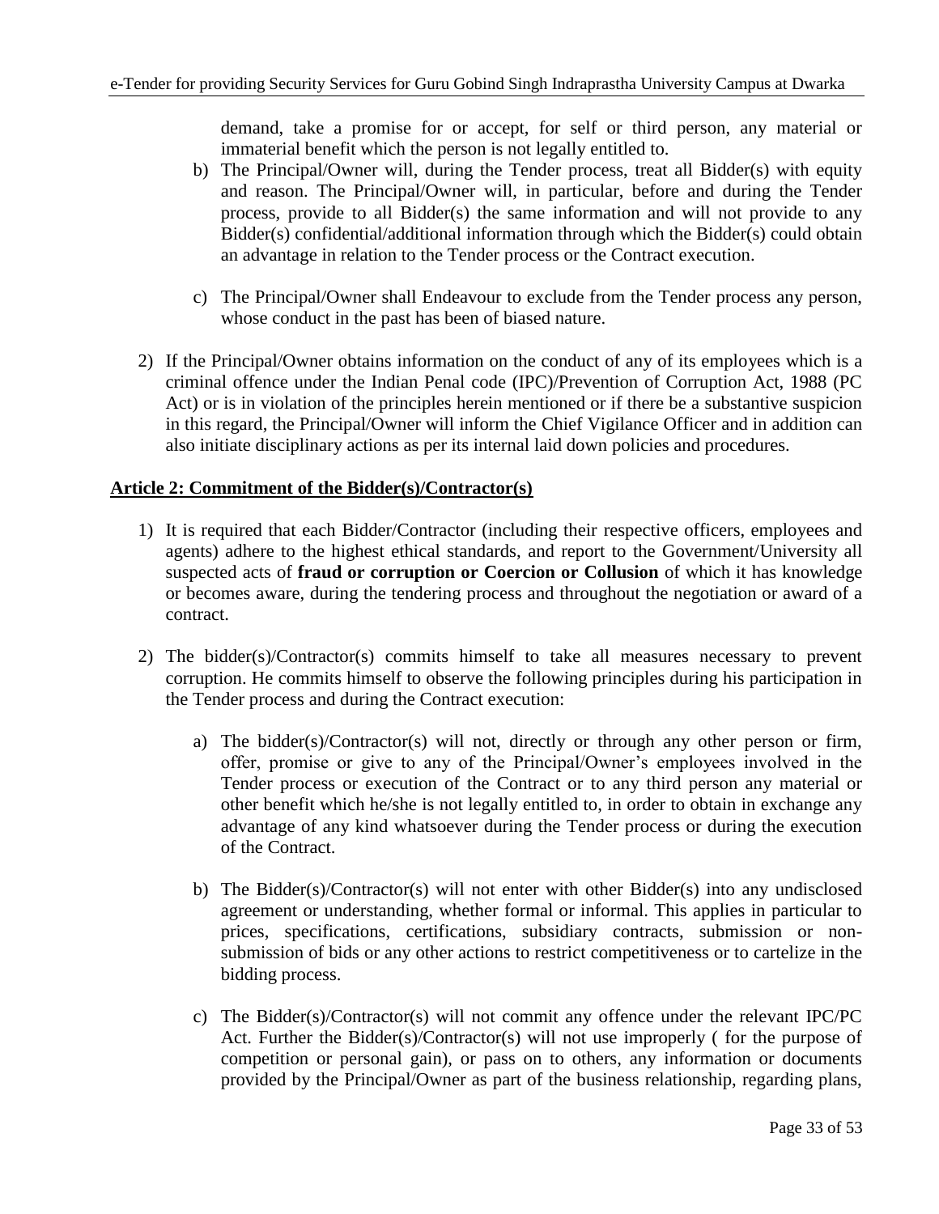demand, take a promise for or accept, for self or third person, any material or immaterial benefit which the person is not legally entitled to.

b) The Principal/Owner will, during the Tender process, treat all Bidder(s) with equity and reason. The Principal/Owner will, in particular, before and during the Tender process, provide to all Bidder(s) the same information and will not provide to any Bidder(s) confidential/additional information through which the Bidder(s) could obtain an advantage in relation to the Tender process or the Contract execution.

c) The Principal/Owner shall Endeavour to exclude from the Tender process any person, whose conduct in the past has been of biased nature.

2) If the Principal/Owner obtains information on the conduct of any of its employees which is a criminal offence under the Indian Penal code (IPC)/Prevention of Corruption Act, 1988 (PC Act) or is in violation of the principles herein mentioned or if there be a substantive suspicion in this regard, the Principal/Owner will inform the Chief Vigilance Officer and in addition can also initiate disciplinary actions as per its internal laid down policies and procedures.

**Article 2: Commitment of the Bidder(s)/Contractor(s)**

1) It is required that each Bidder/Contractor (including their respective officers, employees and agents) adhere to the highest ethical standards, and report to the Government/University all suspected acts of **fraud or corruption or Coercion or Collusion** of which it has knowledge or becomes aware, during the tendering process and throughout the negotiation or award of a contract.

2) The bidder(s)/Contractor(s) commits himself to take all measures necessary to prevent corruption. He commits himself to observe the following principles during his participation in the Tender process and during the Contract execution:

   a) The bidder(s)/Contractor(s) will not, directly or through any other person or firm, offer, promise or give to any of the Principal/Owner's employees involved in the Tender process or execution of the Contract or to any third person any material or other benefit which he/she is not legally entitled to, in order to obtain in exchange any advantage of any kind whatsoever during the Tender process or during the execution of the Contract.

   b) The Bidder(s)/Contractor(s) will not enter with other Bidder(s) into any undisclosed agreement or understanding, whether formal or informal. This applies in particular to prices, specifications, certifications, subsidiary contracts, submission or non-submission of bids or any other actions to restrict competitiveness or to cartelize in the bidding process.

   c) The Bidder(s)/Contractor(s) will not commit any offence under the relevant IPC/PC Act. Further the Bidder(s)/Contractor(s) will not use improperly ( for the purpose of competition or personal gain), or pass on to others, any information or documents provided by the Principal/Owner as part of the business relationship, regarding plans,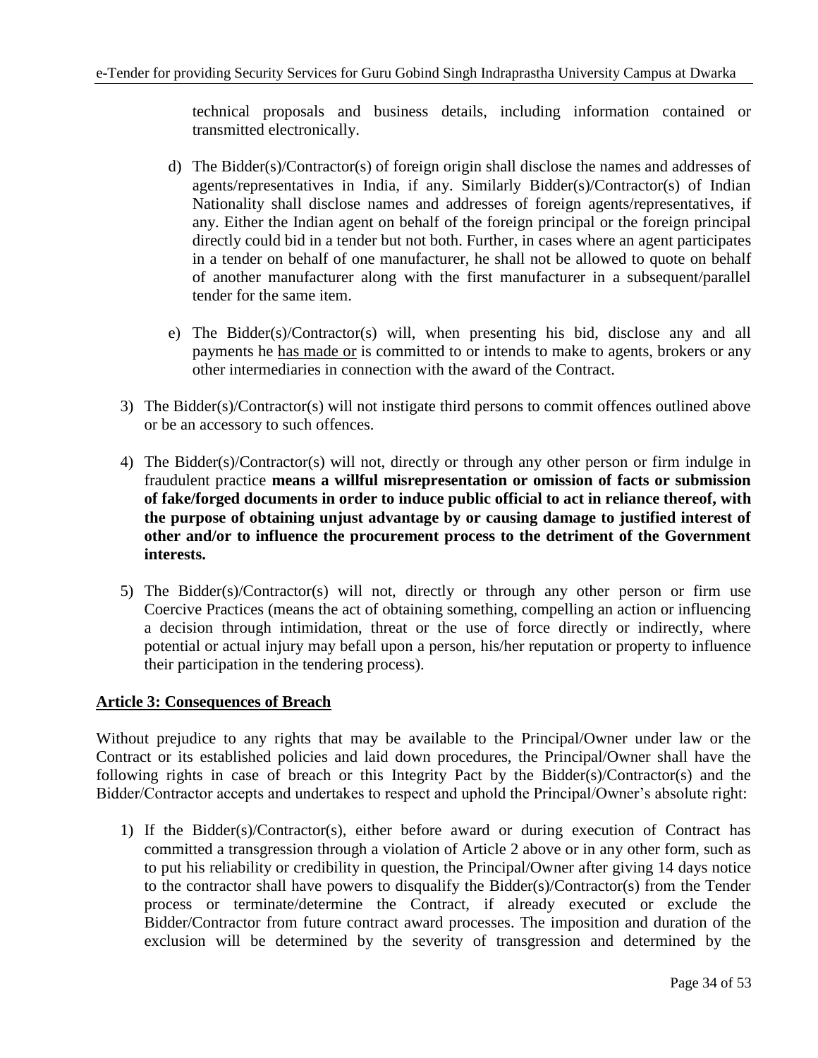technical proposals and business details, including information contained or transmitted electronically.

d) The Bidder(s)/Contractor(s) of foreign origin shall disclose the names and addresses of agents/representatives in India, if any. Similarly Bidder(s)/Contractor(s) of Indian Nationality shall disclose names and addresses of foreign agents/representatives, if any. Either the Indian agent on behalf of the foreign principal or the foreign principal directly could bid in a tender but not both. Further, in cases where an agent participates in a tender on behalf of one manufacturer, he shall not be allowed to quote on behalf of another manufacturer along with the first manufacturer in a subsequent/parallel tender for the same item.

e) The Bidder(s)/Contractor(s) will, when presenting his bid, disclose any and all payments he has made or is committed to or intends to make to agents, brokers or any other intermediaries in connection with the award of the Contract.

3) The Bidder(s)/Contractor(s) will not instigate third persons to commit offences outlined above or be an accessory to such offences.

4) The Bidder(s)/Contractor(s) will not, directly or through any other person or firm indulge in fraudulent practice **means a willful misrepresentation or omission of facts or submission of fake/forged documents in order to induce public official to act in reliance thereof, with the purpose of obtaining unjust advantage by or causing damage to justified interest of other and/or to influence the procurement process to the detriment of the Government interests.**

5) The Bidder(s)/Contractor(s) will not, directly or through any other person or firm use Coercive Practices (means the act of obtaining something, compelling an action or influencing a decision through intimidation, threat or the use of force directly or indirectly, where potential or actual injury may befall upon a person, his/her reputation or property to influence their participation in the tendering process).

**Article 3: Consequences of Breach**

Without prejudice to any rights that may be available to the Principal/Owner under law or the Contract or its established policies and laid down procedures, the Principal/Owner shall have the following rights in case of breach or this Integrity Pact by the Bidder(s)/Contractor(s) and the Bidder/Contractor accepts and undertakes to respect and uphold the Principal/Owner's absolute right:

1) If the Bidder(s)/Contractor(s), either before award or during execution of Contract has committed a transgression through a violation of Article 2 above or in any other form, such as to put his reliability or credibility in question, the Principal/Owner after giving 14 days notice to the contractor shall have powers to disqualify the Bidder(s)/Contractor(s) from the Tender process or terminate/determine the Contract, if already executed or exclude the Bidder/Contractor from future contract award processes. The imposition and duration of the exclusion will be determined by the severity of transgression and determined by the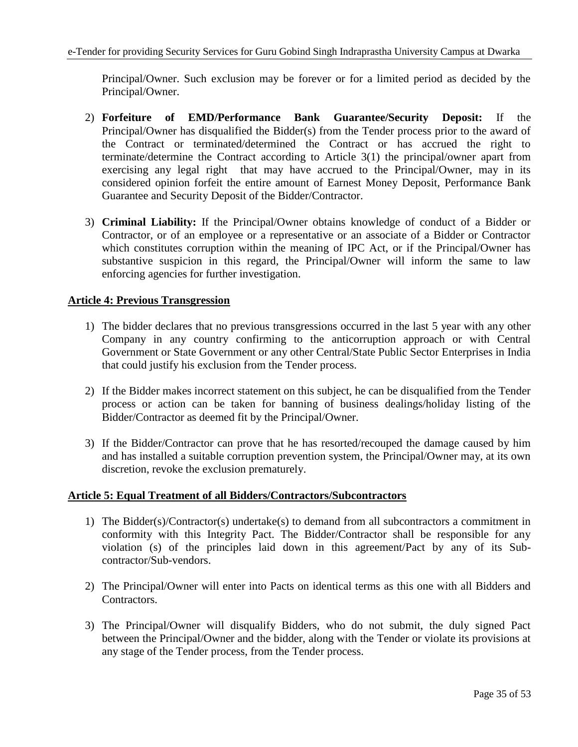Principal/Owner. Such exclusion may be forever or for a limited period as decided by the Principal/Owner.

2) **Forfeiture of EMD/Performance Bank Guarantee/Security Deposit:** If the Principal/Owner has disqualified the Bidder(s) from the Tender process prior to the award of the Contract or terminated/determined the Contract or has accrued the right to terminate/determine the Contract according to Article 3(1) the principal/owner apart from exercising any legal right that may have accrued to the Principal/Owner, may in its considered opinion forfeit the entire amount of Earnest Money Deposit, Performance Bank Guarantee and Security Deposit of the Bidder/Contractor.

3) **Criminal Liability:** If the Principal/Owner obtains knowledge of conduct of a Bidder or Contractor, or of an employee or a representative or an associate of a Bidder or Contractor which constitutes corruption within the meaning of IPC Act, or if the Principal/Owner has substantive suspicion in this regard, the Principal/Owner will inform the same to law enforcing agencies for further investigation.

## Article 4: Previous Transgression

1) The bidder declares that no previous transgressions occurred in the last 5 year with any other Company in any country confirming to the anticorruption approach or with Central Government or State Government or any other Central/State Public Sector Enterprises in India that could justify his exclusion from the Tender process.

2) If the Bidder makes incorrect statement on this subject, he can be disqualified from the Tender process or action can be taken for banning of business dealings/holiday listing of the Bidder/Contractor as deemed fit by the Principal/Owner.

3) If the Bidder/Contractor can prove that he has resorted/recouped the damage caused by him and has installed a suitable corruption prevention system, the Principal/Owner may, at its own discretion, revoke the exclusion prematurely.

## Article 5: Equal Treatment of all Bidders/Contractors/Subcontractors

1) The Bidder(s)/Contractor(s) undertake(s) to demand from all subcontractors a commitment in conformity with this Integrity Pact. The Bidder/Contractor shall be responsible for any violation (s) of the principles laid down in this agreement/Pact by any of its Sub-contractor/Sub-vendors.

2) The Principal/Owner will enter into Pacts on identical terms as this one with all Bidders and Contractors.

3) The Principal/Owner will disqualify Bidders, who do not submit, the duly signed Pact between the Principal/Owner and the bidder, along with the Tender or violate its provisions at any stage of the Tender process, from the Tender process.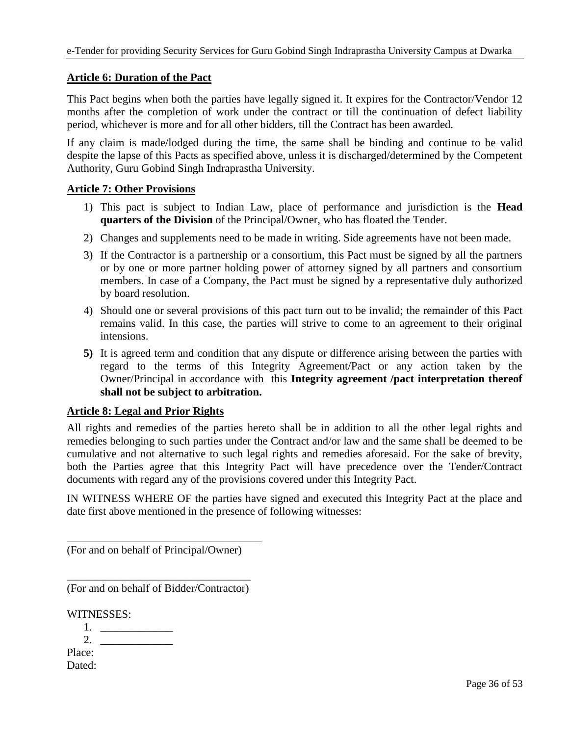**Article 6: Duration of the Pact**

This Pact begins when both the parties have legally signed it. It expires for the Contractor/Vendor 12 months after the completion of work under the contract or till the continuation of defect liability period, whichever is more and for all other bidders, till the Contract has been awarded.

If any claim is made/lodged during the time, the same shall be binding and continue to be valid despite the lapse of this Pacts as specified above, unless it is discharged/determined by the Competent Authority, Guru Gobind Singh Indraprastha University.

**Article 7: Other Provisions**

1) This pact is subject to Indian Law, place of performance and jurisdiction is the **Head quarters of the Division** of the Principal/Owner, who has floated the Tender.
2) Changes and supplements need to be made in writing. Side agreements have not been made.
3) If the Contractor is a partnership or a consortium, this Pact must be signed by all the partners or by one or more partner holding power of attorney signed by all partners and consortium members. In case of a Company, the Pact must be signed by a representative duly authorized by board resolution.
4) Should one or several provisions of this pact turn out to be invalid; the remainder of this Pact remains valid. In this case, the parties will strive to come to an agreement to their original intensions.
5) It is agreed term and condition that any dispute or difference arising between the parties with regard to the terms of this Integrity Agreement/Pact or any action taken by the Owner/Principal in accordance with this **Integrity agreement /pact interpretation thereof shall not be subject to arbitration.**

**Article 8: Legal and Prior Rights**

All rights and remedies of the parties hereto shall be in addition to all the other legal rights and remedies belonging to such parties under the Contract and/or law and the same shall be deemed to be cumulative and not alternative to such legal rights and remedies aforesaid. For the sake of brevity, both the Parties agree that this Integrity Pact will have precedence over the Tender/Contract documents with regard any of the provisions covered under this Integrity Pact.

IN WITNESS WHERE OF the parties have signed and executed this Integrity Pact at the place and date first above mentioned in the presence of following witnesses:

____________________________________
(For and on behalf of Principal/Owner)

__________________________________
(For and on behalf of Bidder/Contractor)

WITNESSES:

1. _____________
2. _____________

Place:
Dated: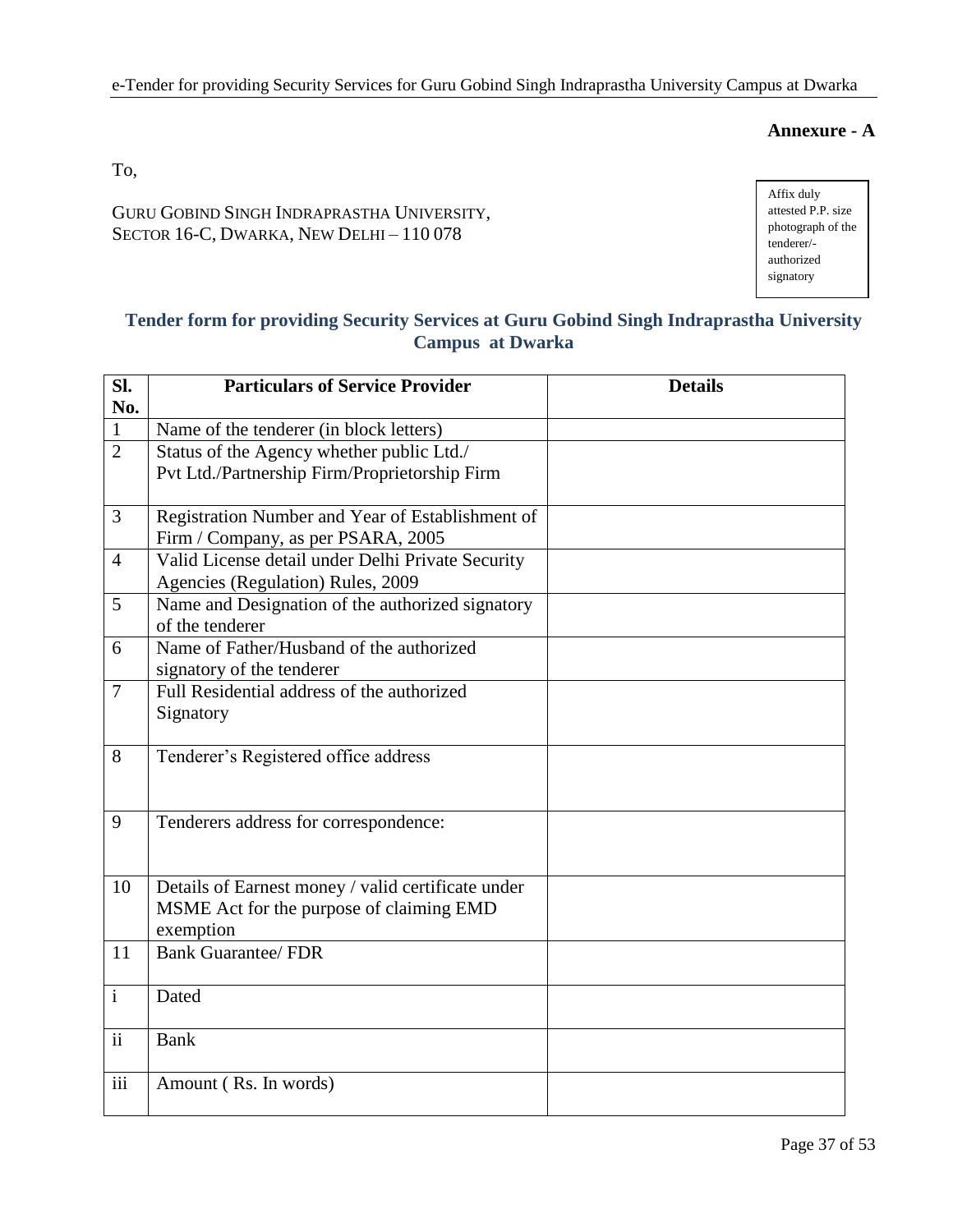**Annexure - A**

To,

GURU GOBIND SINGH INDRAPRASTHA UNIVERSITY,
SECTOR 16-C, DWARKA, NEW DELHI – 110 078

Affix duly attested P.P. size photograph of the tenderer/-authorized signatory

## Tender form for providing Security Services at Guru Gobind Singh Indraprastha University Campus at Dwarka

| Sl. No. | Particulars of Service Provider | Details |
|---|---|---|
| 1 | Name of the tenderer (in block letters) | |
| 2 | Status of the Agency whether public Ltd./ Pvt Ltd./Partnership Firm/Proprietorship Firm | |
| 3 | Registration Number and Year of Establishment of Firm / Company, as per PSARA, 2005 | |
| 4 | Valid License detail under Delhi Private Security Agencies (Regulation) Rules, 2009 | |
| 5 | Name and Designation of the authorized signatory of the tenderer | |
| 6 | Name of Father/Husband of the authorized signatory of the tenderer | |
| 7 | Full Residential address of the authorized Signatory | |
| 8 | Tenderer's Registered office address | |
| 9 | Tenderers address for correspondence: | |
| 10 | Details of Earnest money / valid certificate under MSME Act for the purpose of claiming EMD exemption | |
| 11 | Bank Guarantee/ FDR | |
| i | Dated | |
| ii | Bank | |
| iii | Amount ( Rs. In words) | |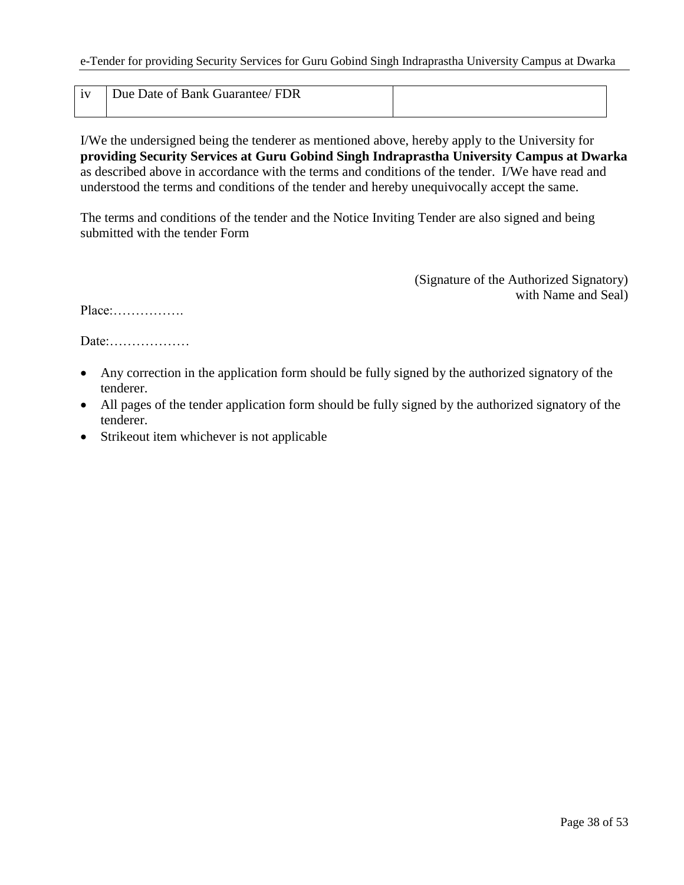| iv | Due Date of Bank Guarantee/ FDR | |
|---|---|---|

I/We the undersigned being the tenderer as mentioned above, hereby apply to the University for **providing Security Services at Guru Gobind Singh Indraprastha University Campus at Dwarka** as described above in accordance with the terms and conditions of the tender. I/We have read and understood the terms and conditions of the tender and hereby unequivocally accept the same.

The terms and conditions of the tender and the Notice Inviting Tender are also signed and being submitted with the tender Form

(Signature of the Authorized Signatory)
with Name and Seal)

Place:…………….

Date:………………

- Any correction in the application form should be fully signed by the authorized signatory of the tenderer.
- All pages of the tender application form should be fully signed by the authorized signatory of the tenderer.
- Strikeout item whichever is not applicable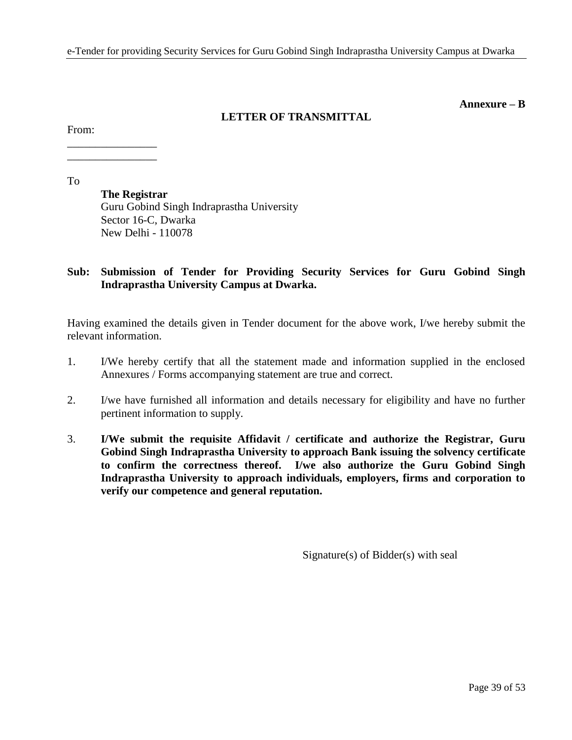**Annexure – B**

## LETTER OF TRANSMITTAL

From:

________________

________________

To

**The Registrar**
Guru Gobind Singh Indraprastha University
Sector 16-C, Dwarka
New Delhi - 110078

**Sub: Submission of Tender for Providing Security Services for Guru Gobind Singh Indraprastha University Campus at Dwarka.**

Having examined the details given in Tender document for the above work, I/we hereby submit the relevant information.

1. I/We hereby certify that all the statement made and information supplied in the enclosed Annexures / Forms accompanying statement are true and correct.

2. I/we have furnished all information and details necessary for eligibility and have no further pertinent information to supply.

3. **I/We submit the requisite Affidavit / certificate and authorize the Registrar, Guru Gobind Singh Indraprastha University to approach Bank issuing the solvency certificate to confirm the correctness thereof. I/we also authorize the Guru Gobind Singh Indraprastha University to approach individuals, employers, firms and corporation to verify our competence and general reputation.**

Signature(s) of Bidder(s) with seal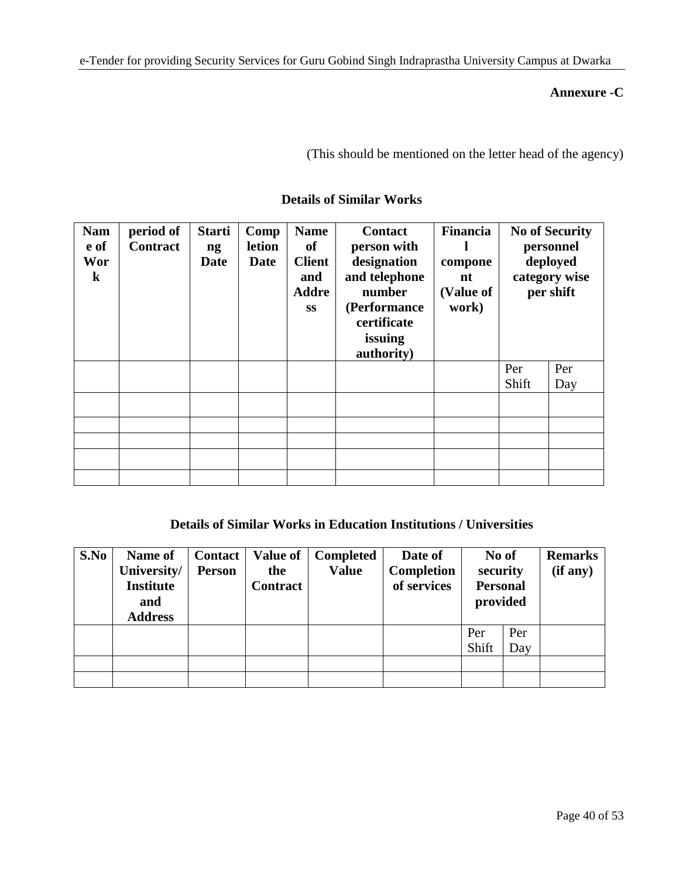**Annexure -C**

(This should be mentioned on the letter head of the agency)

### Details of Similar Works

| Name of Work | period of Contract | Starting Date | Completion Date | Name of Client and Address | Contact person with designation and telephone number (Performance certificate issuing authority) | Financial component (Value of work) | No of Security personnel deployed category wise per shift | |
|---|---|---|---|---|---|---|---|---|
| | | | | | | | Per Shift | Per Day |
| | | | | | | | | |
| | | | | | | | | |
| | | | | | | | | |
| | | | | | | | | |
| | | | | | | | | |

### Details of Similar Works in Education Institutions / Universities

| S.No | Name of University/ Institute and Address | Contact Person | Value of the Contract | Completed Value | Date of Completion of services | No of security Personal provided | | Remarks (if any) |
|---|---|---|---|---|---|---|---|---|
| | | | | | | Per Shift | Per Day | |
| | | | | | | | | |
| | | | | | | | | |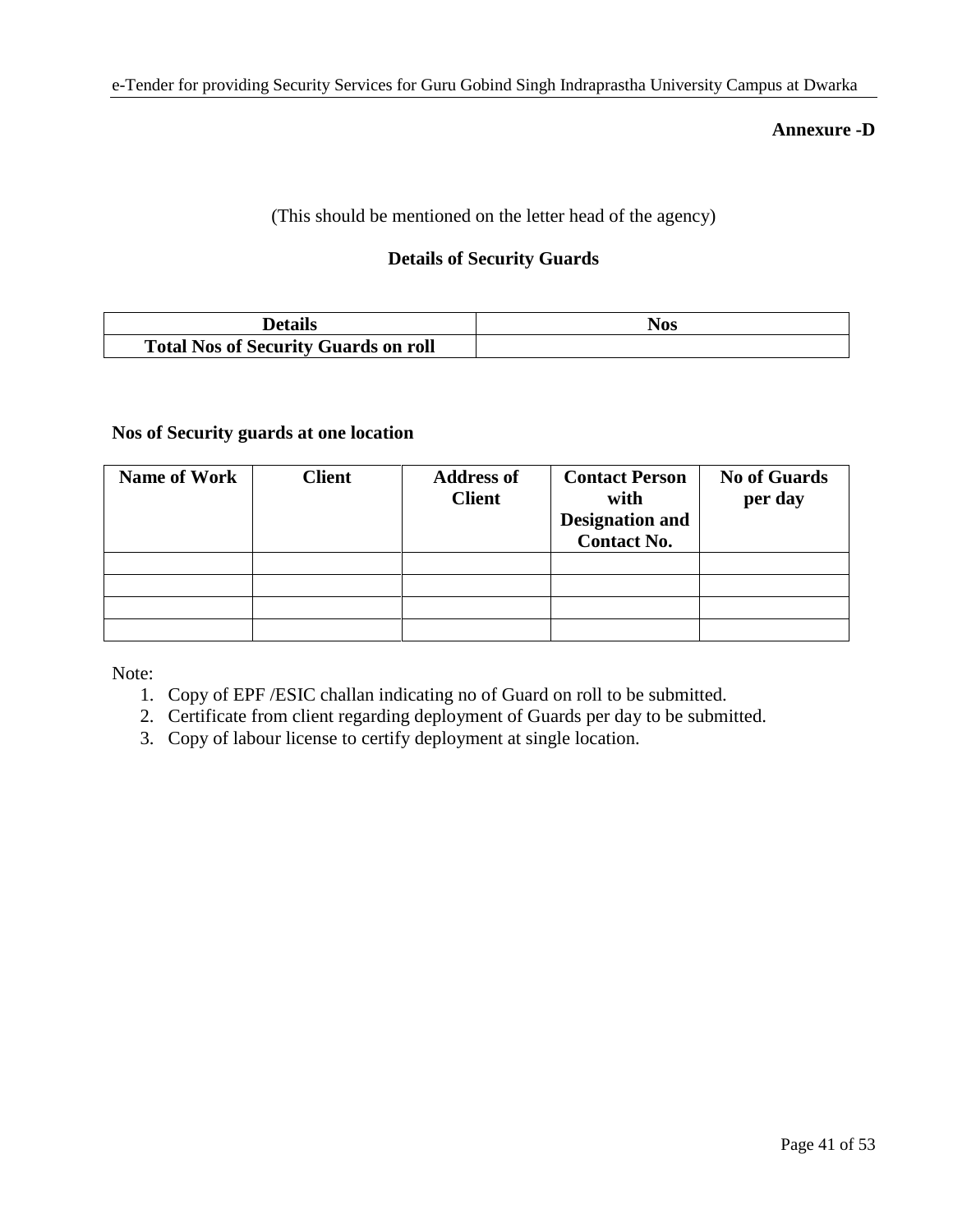**Annexure -D**

(This should be mentioned on the letter head of the agency)

**Details of Security Guards**

| Details | Nos |
|---|---|
| **Total Nos of Security Guards on roll** | |

**Nos of Security guards at one location**

| Name of Work | Client | Address of Client | Contact Person with Designation and Contact No. | No of Guards per day |
|---|---|---|---|---|
| | | | | |
| | | | | |
| | | | | |
| | | | | |

Note:

1. Copy of EPF /ESIC challan indicating no of Guard on roll to be submitted.
2. Certificate from client regarding deployment of Guards per day to be submitted.
3. Copy of labour license to certify deployment at single location.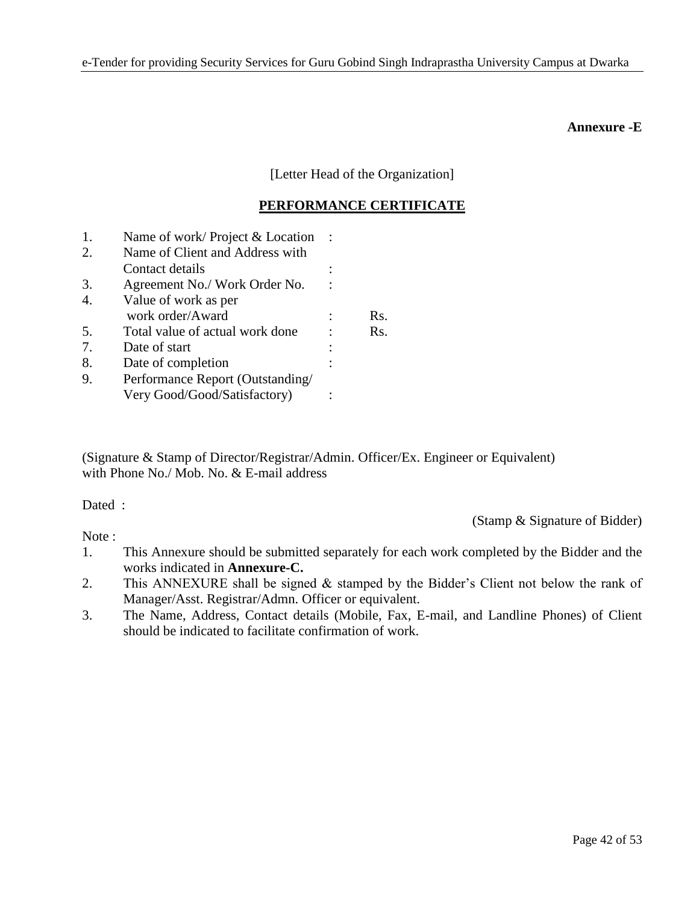**Annexure -E**

[Letter Head of the Organization]

## PERFORMANCE CERTIFICATE

| | | | |
|---|---|---|---|
| 1. | Name of work/ Project & Location | : | |
| 2. | Name of Client and Address with Contact details | : | |
| 3. | Agreement No./ Work Order No. | : | |
| 4. | Value of work as per work order/Award | : | Rs. |
| 5. | Total value of actual work done | : | Rs. |
| 7. | Date of start | : | |
| 8. | Date of completion | : | |
| 9. | Performance Report (Outstanding/ Very Good/Good/Satisfactory) | : | |

(Signature & Stamp of Director/Registrar/Admin. Officer/Ex. Engineer or Equivalent) with Phone No./ Mob. No. & E-mail address

Dated :

(Stamp & Signature of Bidder)

Note :

1. This Annexure should be submitted separately for each work completed by the Bidder and the works indicated in **Annexure-C.**
2. This ANNEXURE shall be signed & stamped by the Bidder's Client not below the rank of Manager/Asst. Registrar/Admn. Officer or equivalent.
3. The Name, Address, Contact details (Mobile, Fax, E-mail, and Landline Phones) of Client should be indicated to facilitate confirmation of work.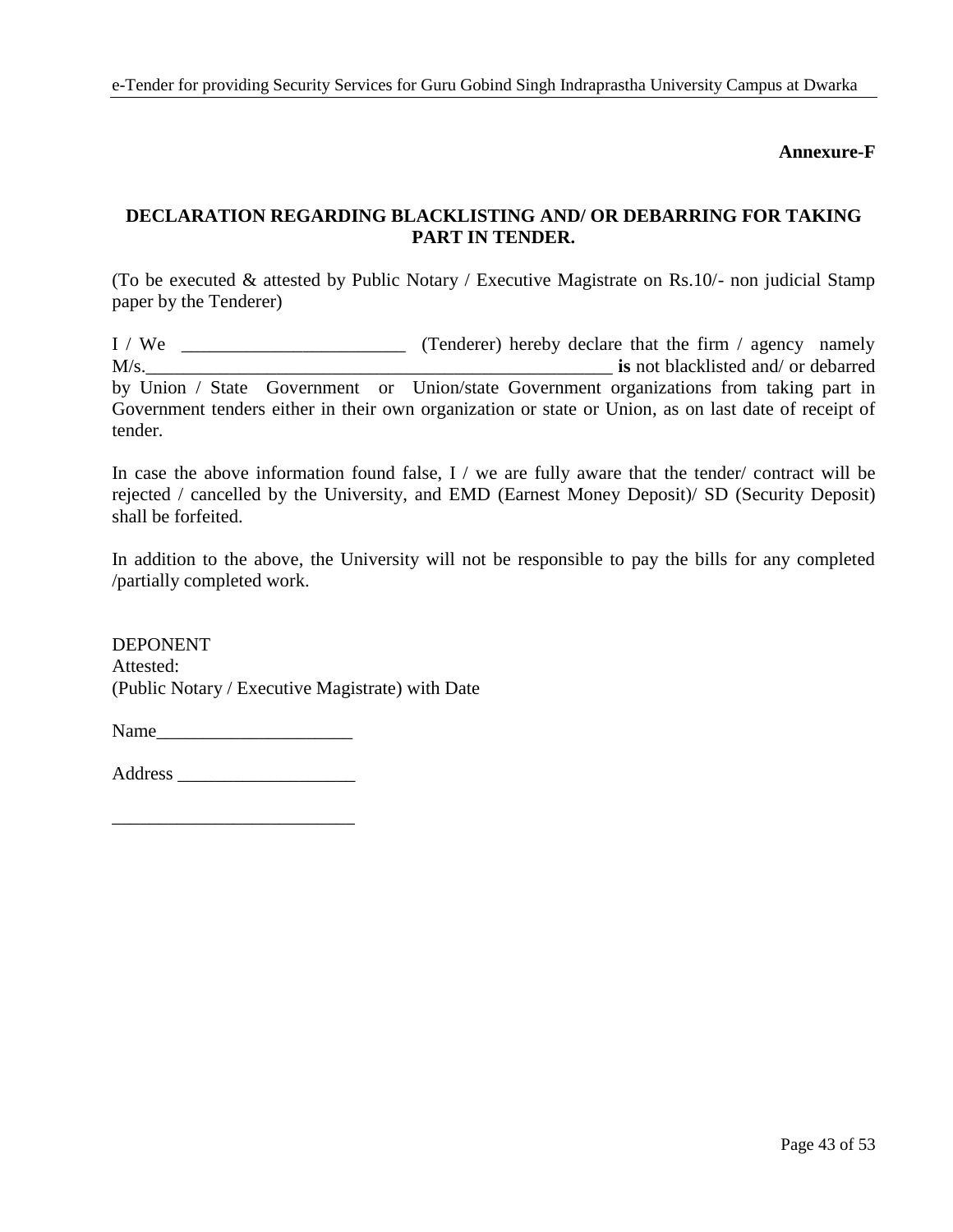**Annexure-F**

## DECLARATION REGARDING BLACKLISTING AND/ OR DEBARRING FOR TAKING PART IN TENDER.

(To be executed & attested by Public Notary / Executive Magistrate on Rs.10/- non judicial Stamp paper by the Tenderer)

I / We \_\_\_\_\_\_\_\_\_\_\_\_\_\_\_\_\_\_\_\_\_\_\_\_\_ (Tenderer) hereby declare that the firm / agency namely M/s.\_\_\_\_\_\_\_\_\_\_\_\_\_\_\_\_\_\_\_\_\_\_\_\_\_\_\_\_\_\_\_\_\_\_\_\_\_\_\_\_\_\_\_\_\_\_\_\_\_ **is** not blacklisted and/ or debarred by Union / State Government or Union/state Government organizations from taking part in Government tenders either in their own organization or state or Union, as on last date of receipt of tender.

In case the above information found false, I / we are fully aware that the tender/ contract will be rejected / cancelled by the University, and EMD (Earnest Money Deposit)/ SD (Security Deposit) shall be forfeited.

In addition to the above, the University will not be responsible to pay the bills for any completed /partially completed work.

DEPONENT
Attested:
(Public Notary / Executive Magistrate) with Date

Name\_\_\_\_\_\_\_\_\_\_\_\_\_\_\_\_\_\_\_\_\_

Address \_\_\_\_\_\_\_\_\_\_\_\_\_\_\_\_\_\_\_

\_\_\_\_\_\_\_\_\_\_\_\_\_\_\_\_\_\_\_\_\_\_\_\_\_\_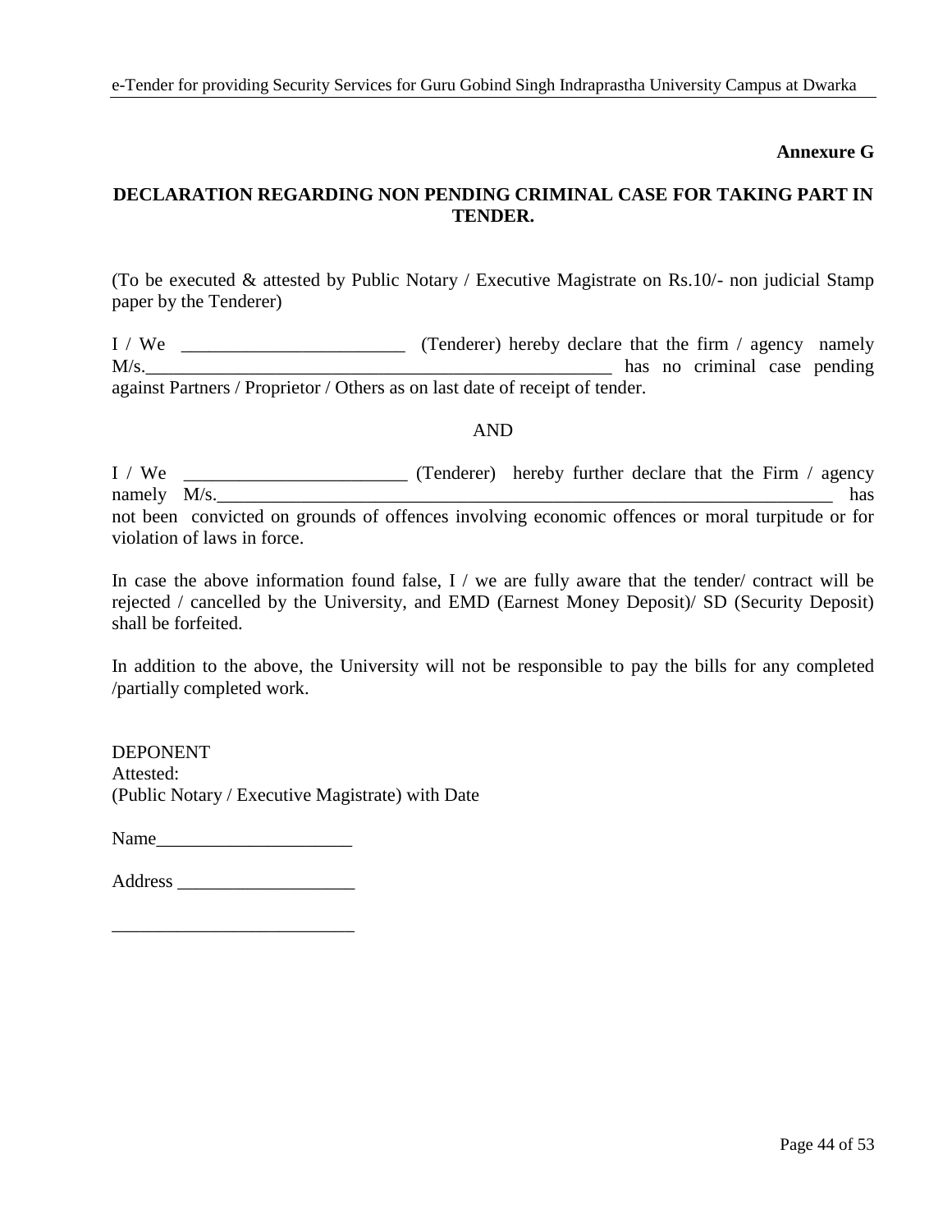**Annexure G**

## DECLARATION REGARDING NON PENDING CRIMINAL CASE FOR TAKING PART IN TENDER.

(To be executed & attested by Public Notary / Executive Magistrate on Rs.10/- non judicial Stamp paper by the Tenderer)

I / We ________________________ (Tenderer) hereby declare that the firm / agency namely M/s.__________________________________________________ has no criminal case pending against Partners / Proprietor / Others as on last date of receipt of tender.

AND

I / We ________________________ (Tenderer) hereby further declare that the Firm / agency namely M/s.____________________________________________________________________ has not been convicted on grounds of offences involving economic offences or moral turpitude or for violation of laws in force.

In case the above information found false, I / we are fully aware that the tender/ contract will be rejected / cancelled by the University, and EMD (Earnest Money Deposit)/ SD (Security Deposit) shall be forfeited.

In addition to the above, the University will not be responsible to pay the bills for any completed /partially completed work.

DEPONENT
Attested:
(Public Notary / Executive Magistrate) with Date

Name_____________________

Address ___________________

__________________________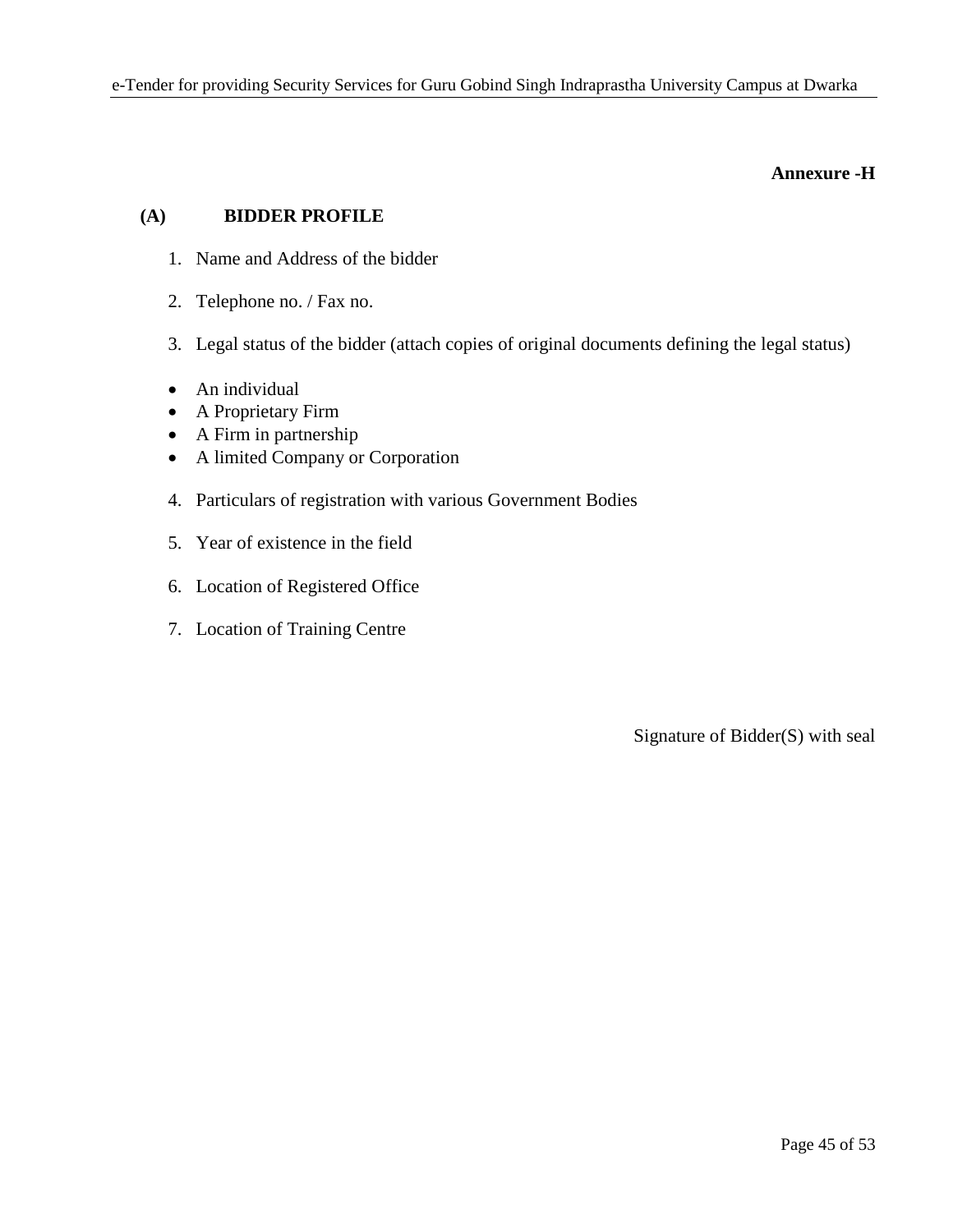**Annexure -H**

**(A) BIDDER PROFILE**

1. Name and Address of the bidder
2. Telephone no. / Fax no.
3. Legal status of the bidder (attach copies of original documents defining the legal status)

- An individual
- A Proprietary Firm
- A Firm in partnership
- A limited Company or Corporation

4. Particulars of registration with various Government Bodies
5. Year of existence in the field
6. Location of Registered Office
7. Location of Training Centre

Signature of Bidder(S) with seal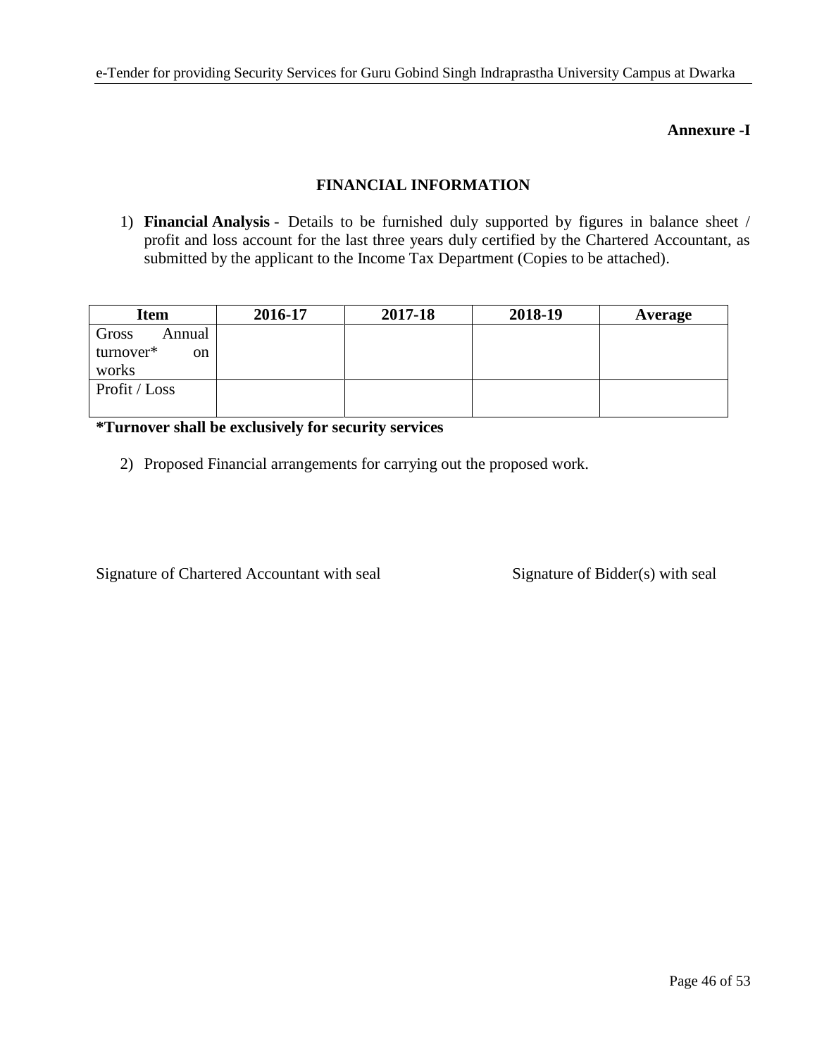**Annexure -I**

## FINANCIAL INFORMATION

1) **Financial Analysis** - Details to be furnished duly supported by figures in balance sheet / profit and loss account for the last three years duly certified by the Chartered Accountant, as submitted by the applicant to the Income Tax Department (Copies to be attached).

| Item | 2016-17 | 2017-18 | 2018-19 | Average |
|---|---|---|---|---|
| Gross Annual turnover* on works | | | | |
| Profit / Loss | | | | |

**\*Turnover shall be exclusively for security services**

2) Proposed Financial arrangements for carrying out the proposed work.

Signature of Chartered Accountant with seal

Signature of Bidder(s) with seal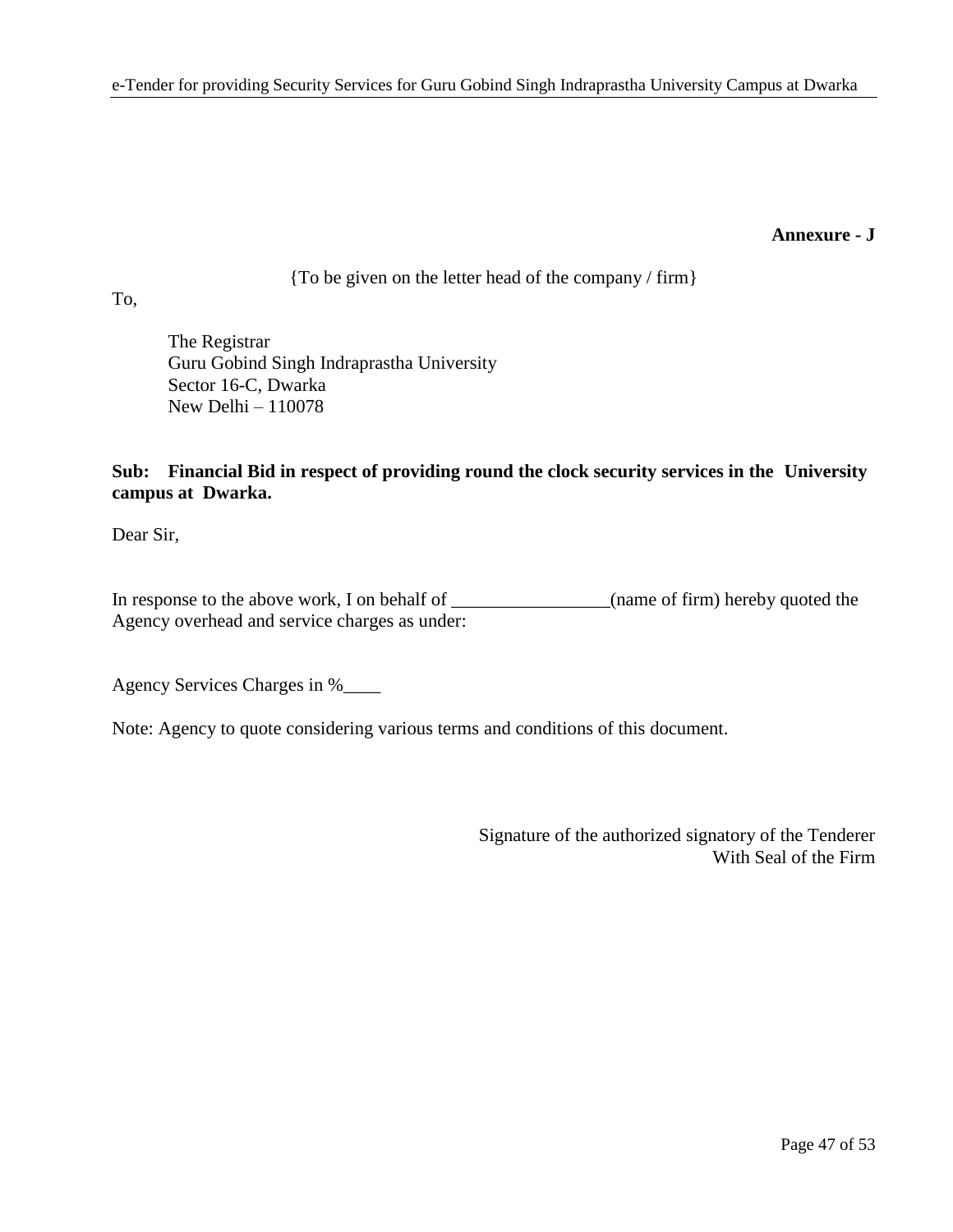**Annexure - J**

{To be given on the letter head of the company / firm}

To,

The Registrar  
Guru Gobind Singh Indraprastha University  
Sector 16-C, Dwarka  
New Delhi – 110078

**Sub: Financial Bid in respect of providing round the clock security services in the University campus at Dwarka.**

Dear Sir,

In response to the above work, I on behalf of _________________(name of firm) hereby quoted the Agency overhead and service charges as under:

Agency Services Charges in %____

Note: Agency to quote considering various terms and conditions of this document.

Signature of the authorized signatory of the Tenderer  
With Seal of the Firm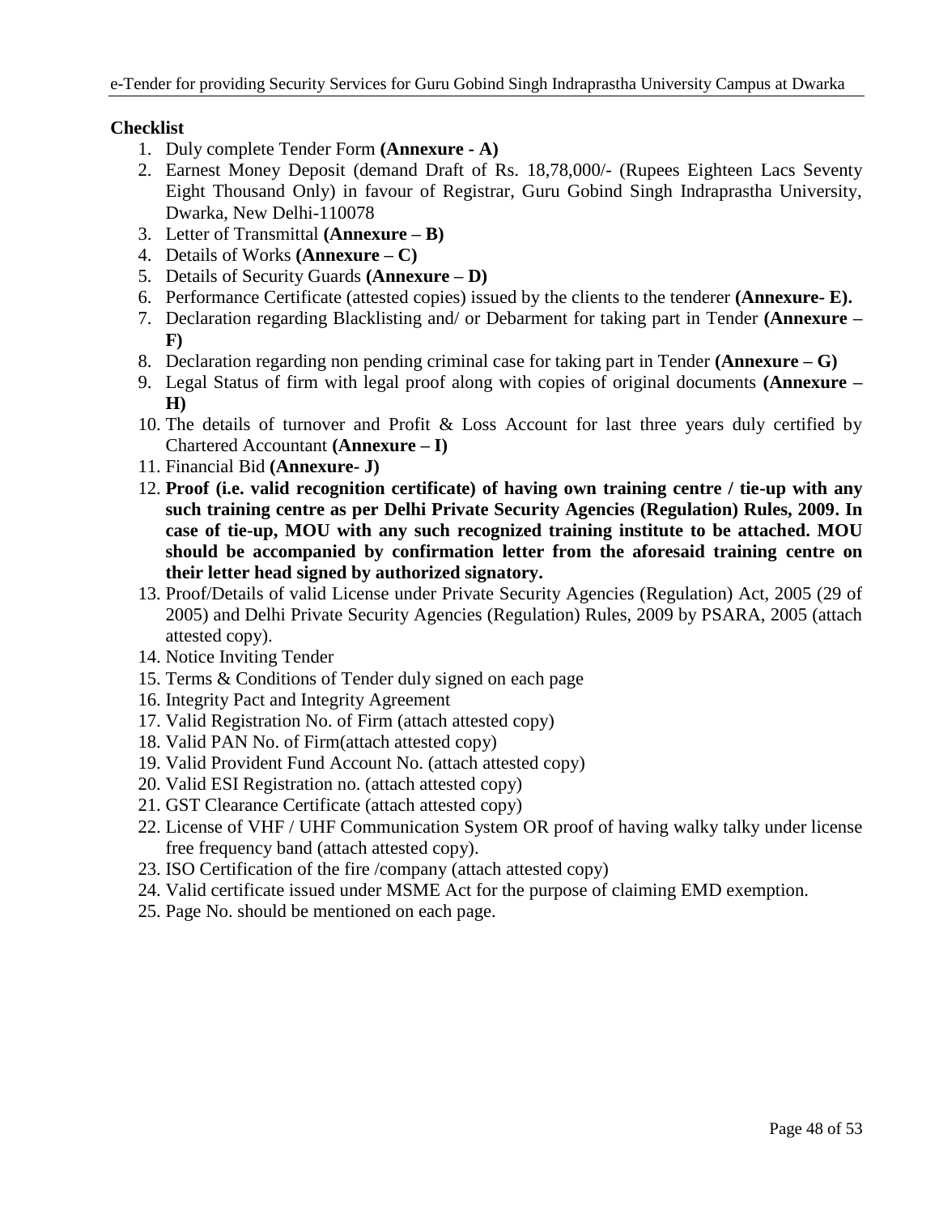**Checklist**

1. Duly complete Tender Form **(Annexure - A)**
2. Earnest Money Deposit (demand Draft of Rs. 18,78,000/- (Rupees Eighteen Lacs Seventy Eight Thousand Only) in favour of Registrar, Guru Gobind Singh Indraprastha University, Dwarka, New Delhi-110078
3. Letter of Transmittal **(Annexure – B)**
4. Details of Works **(Annexure – C)**
5. Details of Security Guards **(Annexure – D)**
6. Performance Certificate (attested copies) issued by the clients to the tenderer **(Annexure- E).**
7. Declaration regarding Blacklisting and/ or Debarment for taking part in Tender **(Annexure – F)**
8. Declaration regarding non pending criminal case for taking part in Tender **(Annexure – G)**
9. Legal Status of firm with legal proof along with copies of original documents **(Annexure – H)**
10. The details of turnover and Profit & Loss Account for last three years duly certified by Chartered Accountant **(Annexure – I)**
11. Financial Bid **(Annexure- J)**
12. **Proof (i.e. valid recognition certificate) of having own training centre / tie-up with any such training centre as per Delhi Private Security Agencies (Regulation) Rules, 2009. In case of tie-up, MOU with any such recognized training institute to be attached. MOU should be accompanied by confirmation letter from the aforesaid training centre on their letter head signed by authorized signatory.**
13. Proof/Details of valid License under Private Security Agencies (Regulation) Act, 2005 (29 of 2005) and Delhi Private Security Agencies (Regulation) Rules, 2009 by PSARA, 2005 (attach attested copy).
14. Notice Inviting Tender
15. Terms & Conditions of Tender duly signed on each page
16. Integrity Pact and Integrity Agreement
17. Valid Registration No. of Firm (attach attested copy)
18. Valid PAN No. of Firm(attach attested copy)
19. Valid Provident Fund Account No. (attach attested copy)
20. Valid ESI Registration no. (attach attested copy)
21. GST Clearance Certificate (attach attested copy)
22. License of VHF / UHF Communication System OR proof of having walky talky under license free frequency band (attach attested copy).
23. ISO Certification of the fire /company (attach attested copy)
24. Valid certificate issued under MSME Act for the purpose of claiming EMD exemption.
25. Page No. should be mentioned on each page.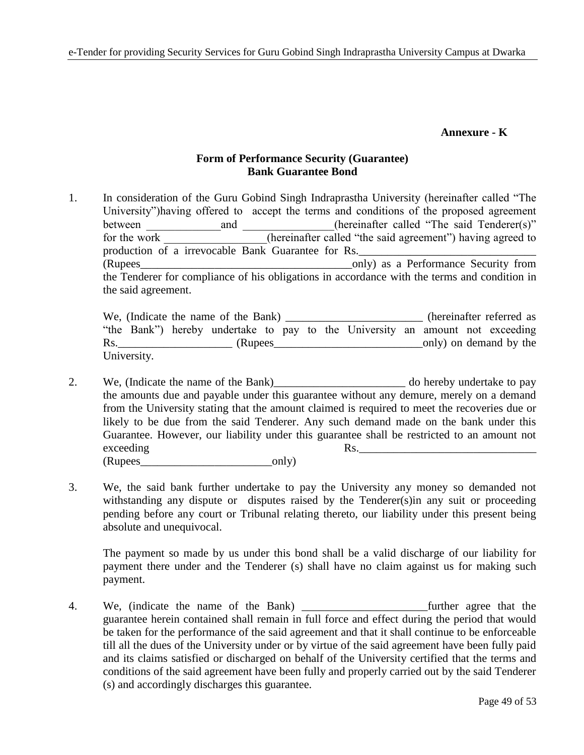**Annexure - K**

**Form of Performance Security (Guarantee)**
**Bank Guarantee Bond**

1. In consideration of the Guru Gobind Singh Indraprastha University (hereinafter called "The University")having offered to accept the terms and conditions of the proposed agreement between _____________and ________________(hereinafter called "The said Tenderer(s)" for the work __________________(hereinafter called "the said agreement") having agreed to production of a irrevocable Bank Guarantee for Rs._______________________________ (Rupees______________________________________only) as a Performance Security from the Tenderer for compliance of his obligations in accordance with the terms and condition in the said agreement.

   We, (Indicate the name of the Bank) ________________________ (hereinafter referred as "the Bank") hereby undertake to pay to the University an amount not exceeding Rs.____________________ (Rupees__________________________only) on demand by the University.

2. We, (Indicate the name of the Bank)_______________________ do hereby undertake to pay the amounts due and payable under this guarantee without any demure, merely on a demand from the University stating that the amount claimed is required to meet the recoveries due or likely to be due from the said Tenderer. Any such demand made on the bank under this Guarantee. However, our liability under this guarantee shall be restricted to an amount not exceeding Rs._______________________________ (Rupees_______________________only)

3. We, the said bank further undertake to pay the University any money so demanded not withstanding any dispute or disputes raised by the Tenderer(s)in any suit or proceeding pending before any court or Tribunal relating thereto, our liability under this present being absolute and unequivocal.

   The payment so made by us under this bond shall be a valid discharge of our liability for payment there under and the Tenderer (s) shall have no claim against us for making such payment.

4. We, (indicate the name of the Bank) ______________________further agree that the guarantee herein contained shall remain in full force and effect during the period that would be taken for the performance of the said agreement and that it shall continue to be enforceable till all the dues of the University under or by virtue of the said agreement have been fully paid and its claims satisfied or discharged on behalf of the University certified that the terms and conditions of the said agreement have been fully and properly carried out by the said Tenderer (s) and accordingly discharges this guarantee.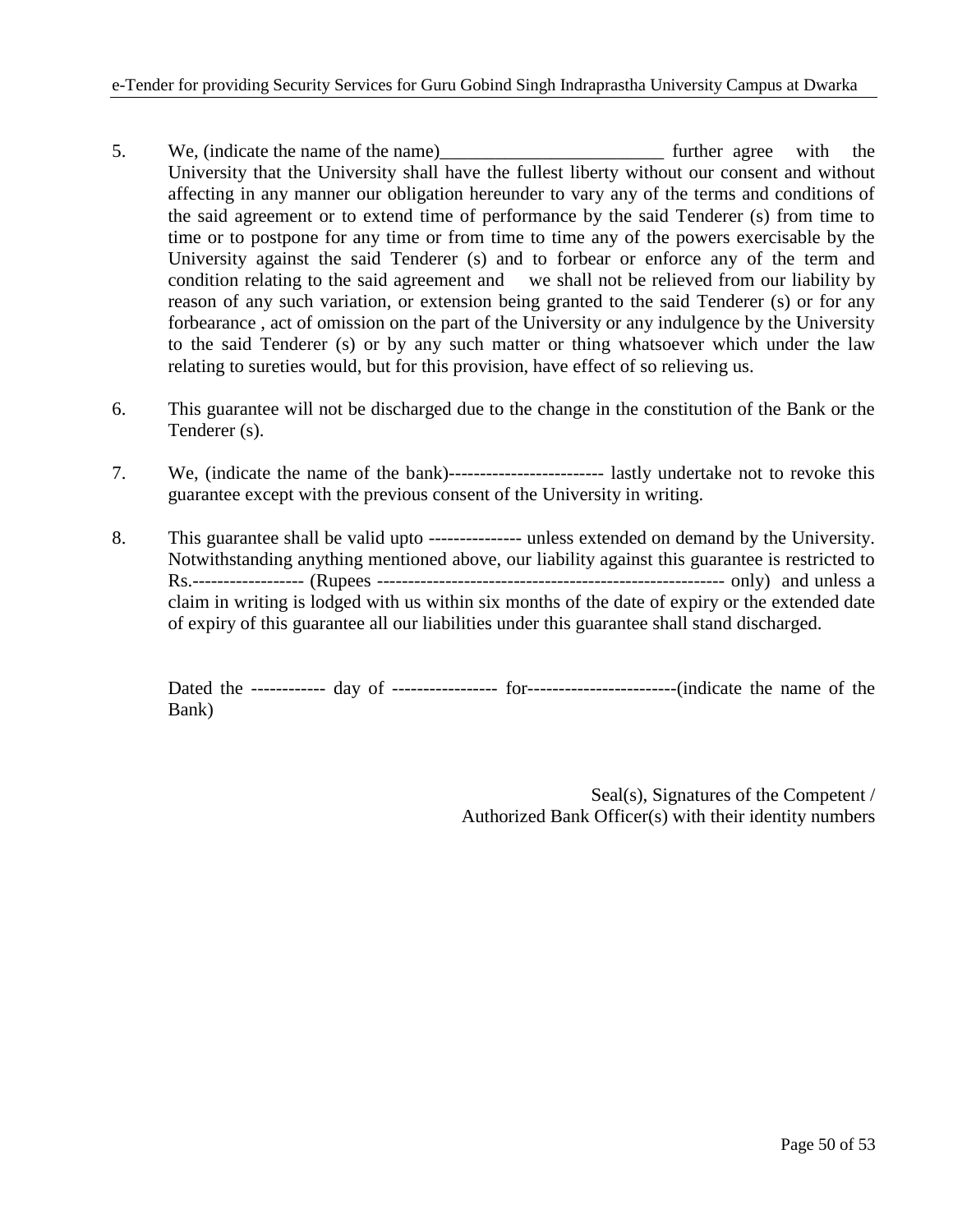5. We, (indicate the name of the name)________________________ further agree with the University that the University shall have the fullest liberty without our consent and without affecting in any manner our obligation hereunder to vary any of the terms and conditions of the said agreement or to extend time of performance by the said Tenderer (s) from time to time or to postpone for any time or from time to time any of the powers exercisable by the University against the said Tenderer (s) and to forbear or enforce any of the term and condition relating to the said agreement and we shall not be relieved from our liability by reason of any such variation, or extension being granted to the said Tenderer (s) or for any forbearance , act of omission on the part of the University or any indulgence by the University to the said Tenderer (s) or by any such matter or thing whatsoever which under the law relating to sureties would, but for this provision, have effect of so relieving us.

6. This guarantee will not be discharged due to the change in the constitution of the Bank or the Tenderer (s).

7. We, (indicate the name of the bank)------------------------- lastly undertake not to revoke this guarantee except with the previous consent of the University in writing.

8. This guarantee shall be valid upto --------------- unless extended on demand by the University. Notwithstanding anything mentioned above, our liability against this guarantee is restricted to Rs.------------------ (Rupees -------------------------------------------------------- only) and unless a claim in writing is lodged with us within six months of the date of expiry or the extended date of expiry of this guarantee all our liabilities under this guarantee shall stand discharged.

Dated the ------------ day of ----------------- for------------------------(indicate the name of the Bank)

Seal(s), Signatures of the Competent / Authorized Bank Officer(s) with their identity numbers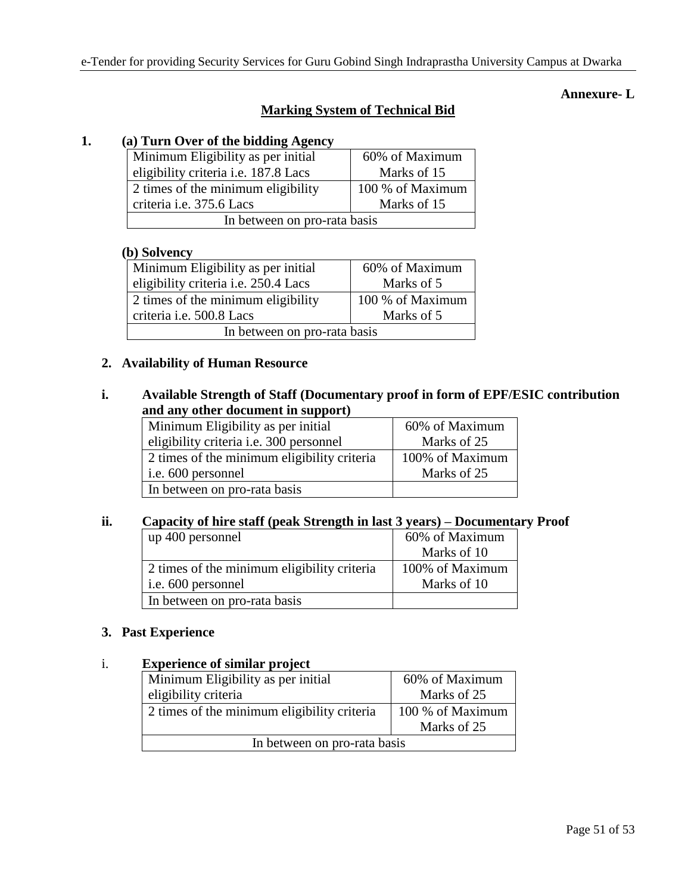**Annexure- L**

## Marking System of Technical Bid

**1. (a) Turn Over of the bidding Agency**

| Minimum Eligibility as per initial eligibility criteria i.e. 187.8 Lacs | 60% of Maximum Marks of 15 |
|---|---|
| 2 times of the minimum eligibility criteria i.e. 375.6 Lacs | 100 % of Maximum Marks of 15 |
| In between on pro-rata basis | |

**(b) Solvency**

| Minimum Eligibility as per initial eligibility criteria i.e. 250.4 Lacs | 60% of Maximum Marks of 5 |
|---|---|
| 2 times of the minimum eligibility criteria i.e. 500.8 Lacs | 100 % of Maximum Marks of 5 |
| In between on pro-rata basis | |

**2. Availability of Human Resource**

**i. Available Strength of Staff (Documentary proof in form of EPF/ESIC contribution and any other document in support)**

| Minimum Eligibility as per initial eligibility criteria i.e. 300 personnel | 60% of Maximum Marks of 25 |
|---|---|
| 2 times of the minimum eligibility criteria i.e. 600 personnel | 100% of Maximum Marks of 25 |
| In between on pro-rata basis | |

**ii. Capacity of hire staff (peak Strength in last 3 years) – Documentary Proof**

| up 400 personnel | 60% of Maximum Marks of 10 |
|---|---|
| 2 times of the minimum eligibility criteria i.e. 600 personnel | 100% of Maximum Marks of 10 |
| In between on pro-rata basis | |

**3. Past Experience**

i. **Experience of similar project**

| Minimum Eligibility as per initial eligibility criteria | 60% of Maximum Marks of 25 |
|---|---|
| 2 times of the minimum eligibility criteria | 100 % of Maximum Marks of 25 |
| In between on pro-rata basis | |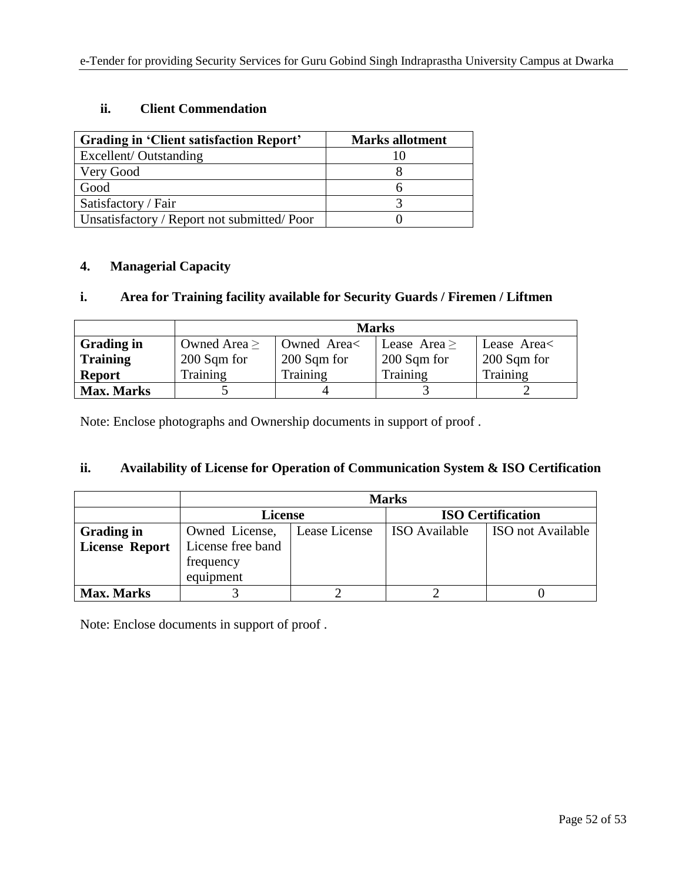### ii. Client Commendation

| Grading in 'Client satisfaction Report' | Marks allotment |
|---|---|
| Excellent/ Outstanding | 10 |
| Very Good | 8 |
| Good | 6 |
| Satisfactory / Fair | 3 |
| Unsatisfactory / Report not submitted/ Poor | 0 |

## 4. Managerial Capacity

### i. Area for Training facility available for Security Guards / Firemen / Liftmen

| | Marks | | | |
|---|---|---|---|---|
| **Grading in Training Report** | Owned Area ≥ 200 Sqm for Training | Owned Area< 200 Sqm for Training | Lease Area ≥ 200 Sqm for Training | Lease Area< 200 Sqm for Training |
| **Max. Marks** | 5 | 4 | 3 | 2 |

Note: Enclose photographs and Ownership documents in support of proof .

### ii. Availability of License for Operation of Communication System & ISO Certification

| | Marks | | | |
|---|---|---|---|---|
| | License | | ISO Certification | |
| **Grading in License Report** | Owned License, License free band frequency equipment | Lease License | ISO Available | ISO not Available |
| **Max. Marks** | 3 | 2 | 2 | 0 |

Note: Enclose documents in support of proof .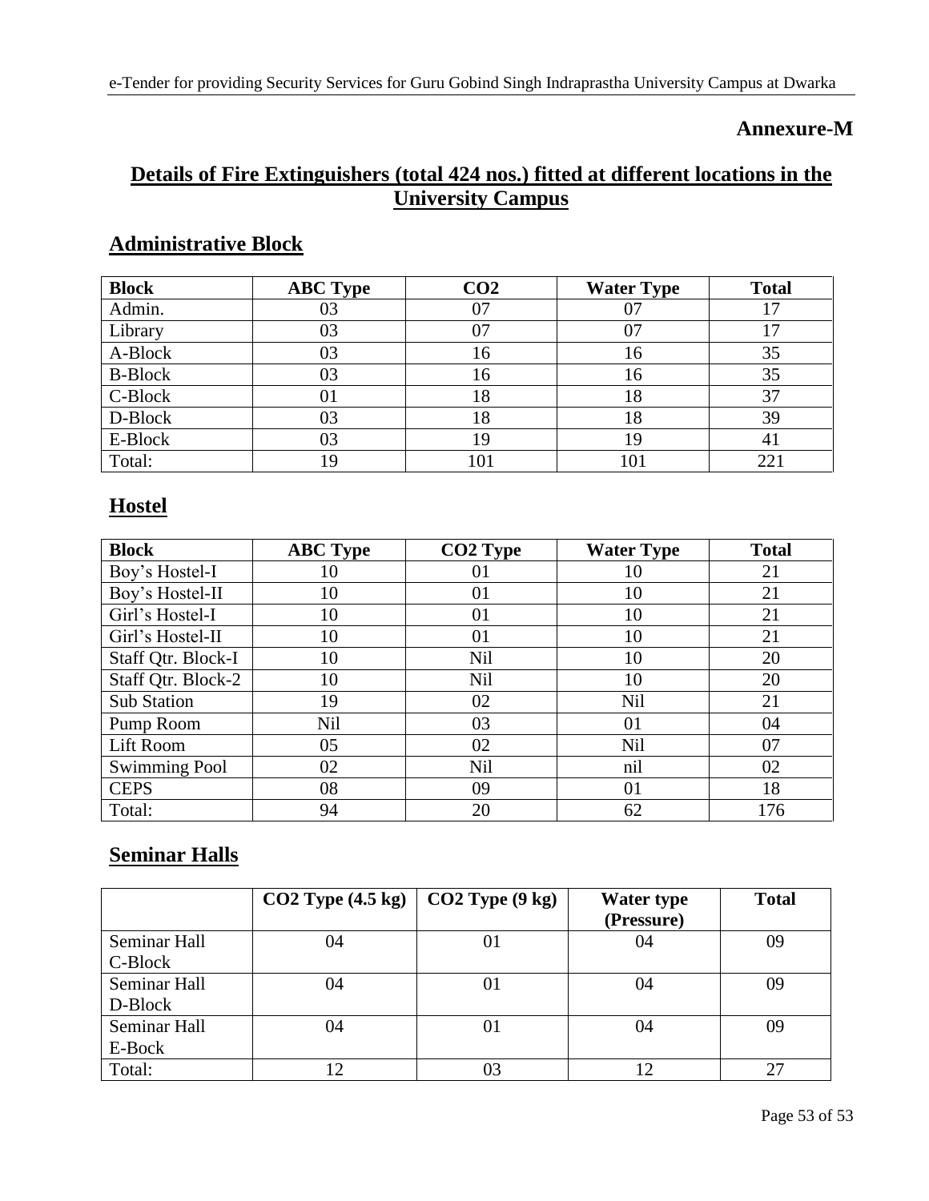**Annexure-M**

## Details of Fire Extinguishers (total 424 nos.) fitted at different locations in the University Campus

### Administrative Block

| Block | ABC Type | $CO_2$ | Water Type | Total |
|---|---|---|---|---|
| Admin. | 03 | 07 | 07 | 17 |
| Library | 03 | 07 | 07 | 17 |
| A-Block | 03 | 16 | 16 | 35 |
| B-Block | 03 | 16 | 16 | 35 |
| C-Block | 01 | 18 | 18 | 37 |
| D-Block | 03 | 18 | 18 | 39 |
| E-Block | 03 | 19 | 19 | 41 |
| Total: | 19 | 101 | 101 | 221 |

### Hostel

| Block | ABC Type | $CO_2$ Type | Water Type | Total |
|---|---|---|---|---|
| Boy's Hostel-I | 10 | 01 | 10 | 21 |
| Boy's Hostel-II | 10 | 01 | 10 | 21 |
| Girl's Hostel-I | 10 | 01 | 10 | 21 |
| Girl's Hostel-II | 10 | 01 | 10 | 21 |
| Staff Qtr. Block-I | 10 | Nil | 10 | 20 |
| Staff Qtr. Block-2 | 10 | Nil | 10 | 20 |
| Sub Station | 19 | 02 | Nil | 21 |
| Pump Room | Nil | 03 | 01 | 04 |
| Lift Room | 05 | 02 | Nil | 07 |
| Swimming Pool | 02 | Nil | nil | 02 |
| CEPS | 08 | 09 | 01 | 18 |
| Total: | 94 | 20 | 62 | 176 |

### Seminar Halls

| | $CO_2$ Type (4.5 kg) | $CO_2$ Type (9 kg) | Water type (Pressure) | Total |
|---|---|---|---|---|
| Seminar Hall C-Block | 04 | 01 | 04 | 09 |
| Seminar Hall D-Block | 04 | 01 | 04 | 09 |
| Seminar Hall E-Bock | 04 | 01 | 04 | 09 |
| Total: | 12 | 03 | 12 | 27 |